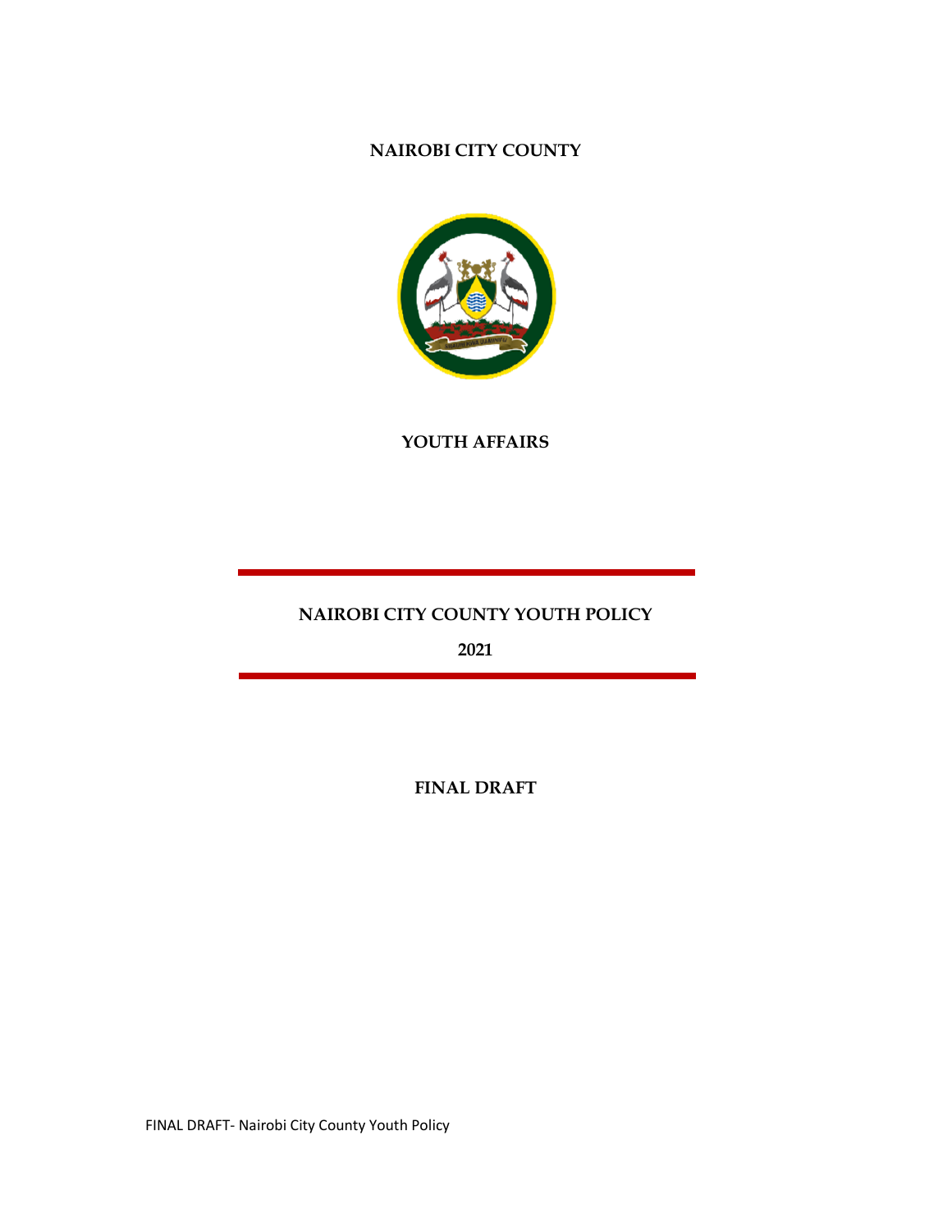# NAIROBI CITY COUNTY

## YOUTH AFFAIRS

## NAIROBI CITY COUNTY YOUTH POLICY

## 2021

## FINAL DRAFT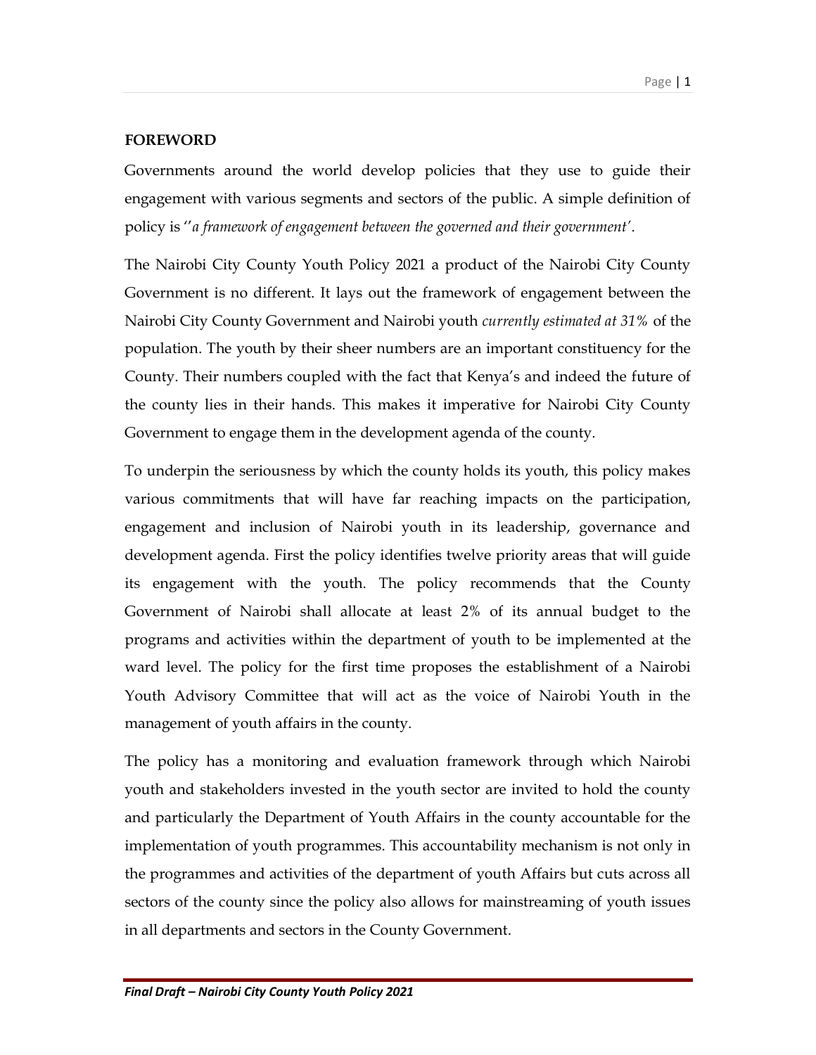## FOREWORD

Governments around the world develop policies that they use to guide their engagement with various segments and sectors of the public. A simple definition of policy is ''*a framework of engagement between the governed and their government'*.

The Nairobi City County Youth Policy 2021 a product of the Nairobi City County Government is no different. It lays out the framework of engagement between the Nairobi City County Government and Nairobi youth *currently estimated at 31%* of the population. The youth by their sheer numbers are an important constituency for the County. Their numbers coupled with the fact that Kenya's and indeed the future of the county lies in their hands. This makes it imperative for Nairobi City County Government to engage them in the development agenda of the county.

To underpin the seriousness by which the county holds its youth, this policy makes various commitments that will have far reaching impacts on the participation, engagement and inclusion of Nairobi youth in its leadership, governance and development agenda. First the policy identifies twelve priority areas that will guide its engagement with the youth. The policy recommends that the County Government of Nairobi shall allocate at least 2% of its annual budget to the programs and activities within the department of youth to be implemented at the ward level. The policy for the first time proposes the establishment of a Nairobi Youth Advisory Committee that will act as the voice of Nairobi Youth in the management of youth affairs in the county.

The policy has a monitoring and evaluation framework through which Nairobi youth and stakeholders invested in the youth sector are invited to hold the county and particularly the Department of Youth Affairs in the county accountable for the implementation of youth programmes. This accountability mechanism is not only in the programmes and activities of the department of youth Affairs but cuts across all sectors of the county since the policy also allows for mainstreaming of youth issues in all departments and sectors in the County Government.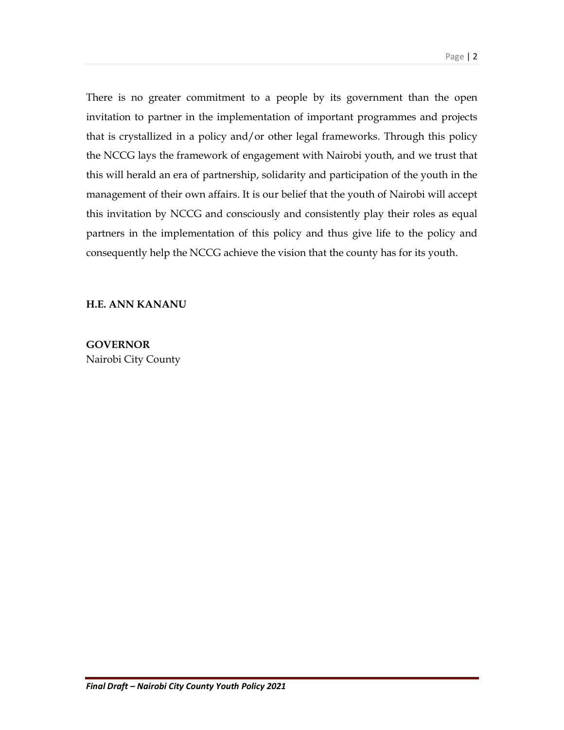There is no greater commitment to a people by its government than the open invitation to partner in the implementation of important programmes and projects that is crystallized in a policy and/or other legal frameworks. Through this policy the NCCG lays the framework of engagement with Nairobi youth, and we trust that this will herald an era of partnership, solidarity and participation of the youth in the management of their own affairs. It is our belief that the youth of Nairobi will accept this invitation by NCCG and consciously and consistently play their roles as equal partners in the implementation of this policy and thus give life to the policy and consequently help the NCCG achieve the vision that the county has for its youth.

**H.E. ANN KANANU**

**GOVERNOR**
Nairobi City County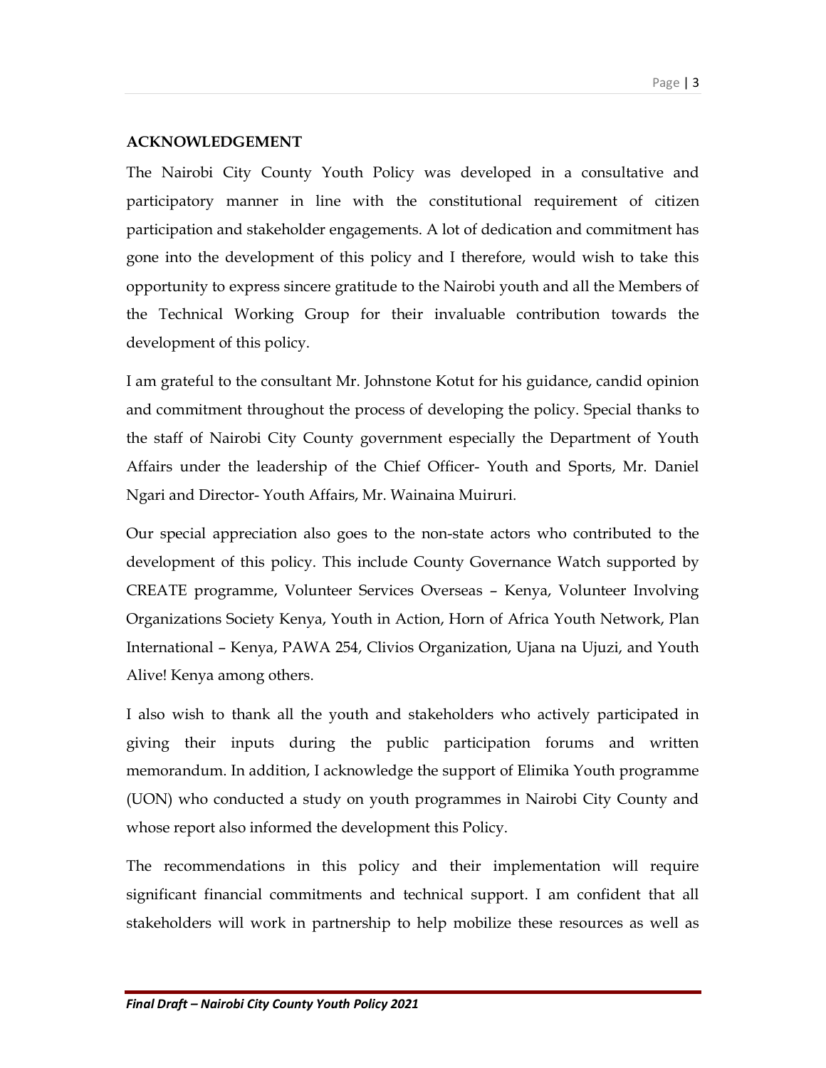**ACKNOWLEDGEMENT**

The Nairobi City County Youth Policy was developed in a consultative and participatory manner in line with the constitutional requirement of citizen participation and stakeholder engagements. A lot of dedication and commitment has gone into the development of this policy and I therefore, would wish to take this opportunity to express sincere gratitude to the Nairobi youth and all the Members of the Technical Working Group for their invaluable contribution towards the development of this policy.

I am grateful to the consultant Mr. Johnstone Kotut for his guidance, candid opinion and commitment throughout the process of developing the policy. Special thanks to the staff of Nairobi City County government especially the Department of Youth Affairs under the leadership of the Chief Officer- Youth and Sports, Mr. Daniel Ngari and Director- Youth Affairs, Mr. Wainaina Muiruri.

Our special appreciation also goes to the non-state actors who contributed to the development of this policy. This include County Governance Watch supported by CREATE programme, Volunteer Services Overseas – Kenya, Volunteer Involving Organizations Society Kenya, Youth in Action, Horn of Africa Youth Network, Plan International – Kenya, PAWA 254, Clivios Organization, Ujana na Ujuzi, and Youth Alive! Kenya among others.

I also wish to thank all the youth and stakeholders who actively participated in giving their inputs during the public participation forums and written memorandum. In addition, I acknowledge the support of Elimika Youth programme (UON) who conducted a study on youth programmes in Nairobi City County and whose report also informed the development this Policy.

The recommendations in this policy and their implementation will require significant financial commitments and technical support. I am confident that all stakeholders will work in partnership to help mobilize these resources as well as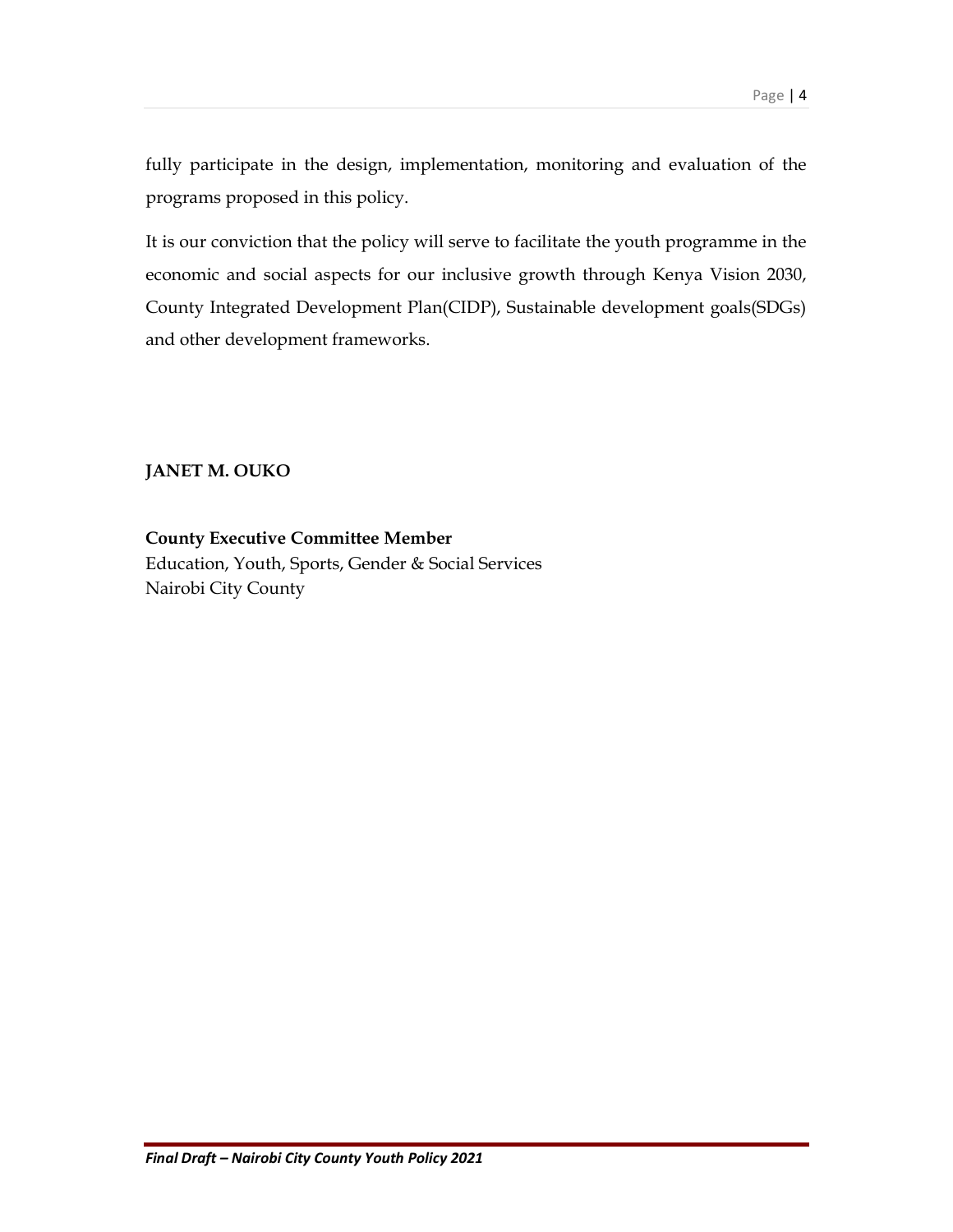fully participate in the design, implementation, monitoring and evaluation of the programs proposed in this policy.

It is our conviction that the policy will serve to facilitate the youth programme in the economic and social aspects for our inclusive growth through Kenya Vision 2030, County Integrated Development Plan(CIDP), Sustainable development goals(SDGs) and other development frameworks.

**JANET M. OUKO**

**County Executive Committee Member**
Education, Youth, Sports, Gender & Social Services
Nairobi City County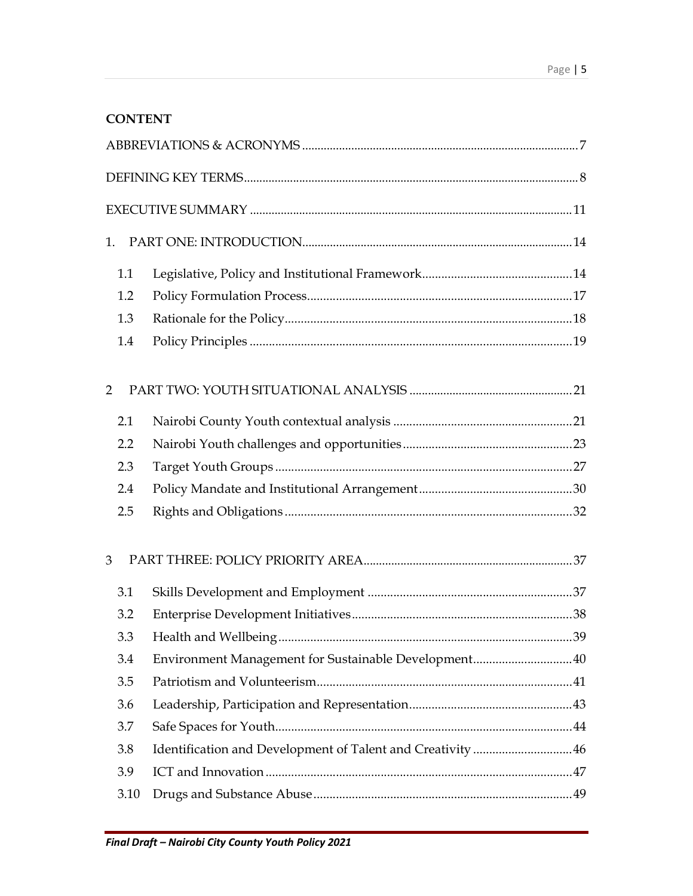**CONTENT**

ABBREVIATIONS & ACRONYMS ........................................................................................ 7

DEFINING KEY TERMS........................................................................................................ 8

EXECUTIVE SUMMARY ..................................................................................................... 11

1. PART ONE: INTRODUCTION.......................................................................................... 14

   1.1 Legislative, Policy and Institutional Framework............................................... 14

   1.2 Policy Formulation Process.................................................................................. 17

   1.3 Rationale for the Policy........................................................................................ 18

   1.4 Policy Principles .................................................................................................... 19

2 PART TWO: YOUTH SITUATIONAL ANALYSIS .................................................... 21

   2.1 Nairobi County Youth contextual analysis ........................................................ 21

   2.2 Nairobi Youth challenges and opportunities..................................................... 23

   2.3 Target Youth Groups ............................................................................................. 27

   2.4 Policy Mandate and Institutional Arrangement................................................ 30

   2.5 Rights and Obligations ......................................................................................... 32

3 PART THREE: POLICY PRIORITY AREA.................................................................. 37

   3.1 Skills Development and Employment ................................................................ 37

   3.2 Enterprise Development Initiatives..................................................................... 38

   3.3 Health and Wellbeing............................................................................................ 39

   3.4 Environment Management for Sustainable Development............................... 40

   3.5 Patriotism and Volunteerism................................................................................ 41

   3.6 Leadership, Participation and Representation.................................................. 43

   3.7 Safe Spaces for Youth............................................................................................ 44

   3.8 Identification and Development of Talent and Creativity ............................... 46

   3.9 ICT and Innovation ................................................................................................ 47

   3.10 Drugs and Substance Abuse................................................................................. 49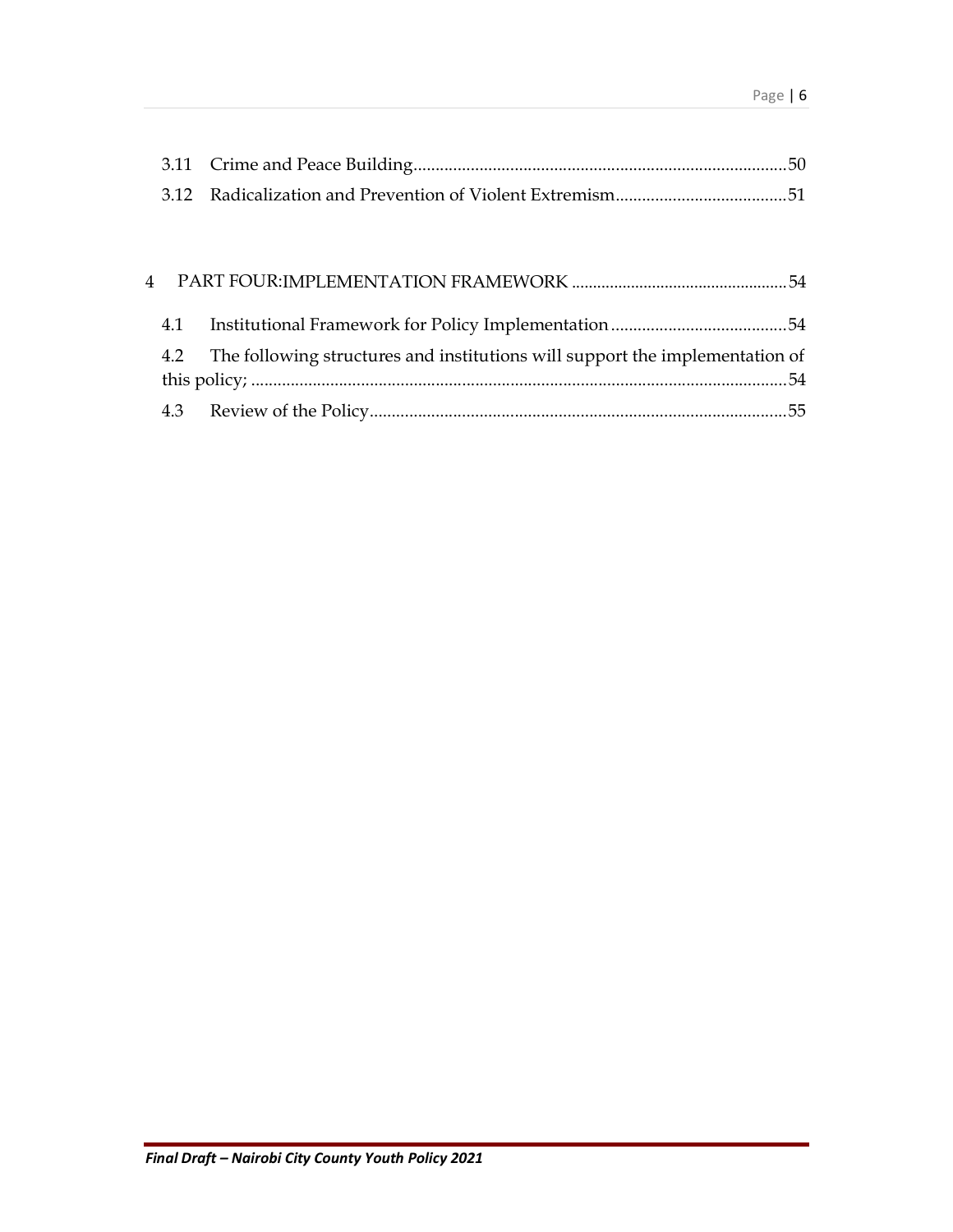3.11 Crime and Peace Building .....................................................................................50

3.12 Radicalization and Prevention of Violent Extremism.......................................51

4 PART FOUR:IMPLEMENTATION FRAMEWORK ..................................................54

4.1 Institutional Framework for Policy Implementation........................................54

4.2 The following structures and institutions will support the implementation of this policy; .........................................................................................................................54

4.3 Review of the Policy...............................................................................................55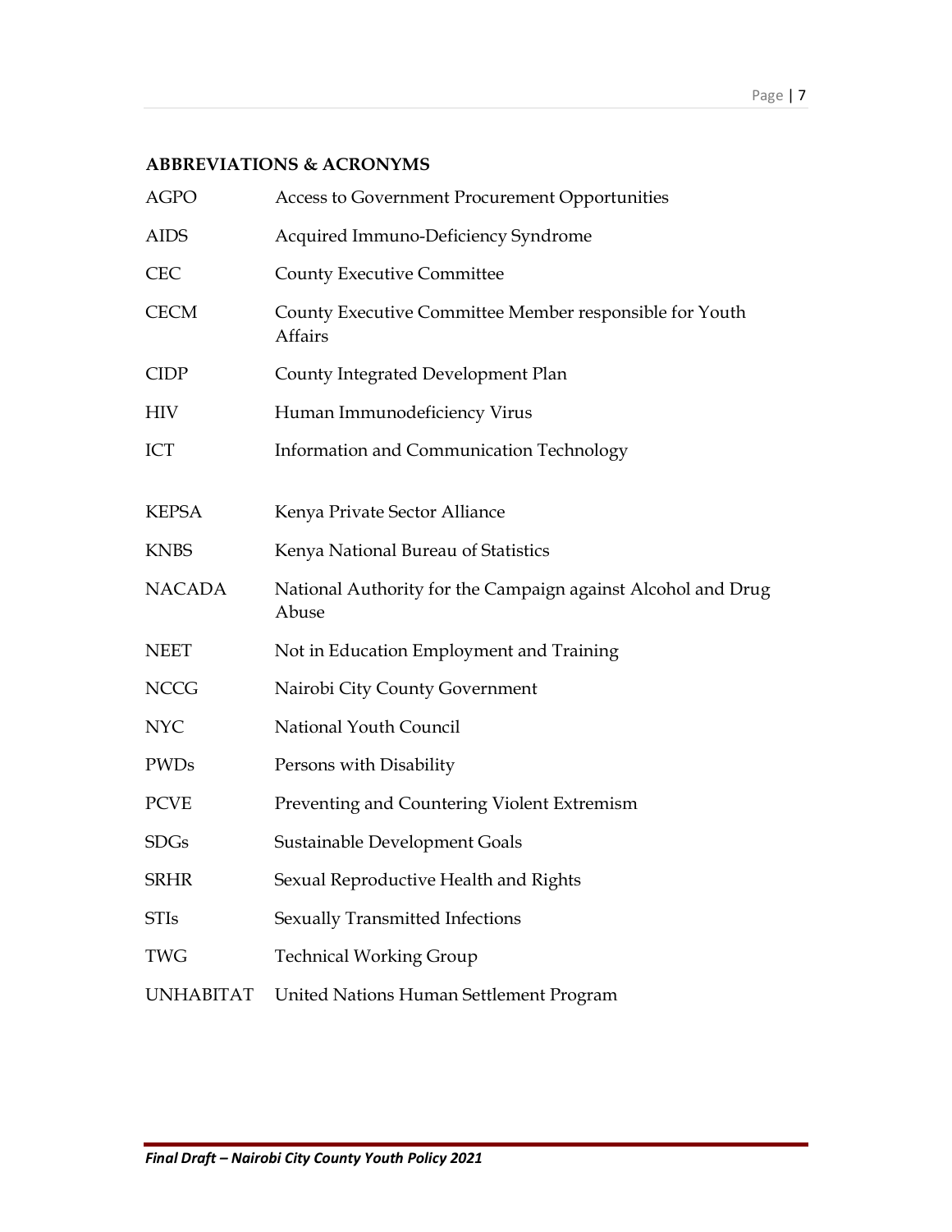## ABBREVIATIONS & ACRONYMS

| | |
|---|---|
| AGPO | Access to Government Procurement Opportunities |
| AIDS | Acquired Immuno-Deficiency Syndrome |
| CEC | County Executive Committee |
| CECM | County Executive Committee Member responsible for Youth Affairs |
| CIDP | County Integrated Development Plan |
| HIV | Human Immunodeficiency Virus |
| ICT | Information and Communication Technology |
| KEPSA | Kenya Private Sector Alliance |
| KNBS | Kenya National Bureau of Statistics |
| NACADA | National Authority for the Campaign against Alcohol and Drug Abuse |
| NEET | Not in Education Employment and Training |
| NCCG | Nairobi City County Government |
| NYC | National Youth Council |
| PWDs | Persons with Disability |
| PCVE | Preventing and Countering Violent Extremism |
| SDGs | Sustainable Development Goals |
| SRHR | Sexual Reproductive Health and Rights |
| STIs | Sexually Transmitted Infections |
| TWG | Technical Working Group |
| UNHABITAT | United Nations Human Settlement Program |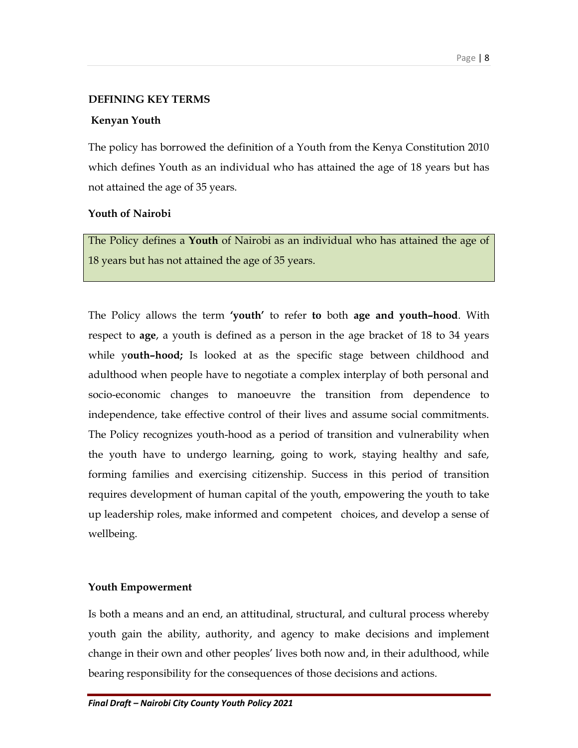## DEFINING KEY TERMS

### Kenyan Youth

The policy has borrowed the definition of a Youth from the Kenya Constitution 2010 which defines Youth as an individual who has attained the age of 18 years but has not attained the age of 35 years.

### Youth of Nairobi

The Policy defines a **Youth** of Nairobi as an individual who has attained the age of 18 years but has not attained the age of 35 years.

The Policy allows the term **'youth'** to refer **to** both **age and youth–hood**. With respect to **age**, a youth is defined as a person in the age bracket of 18 to 34 years while y**outh–hood;** Is looked at as the specific stage between childhood and adulthood when people have to negotiate a complex interplay of both personal and socio-economic changes to manoeuvre the transition from dependence to independence, take effective control of their lives and assume social commitments. The Policy recognizes youth-hood as a period of transition and vulnerability when the youth have to undergo learning, going to work, staying healthy and safe, forming families and exercising citizenship. Success in this period of transition requires development of human capital of the youth, empowering the youth to take up leadership roles, make informed and competent choices, and develop a sense of wellbeing.

### Youth Empowerment

Is both a means and an end, an attitudinal, structural, and cultural process whereby youth gain the ability, authority, and agency to make decisions and implement change in their own and other peoples' lives both now and, in their adulthood, while bearing responsibility for the consequences of those decisions and actions.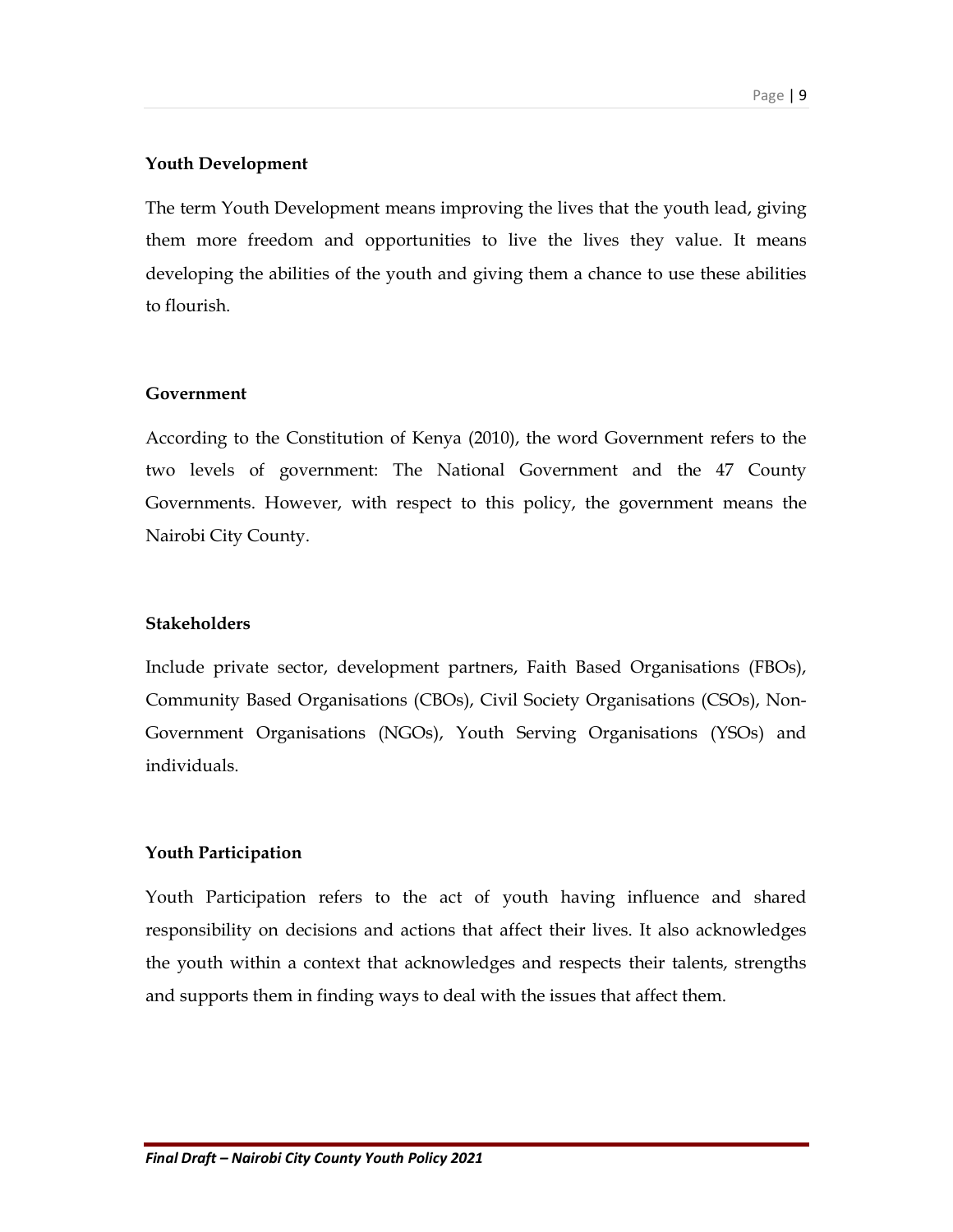**Youth Development**

The term Youth Development means improving the lives that the youth lead, giving them more freedom and opportunities to live the lives they value. It means developing the abilities of the youth and giving them a chance to use these abilities to flourish.

**Government**

According to the Constitution of Kenya (2010), the word Government refers to the two levels of government: The National Government and the 47 County Governments. However, with respect to this policy, the government means the Nairobi City County.

**Stakeholders**

Include private sector, development partners, Faith Based Organisations (FBOs), Community Based Organisations (CBOs), Civil Society Organisations (CSOs), Non-Government Organisations (NGOs), Youth Serving Organisations (YSOs) and individuals.

**Youth Participation**

Youth Participation refers to the act of youth having influence and shared responsibility on decisions and actions that affect their lives. It also acknowledges the youth within a context that acknowledges and respects their talents, strengths and supports them in finding ways to deal with the issues that affect them.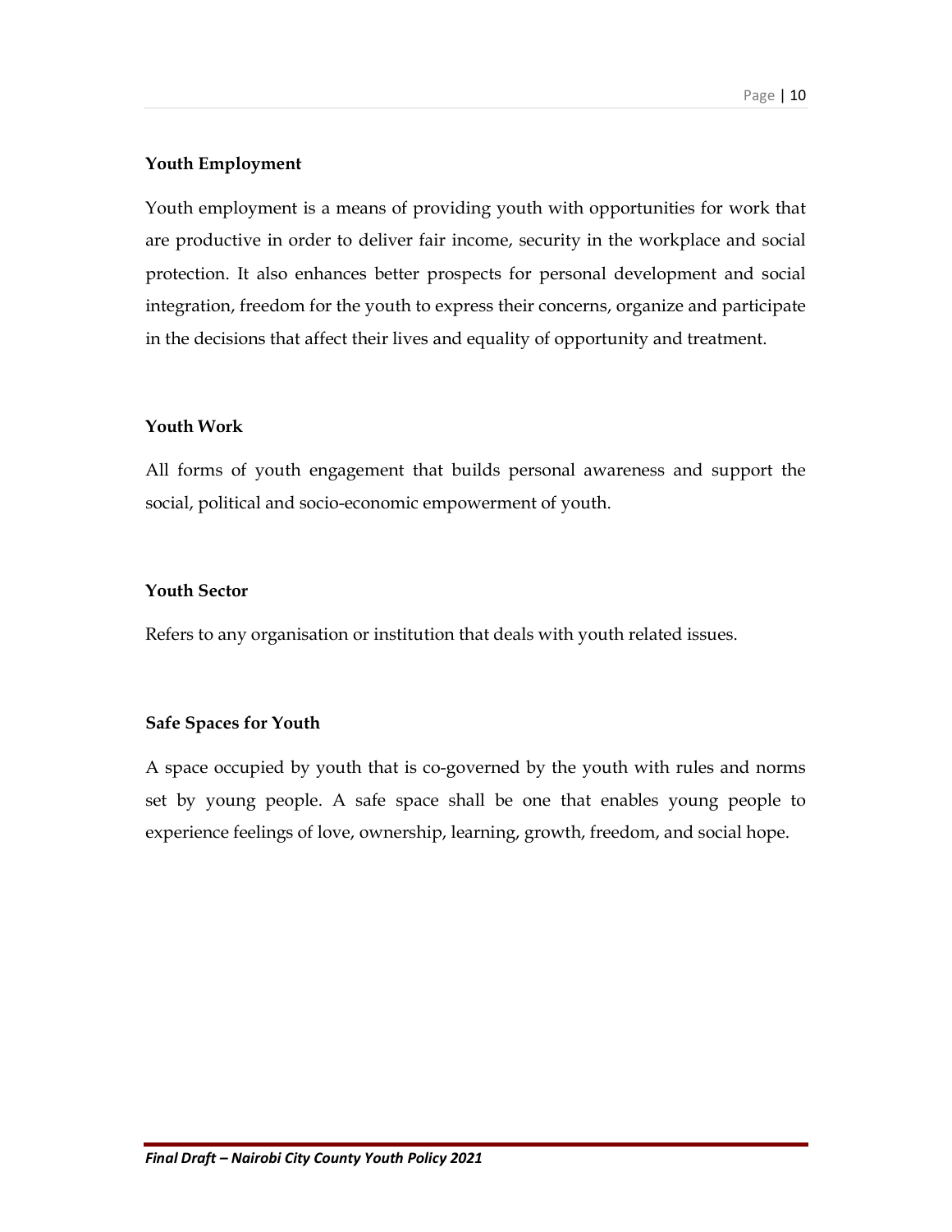**Youth Employment**

Youth employment is a means of providing youth with opportunities for work that are productive in order to deliver fair income, security in the workplace and social protection. It also enhances better prospects for personal development and social integration, freedom for the youth to express their concerns, organize and participate in the decisions that affect their lives and equality of opportunity and treatment.

**Youth Work**

All forms of youth engagement that builds personal awareness and support the social, political and socio-economic empowerment of youth.

**Youth Sector**

Refers to any organisation or institution that deals with youth related issues.

**Safe Spaces for Youth**

A space occupied by youth that is co-governed by the youth with rules and norms set by young people. A safe space shall be one that enables young people to experience feelings of love, ownership, learning, growth, freedom, and social hope.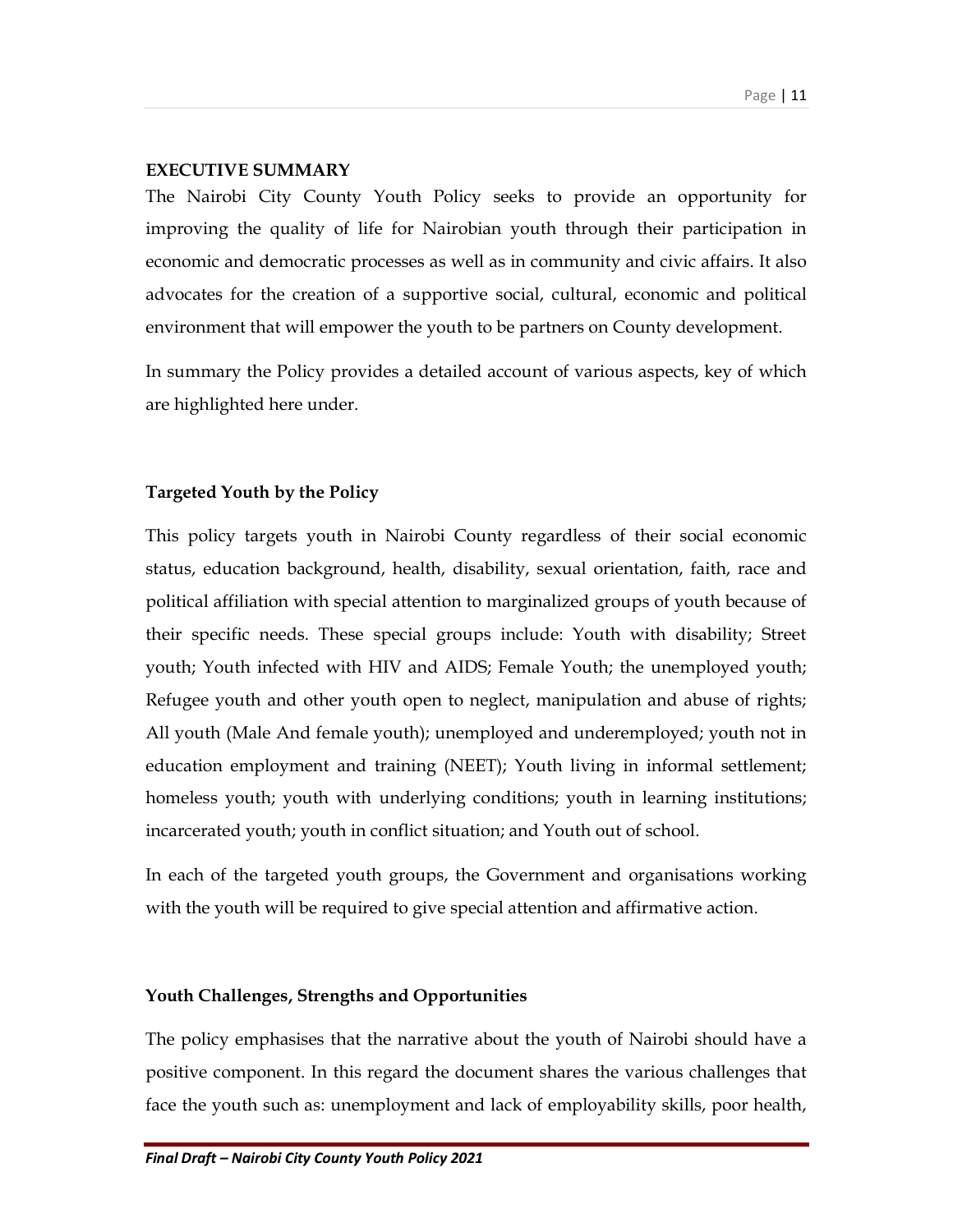## EXECUTIVE SUMMARY

The Nairobi City County Youth Policy seeks to provide an opportunity for improving the quality of life for Nairobian youth through their participation in economic and democratic processes as well as in community and civic affairs. It also advocates for the creation of a supportive social, cultural, economic and political environment that will empower the youth to be partners on County development.

In summary the Policy provides a detailed account of various aspects, key of which are highlighted here under.

### Targeted Youth by the Policy

This policy targets youth in Nairobi County regardless of their social economic status, education background, health, disability, sexual orientation, faith, race and political affiliation with special attention to marginalized groups of youth because of their specific needs. These special groups include: Youth with disability; Street youth; Youth infected with HIV and AIDS; Female Youth; the unemployed youth; Refugee youth and other youth open to neglect, manipulation and abuse of rights; All youth (Male And female youth); unemployed and underemployed; youth not in education employment and training (NEET); Youth living in informal settlement; homeless youth; youth with underlying conditions; youth in learning institutions; incarcerated youth; youth in conflict situation; and Youth out of school.

In each of the targeted youth groups, the Government and organisations working with the youth will be required to give special attention and affirmative action.

### Youth Challenges, Strengths and Opportunities

The policy emphasises that the narrative about the youth of Nairobi should have a positive component. In this regard the document shares the various challenges that face the youth such as: unemployment and lack of employability skills, poor health,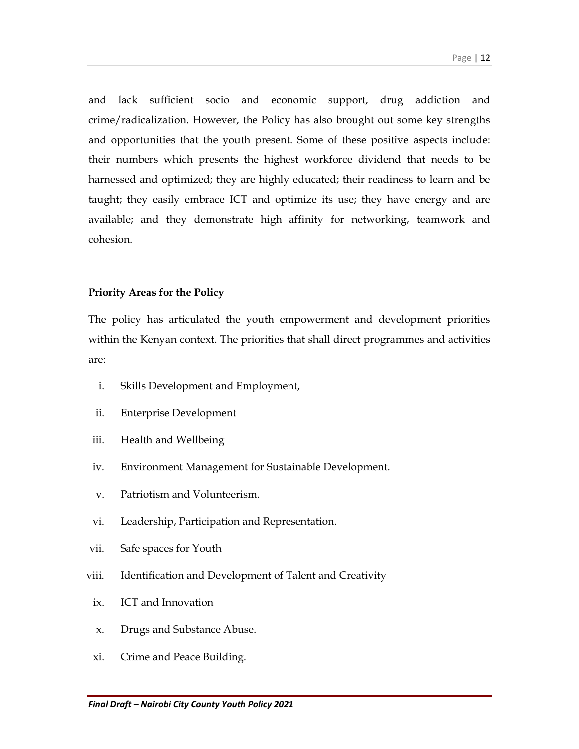and lack sufficient socio and economic support, drug addiction and crime/radicalization. However, the Policy has also brought out some key strengths and opportunities that the youth present. Some of these positive aspects include: their numbers which presents the highest workforce dividend that needs to be harnessed and optimized; they are highly educated; their readiness to learn and be taught; they easily embrace ICT and optimize its use; they have energy and are available; and they demonstrate high affinity for networking, teamwork and cohesion.

**Priority Areas for the Policy**

The policy has articulated the youth empowerment and development priorities within the Kenyan context. The priorities that shall direct programmes and activities are:

i. Skills Development and Employment,

ii. Enterprise Development

iii. Health and Wellbeing

iv. Environment Management for Sustainable Development.

v. Patriotism and Volunteerism.

vi. Leadership, Participation and Representation.

vii. Safe spaces for Youth

viii. Identification and Development of Talent and Creativity

ix. ICT and Innovation

x. Drugs and Substance Abuse.

xi. Crime and Peace Building.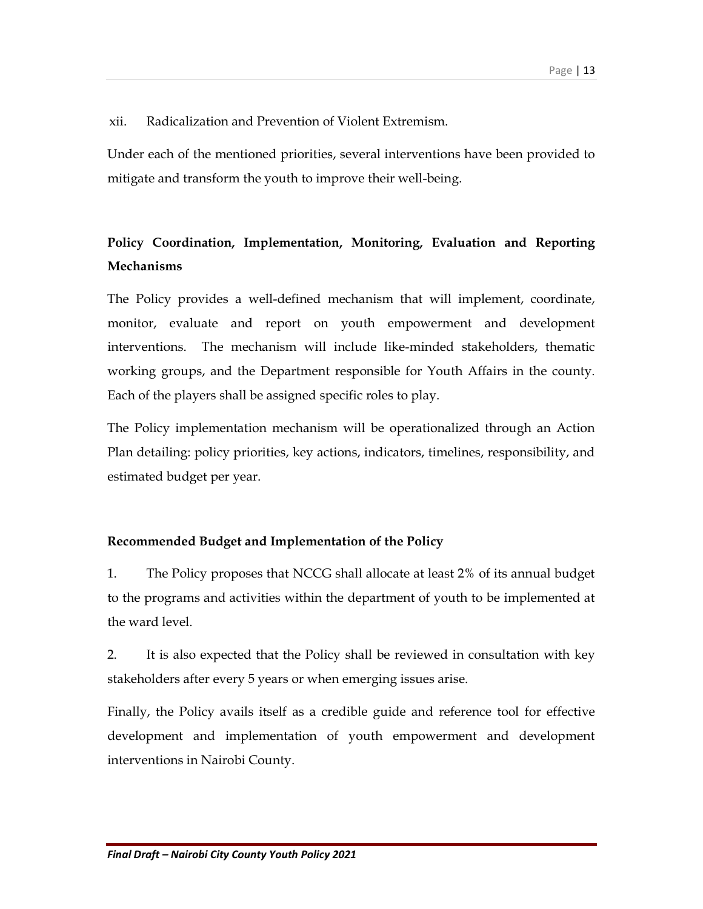xii. Radicalization and Prevention of Violent Extremism.

Under each of the mentioned priorities, several interventions have been provided to mitigate and transform the youth to improve their well-being.

**Policy Coordination, Implementation, Monitoring, Evaluation and Reporting Mechanisms**

The Policy provides a well-defined mechanism that will implement, coordinate, monitor, evaluate and report on youth empowerment and development interventions. The mechanism will include like-minded stakeholders, thematic working groups, and the Department responsible for Youth Affairs in the county. Each of the players shall be assigned specific roles to play.

The Policy implementation mechanism will be operationalized through an Action Plan detailing: policy priorities, key actions, indicators, timelines, responsibility, and estimated budget per year.

**Recommended Budget and Implementation of the Policy**

1. The Policy proposes that NCCG shall allocate at least 2% of its annual budget to the programs and activities within the department of youth to be implemented at the ward level.

2. It is also expected that the Policy shall be reviewed in consultation with key stakeholders after every 5 years or when emerging issues arise.

Finally, the Policy avails itself as a credible guide and reference tool for effective development and implementation of youth empowerment and development interventions in Nairobi County.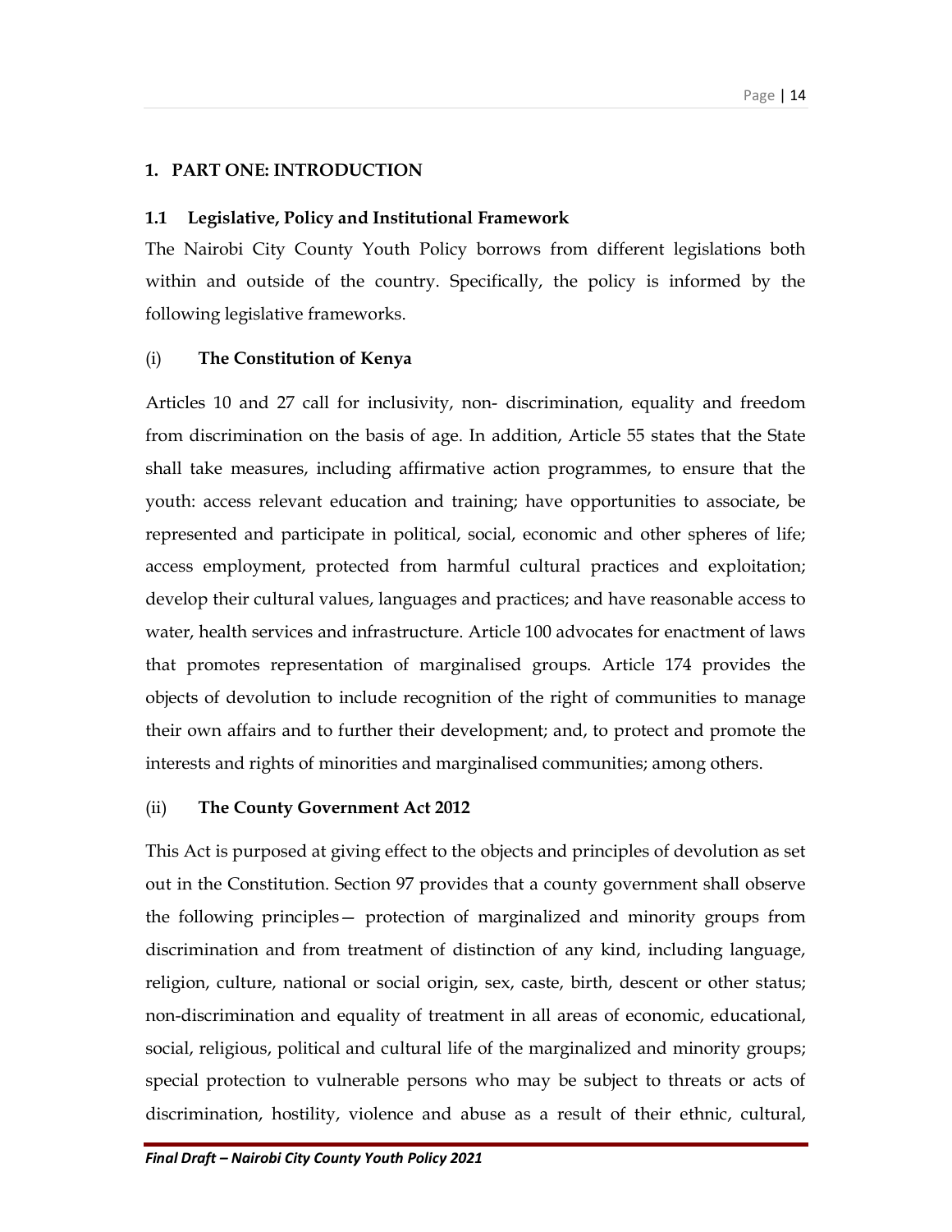# 1. PART ONE: INTRODUCTION

## 1.1 Legislative, Policy and Institutional Framework

The Nairobi City County Youth Policy borrows from different legislations both within and outside of the country. Specifically, the policy is informed by the following legislative frameworks.

### (i) The Constitution of Kenya

Articles 10 and 27 call for inclusivity, non- discrimination, equality and freedom from discrimination on the basis of age. In addition, Article 55 states that the State shall take measures, including affirmative action programmes, to ensure that the youth: access relevant education and training; have opportunities to associate, be represented and participate in political, social, economic and other spheres of life; access employment, protected from harmful cultural practices and exploitation; develop their cultural values, languages and practices; and have reasonable access to water, health services and infrastructure. Article 100 advocates for enactment of laws that promotes representation of marginalised groups. Article 174 provides the objects of devolution to include recognition of the right of communities to manage their own affairs and to further their development; and, to protect and promote the interests and rights of minorities and marginalised communities; among others.

### (ii) The County Government Act 2012

This Act is purposed at giving effect to the objects and principles of devolution as set out in the Constitution. Section 97 provides that a county government shall observe the following principles— protection of marginalized and minority groups from discrimination and from treatment of distinction of any kind, including language, religion, culture, national or social origin, sex, caste, birth, descent or other status; non-discrimination and equality of treatment in all areas of economic, educational, social, religious, political and cultural life of the marginalized and minority groups; special protection to vulnerable persons who may be subject to threats or acts of discrimination, hostility, violence and abuse as a result of their ethnic, cultural,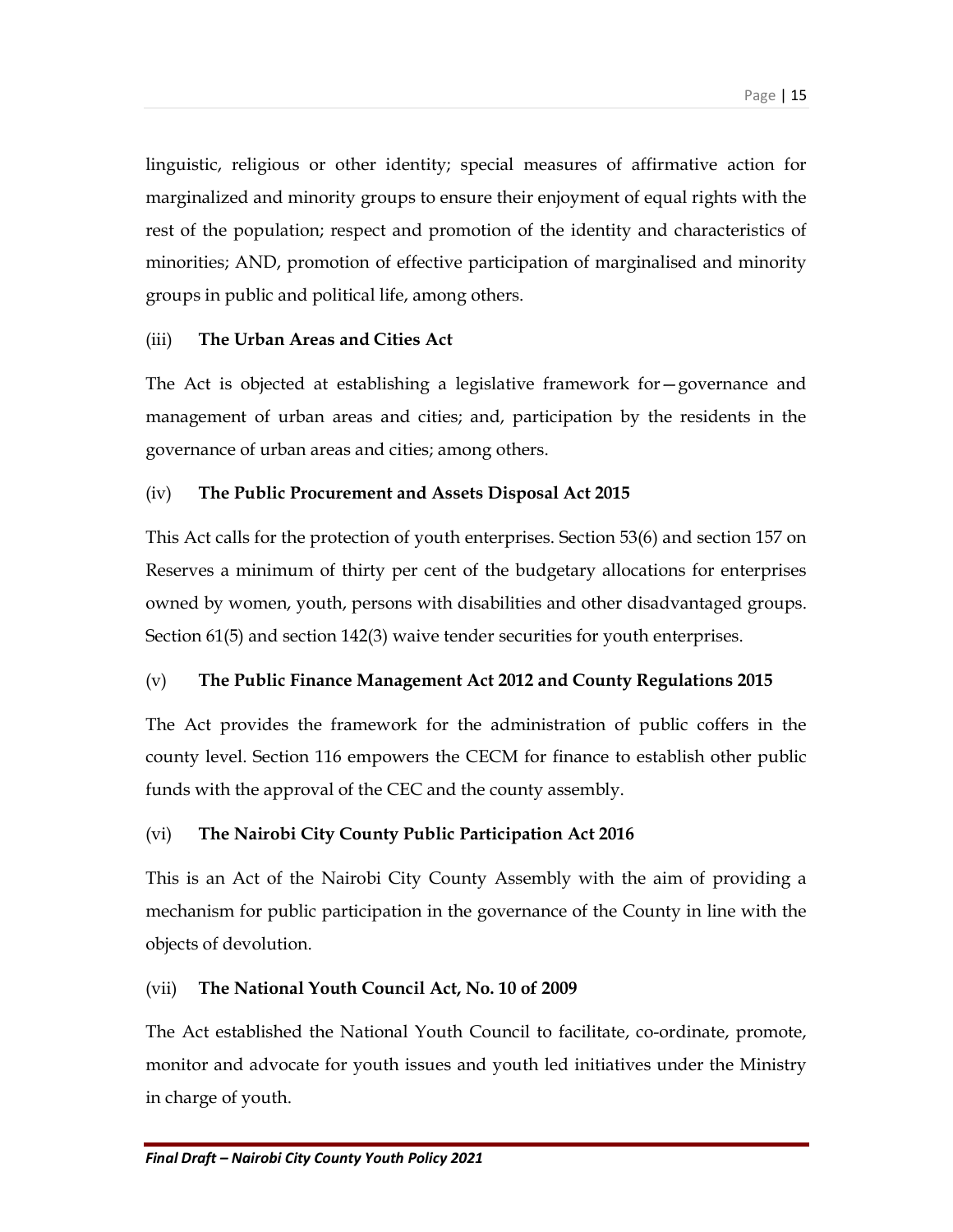linguistic, religious or other identity; special measures of affirmative action for marginalized and minority groups to ensure their enjoyment of equal rights with the rest of the population; respect and promotion of the identity and characteristics of minorities; AND, promotion of effective participation of marginalised and minority groups in public and political life, among others.

(iii) **The Urban Areas and Cities Act**

The Act is objected at establishing a legislative framework for—governance and management of urban areas and cities; and, participation by the residents in the governance of urban areas and cities; among others.

(iv) **The Public Procurement and Assets Disposal Act 2015**

This Act calls for the protection of youth enterprises. Section 53(6) and section 157 on Reserves a minimum of thirty per cent of the budgetary allocations for enterprises owned by women, youth, persons with disabilities and other disadvantaged groups. Section 61(5) and section 142(3) waive tender securities for youth enterprises.

(v) **The Public Finance Management Act 2012 and County Regulations 2015**

The Act provides the framework for the administration of public coffers in the county level. Section 116 empowers the CECM for finance to establish other public funds with the approval of the CEC and the county assembly.

(vi) **The Nairobi City County Public Participation Act 2016**

This is an Act of the Nairobi City County Assembly with the aim of providing a mechanism for public participation in the governance of the County in line with the objects of devolution.

(vii) **The National Youth Council Act, No. 10 of 2009**

The Act established the National Youth Council to facilitate, co-ordinate, promote, monitor and advocate for youth issues and youth led initiatives under the Ministry in charge of youth.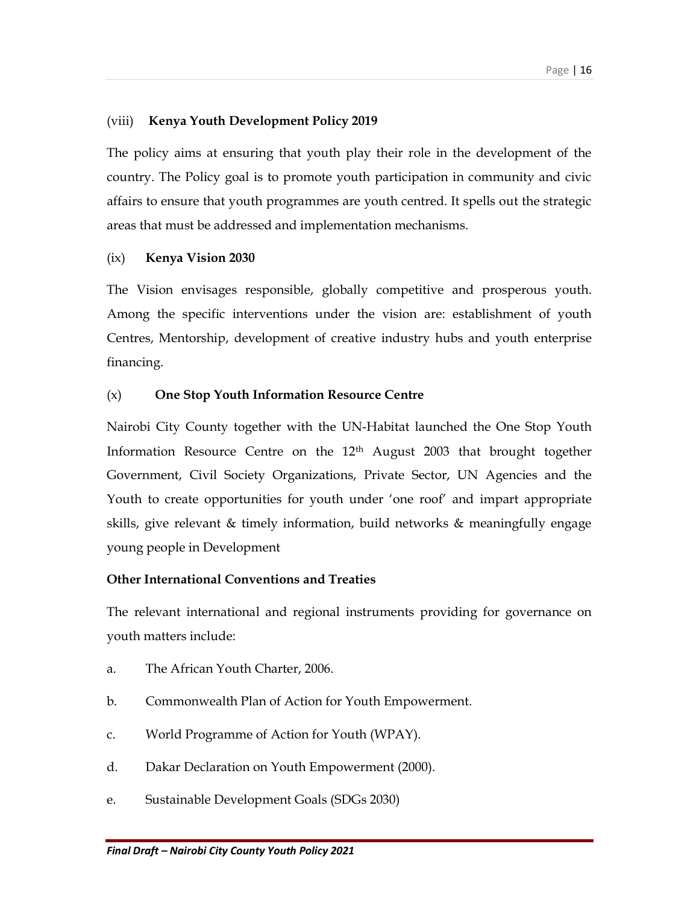### (viii) Kenya Youth Development Policy 2019

The policy aims at ensuring that youth play their role in the development of the country. The Policy goal is to promote youth participation in community and civic affairs to ensure that youth programmes are youth centred. It spells out the strategic areas that must be addressed and implementation mechanisms.

### (ix) Kenya Vision 2030

The Vision envisages responsible, globally competitive and prosperous youth. Among the specific interventions under the vision are: establishment of youth Centres, Mentorship, development of creative industry hubs and youth enterprise financing.

### (x) One Stop Youth Information Resource Centre

Nairobi City County together with the UN-Habitat launched the One Stop Youth Information Resource Centre on the 12th August 2003 that brought together Government, Civil Society Organizations, Private Sector, UN Agencies and the Youth to create opportunities for youth under 'one roof' and impart appropriate skills, give relevant & timely information, build networks & meaningfully engage young people in Development

### Other International Conventions and Treaties

The relevant international and regional instruments providing for governance on youth matters include:

a. The African Youth Charter, 2006.

b. Commonwealth Plan of Action for Youth Empowerment.

c. World Programme of Action for Youth (WPAY).

d. Dakar Declaration on Youth Empowerment (2000).

e. Sustainable Development Goals (SDGs 2030)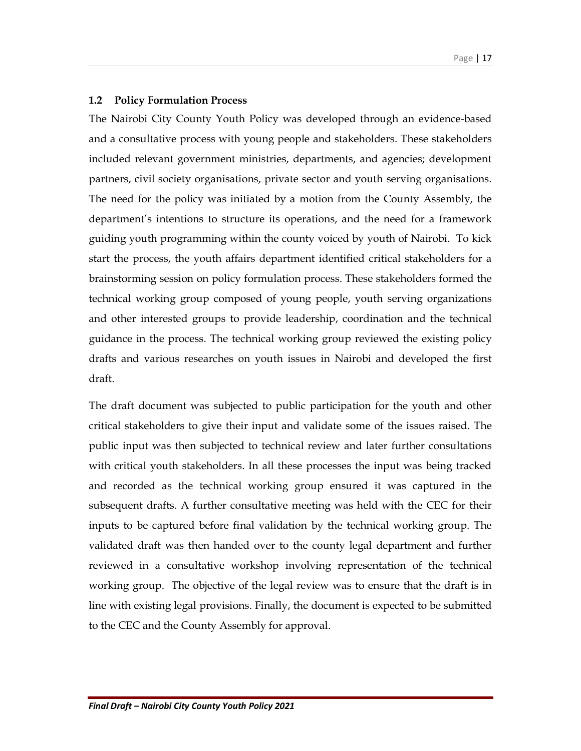### 1.2 Policy Formulation Process

The Nairobi City County Youth Policy was developed through an evidence-based and a consultative process with young people and stakeholders. These stakeholders included relevant government ministries, departments, and agencies; development partners, civil society organisations, private sector and youth serving organisations. The need for the policy was initiated by a motion from the County Assembly, the department's intentions to structure its operations, and the need for a framework guiding youth programming within the county voiced by youth of Nairobi. To kick start the process, the youth affairs department identified critical stakeholders for a brainstorming session on policy formulation process. These stakeholders formed the technical working group composed of young people, youth serving organizations and other interested groups to provide leadership, coordination and the technical guidance in the process. The technical working group reviewed the existing policy drafts and various researches on youth issues in Nairobi and developed the first draft.

The draft document was subjected to public participation for the youth and other critical stakeholders to give their input and validate some of the issues raised. The public input was then subjected to technical review and later further consultations with critical youth stakeholders. In all these processes the input was being tracked and recorded as the technical working group ensured it was captured in the subsequent drafts. A further consultative meeting was held with the CEC for their inputs to be captured before final validation by the technical working group. The validated draft was then handed over to the county legal department and further reviewed in a consultative workshop involving representation of the technical working group. The objective of the legal review was to ensure that the draft is in line with existing legal provisions. Finally, the document is expected to be submitted to the CEC and the County Assembly for approval.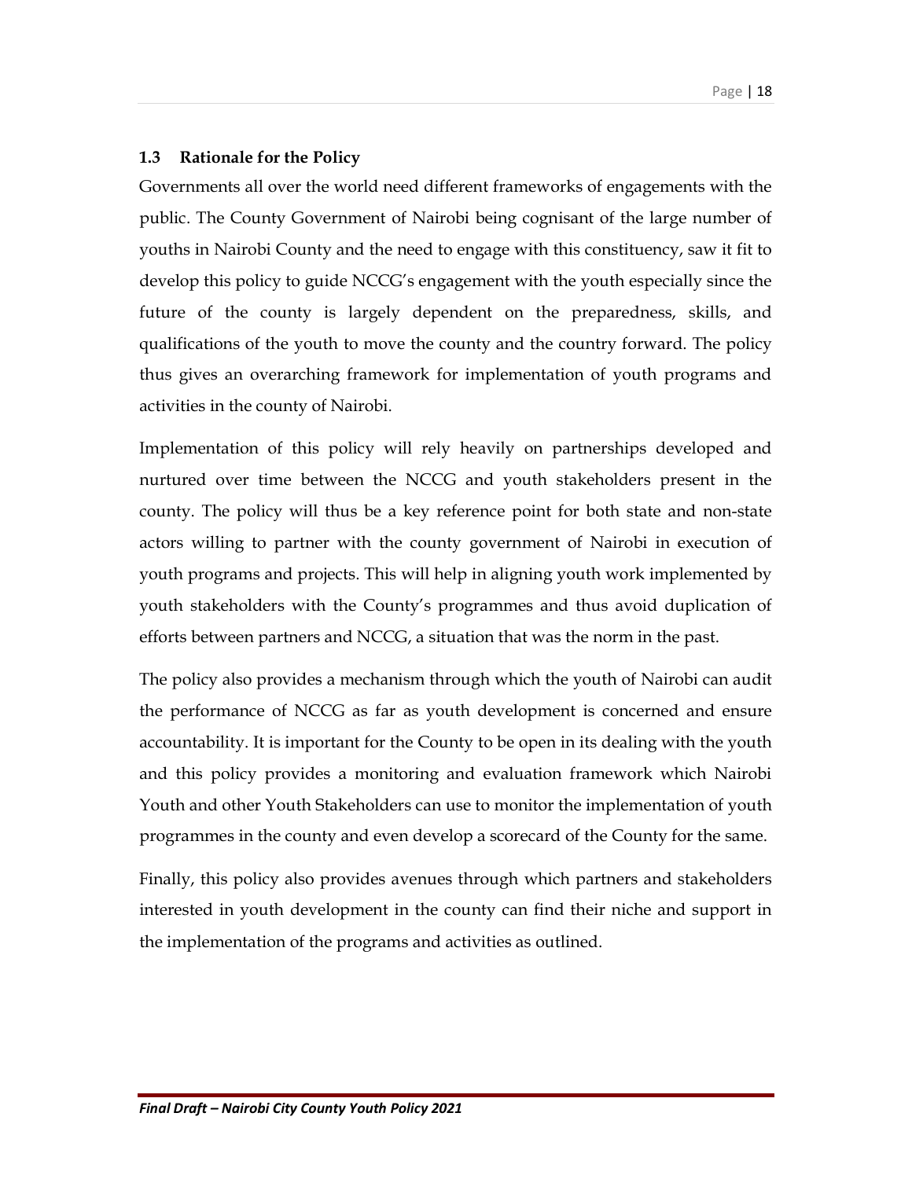### 1.3 Rationale for the Policy

Governments all over the world need different frameworks of engagements with the public. The County Government of Nairobi being cognisant of the large number of youths in Nairobi County and the need to engage with this constituency, saw it fit to develop this policy to guide NCCG's engagement with the youth especially since the future of the county is largely dependent on the preparedness, skills, and qualifications of the youth to move the county and the country forward. The policy thus gives an overarching framework for implementation of youth programs and activities in the county of Nairobi.

Implementation of this policy will rely heavily on partnerships developed and nurtured over time between the NCCG and youth stakeholders present in the county. The policy will thus be a key reference point for both state and non-state actors willing to partner with the county government of Nairobi in execution of youth programs and projects. This will help in aligning youth work implemented by youth stakeholders with the County's programmes and thus avoid duplication of efforts between partners and NCCG, a situation that was the norm in the past.

The policy also provides a mechanism through which the youth of Nairobi can audit the performance of NCCG as far as youth development is concerned and ensure accountability. It is important for the County to be open in its dealing with the youth and this policy provides a monitoring and evaluation framework which Nairobi Youth and other Youth Stakeholders can use to monitor the implementation of youth programmes in the county and even develop a scorecard of the County for the same.

Finally, this policy also provides avenues through which partners and stakeholders interested in youth development in the county can find their niche and support in the implementation of the programs and activities as outlined.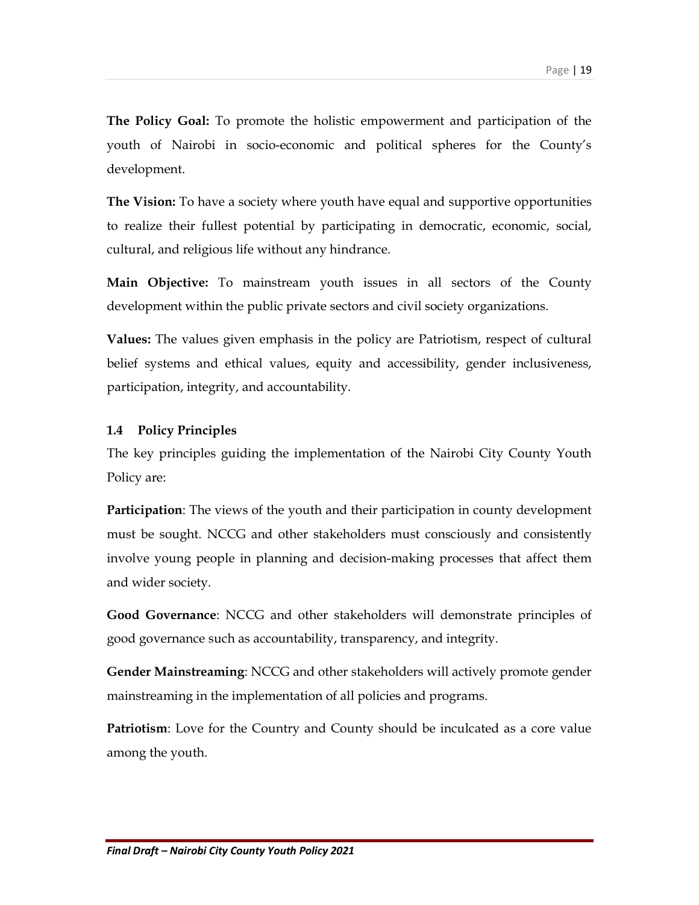**The Policy Goal:** To promote the holistic empowerment and participation of the youth of Nairobi in socio-economic and political spheres for the County's development.

**The Vision:** To have a society where youth have equal and supportive opportunities to realize their fullest potential by participating in democratic, economic, social, cultural, and religious life without any hindrance.

**Main Objective:** To mainstream youth issues in all sectors of the County development within the public private sectors and civil society organizations.

**Values:** The values given emphasis in the policy are Patriotism, respect of cultural belief systems and ethical values, equity and accessibility, gender inclusiveness, participation, integrity, and accountability.

### 1.4 Policy Principles

The key principles guiding the implementation of the Nairobi City County Youth Policy are:

**Participation**: The views of the youth and their participation in county development must be sought. NCCG and other stakeholders must consciously and consistently involve young people in planning and decision-making processes that affect them and wider society.

**Good Governance**: NCCG and other stakeholders will demonstrate principles of good governance such as accountability, transparency, and integrity.

**Gender Mainstreaming**: NCCG and other stakeholders will actively promote gender mainstreaming in the implementation of all policies and programs.

**Patriotism**: Love for the Country and County should be inculcated as a core value among the youth.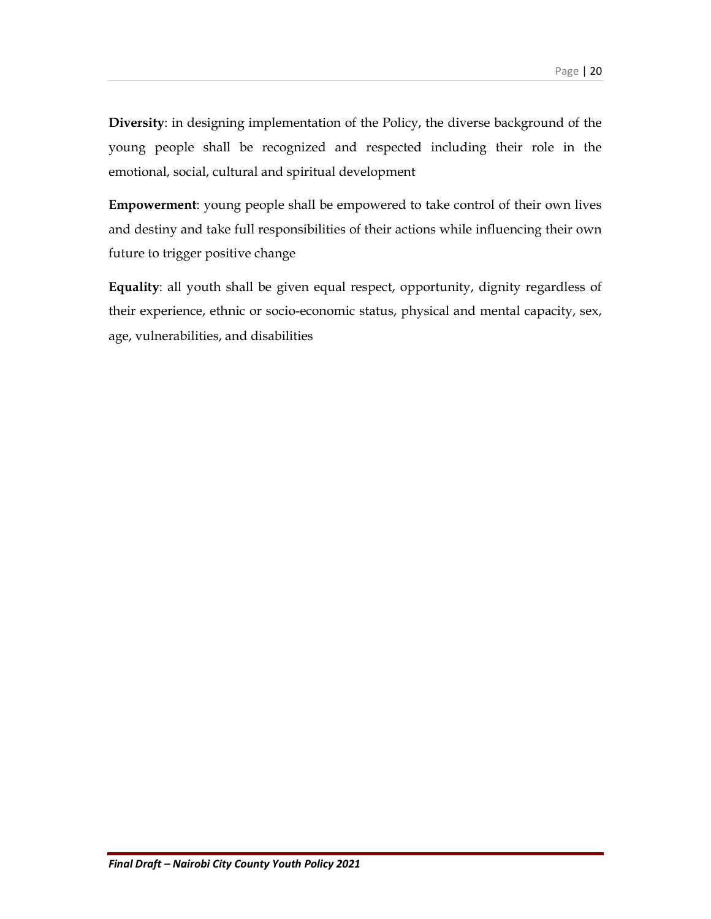**Diversity**: in designing implementation of the Policy, the diverse background of the young people shall be recognized and respected including their role in the emotional, social, cultural and spiritual development

**Empowerment**: young people shall be empowered to take control of their own lives and destiny and take full responsibilities of their actions while influencing their own future to trigger positive change

**Equality**: all youth shall be given equal respect, opportunity, dignity regardless of their experience, ethnic or socio-economic status, physical and mental capacity, sex, age, vulnerabilities, and disabilities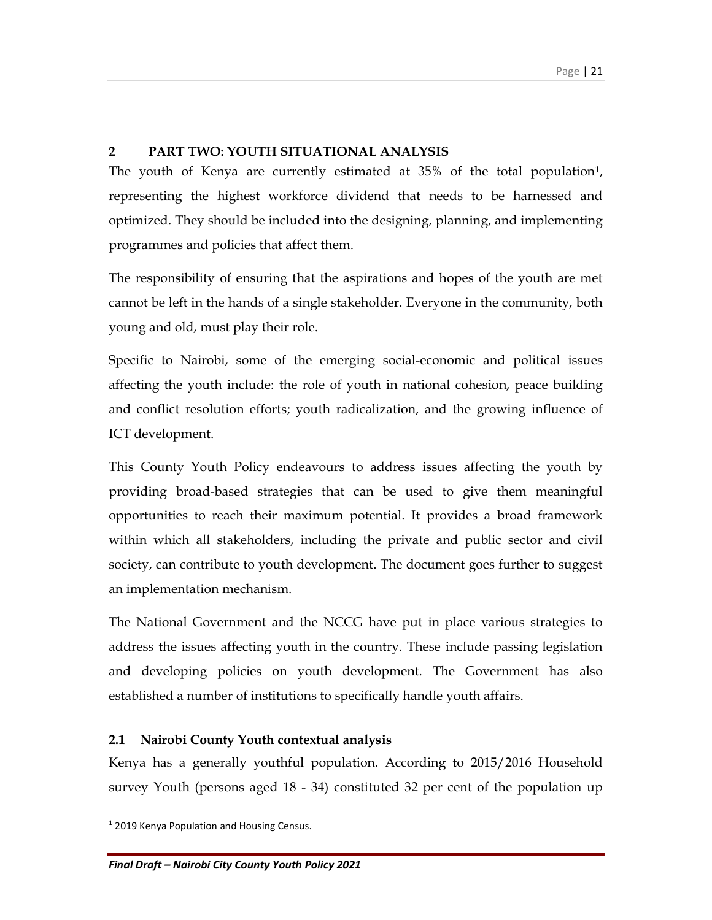# 2 PART TWO: YOUTH SITUATIONAL ANALYSIS

The youth of Kenya are currently estimated at 35% of the total population[1], representing the highest workforce dividend that needs to be harnessed and optimized. They should be included into the designing, planning, and implementing programmes and policies that affect them.

The responsibility of ensuring that the aspirations and hopes of the youth are met cannot be left in the hands of a single stakeholder. Everyone in the community, both young and old, must play their role.

Specific to Nairobi, some of the emerging social-economic and political issues affecting the youth include: the role of youth in national cohesion, peace building and conflict resolution efforts; youth radicalization, and the growing influence of ICT development.

This County Youth Policy endeavours to address issues affecting the youth by providing broad-based strategies that can be used to give them meaningful opportunities to reach their maximum potential. It provides a broad framework within which all stakeholders, including the private and public sector and civil society, can contribute to youth development. The document goes further to suggest an implementation mechanism.

The National Government and the NCCG have put in place various strategies to address the issues affecting youth in the country. These include passing legislation and developing policies on youth development. The Government has also established a number of institutions to specifically handle youth affairs.

## 2.1 Nairobi County Youth contextual analysis

Kenya has a generally youthful population. According to 2015/2016 Household survey Youth (persons aged 18 - 34) constituted 32 per cent of the population up

---

[1] 2019 Kenya Population and Housing Census.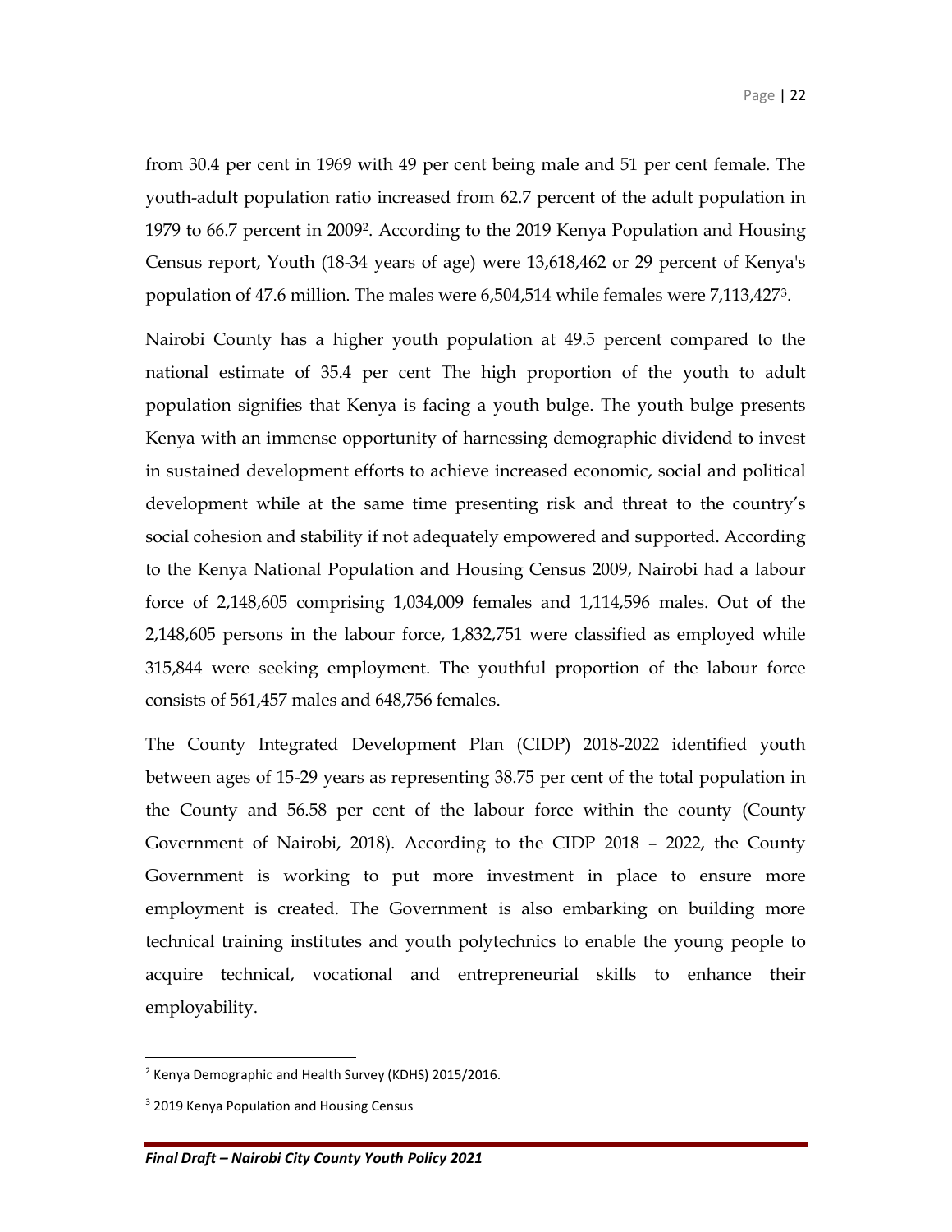from 30.4 per cent in 1969 with 49 per cent being male and 51 per cent female. The youth-adult population ratio increased from 62.7 percent of the adult population in 1979 to 66.7 percent in 2009[2]. According to the 2019 Kenya Population and Housing Census report, Youth (18-34 years of age) were 13,618,462 or 29 percent of Kenya's population of 47.6 million. The males were 6,504,514 while females were 7,113,427[3].

Nairobi County has a higher youth population at 49.5 percent compared to the national estimate of 35.4 per cent The high proportion of the youth to adult population signifies that Kenya is facing a youth bulge. The youth bulge presents Kenya with an immense opportunity of harnessing demographic dividend to invest in sustained development efforts to achieve increased economic, social and political development while at the same time presenting risk and threat to the country's social cohesion and stability if not adequately empowered and supported. According to the Kenya National Population and Housing Census 2009, Nairobi had a labour force of 2,148,605 comprising 1,034,009 females and 1,114,596 males. Out of the 2,148,605 persons in the labour force, 1,832,751 were classified as employed while 315,844 were seeking employment. The youthful proportion of the labour force consists of 561,457 males and 648,756 females.

The County Integrated Development Plan (CIDP) 2018-2022 identified youth between ages of 15-29 years as representing 38.75 per cent of the total population in the County and 56.58 per cent of the labour force within the county (County Government of Nairobi, 2018). According to the CIDP 2018 – 2022, the County Government is working to put more investment in place to ensure more employment is created. The Government is also embarking on building more technical training institutes and youth polytechnics to enable the young people to acquire technical, vocational and entrepreneurial skills to enhance their employability.

---

[2] Kenya Demographic and Health Survey (KDHS) 2015/2016.

[3] 2019 Kenya Population and Housing Census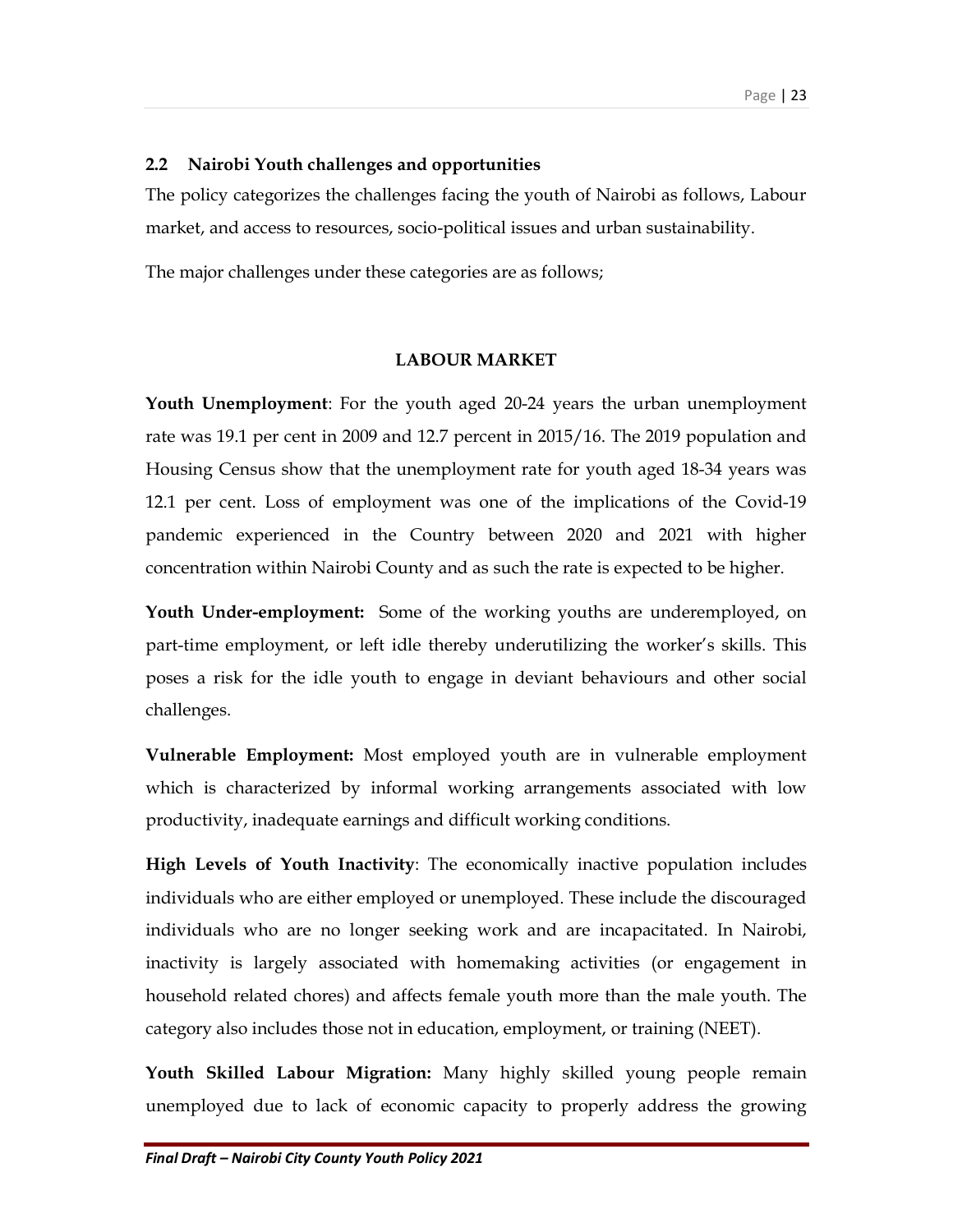## 2.2 Nairobi Youth challenges and opportunities

The policy categorizes the challenges facing the youth of Nairobi as follows, Labour market, and access to resources, socio-political issues and urban sustainability.

The major challenges under these categories are as follows;

**LABOUR MARKET**

**Youth Unemployment**: For the youth aged 20-24 years the urban unemployment rate was 19.1 per cent in 2009 and 12.7 percent in 2015/16. The 2019 population and Housing Census show that the unemployment rate for youth aged 18-34 years was 12.1 per cent. Loss of employment was one of the implications of the Covid-19 pandemic experienced in the Country between 2020 and 2021 with higher concentration within Nairobi County and as such the rate is expected to be higher.

**Youth Under-employment:** Some of the working youths are underemployed, on part-time employment, or left idle thereby underutilizing the worker's skills. This poses a risk for the idle youth to engage in deviant behaviours and other social challenges.

**Vulnerable Employment:** Most employed youth are in vulnerable employment which is characterized by informal working arrangements associated with low productivity, inadequate earnings and difficult working conditions.

**High Levels of Youth Inactivity**: The economically inactive population includes individuals who are either employed or unemployed. These include the discouraged individuals who are no longer seeking work and are incapacitated. In Nairobi, inactivity is largely associated with homemaking activities (or engagement in household related chores) and affects female youth more than the male youth. The category also includes those not in education, employment, or training (NEET).

**Youth Skilled Labour Migration:** Many highly skilled young people remain unemployed due to lack of economic capacity to properly address the growing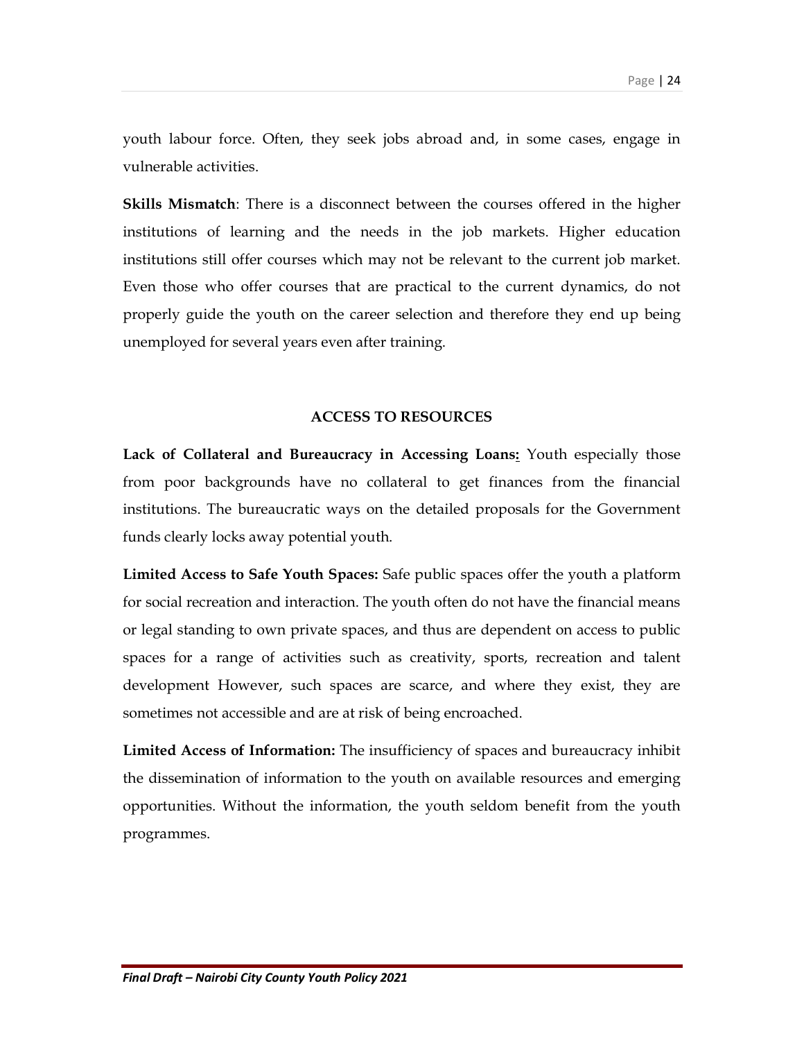youth labour force. Often, they seek jobs abroad and, in some cases, engage in vulnerable activities.

**Skills Mismatch**: There is a disconnect between the courses offered in the higher institutions of learning and the needs in the job markets. Higher education institutions still offer courses which may not be relevant to the current job market. Even those who offer courses that are practical to the current dynamics, do not properly guide the youth on the career selection and therefore they end up being unemployed for several years even after training.

## ACCESS TO RESOURCES

**Lack of Collateral and Bureaucracy in Accessing Loans:** Youth especially those from poor backgrounds have no collateral to get finances from the financial institutions. The bureaucratic ways on the detailed proposals for the Government funds clearly locks away potential youth.

**Limited Access to Safe Youth Spaces:** Safe public spaces offer the youth a platform for social recreation and interaction. The youth often do not have the financial means or legal standing to own private spaces, and thus are dependent on access to public spaces for a range of activities such as creativity, sports, recreation and talent development However, such spaces are scarce, and where they exist, they are sometimes not accessible and are at risk of being encroached.

**Limited Access of Information:** The insufficiency of spaces and bureaucracy inhibit the dissemination of information to the youth on available resources and emerging opportunities. Without the information, the youth seldom benefit from the youth programmes.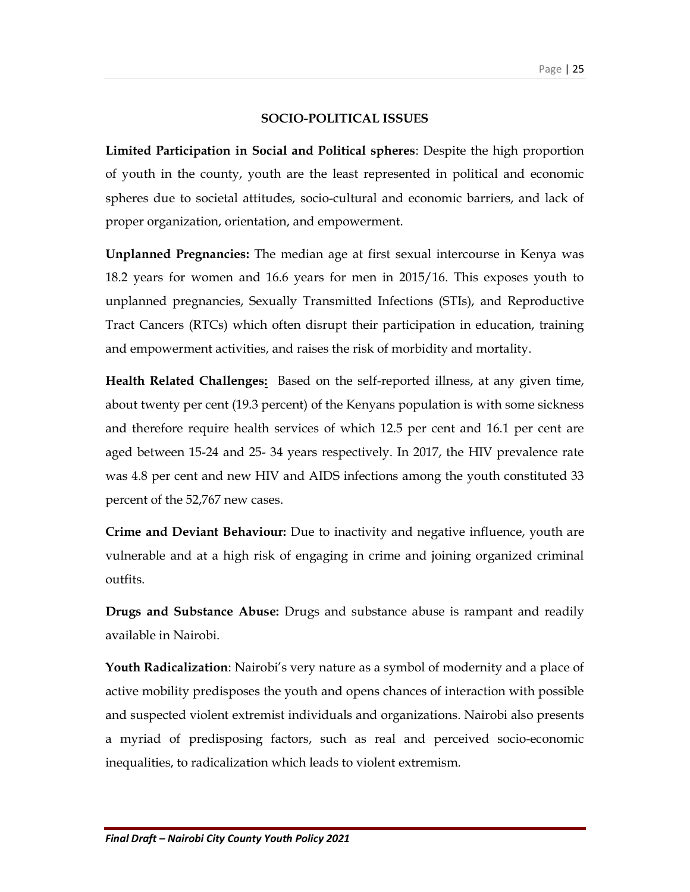## SOCIO-POLITICAL ISSUES

**Limited Participation in Social and Political spheres**: Despite the high proportion of youth in the county, youth are the least represented in political and economic spheres due to societal attitudes, socio-cultural and economic barriers, and lack of proper organization, orientation, and empowerment.

**Unplanned Pregnancies:** The median age at first sexual intercourse in Kenya was 18.2 years for women and 16.6 years for men in 2015/16. This exposes youth to unplanned pregnancies, Sexually Transmitted Infections (STIs), and Reproductive Tract Cancers (RTCs) which often disrupt their participation in education, training and empowerment activities, and raises the risk of morbidity and mortality.

**Health Related Challenges:** Based on the self-reported illness, at any given time, about twenty per cent (19.3 percent) of the Kenyans population is with some sickness and therefore require health services of which 12.5 per cent and 16.1 per cent are aged between 15-24 and 25- 34 years respectively. In 2017, the HIV prevalence rate was 4.8 per cent and new HIV and AIDS infections among the youth constituted 33 percent of the 52,767 new cases.

**Crime and Deviant Behaviour:** Due to inactivity and negative influence, youth are vulnerable and at a high risk of engaging in crime and joining organized criminal outfits.

**Drugs and Substance Abuse:** Drugs and substance abuse is rampant and readily available in Nairobi.

**Youth Radicalization**: Nairobi's very nature as a symbol of modernity and a place of active mobility predisposes the youth and opens chances of interaction with possible and suspected violent extremist individuals and organizations. Nairobi also presents a myriad of predisposing factors, such as real and perceived socio-economic inequalities, to radicalization which leads to violent extremism.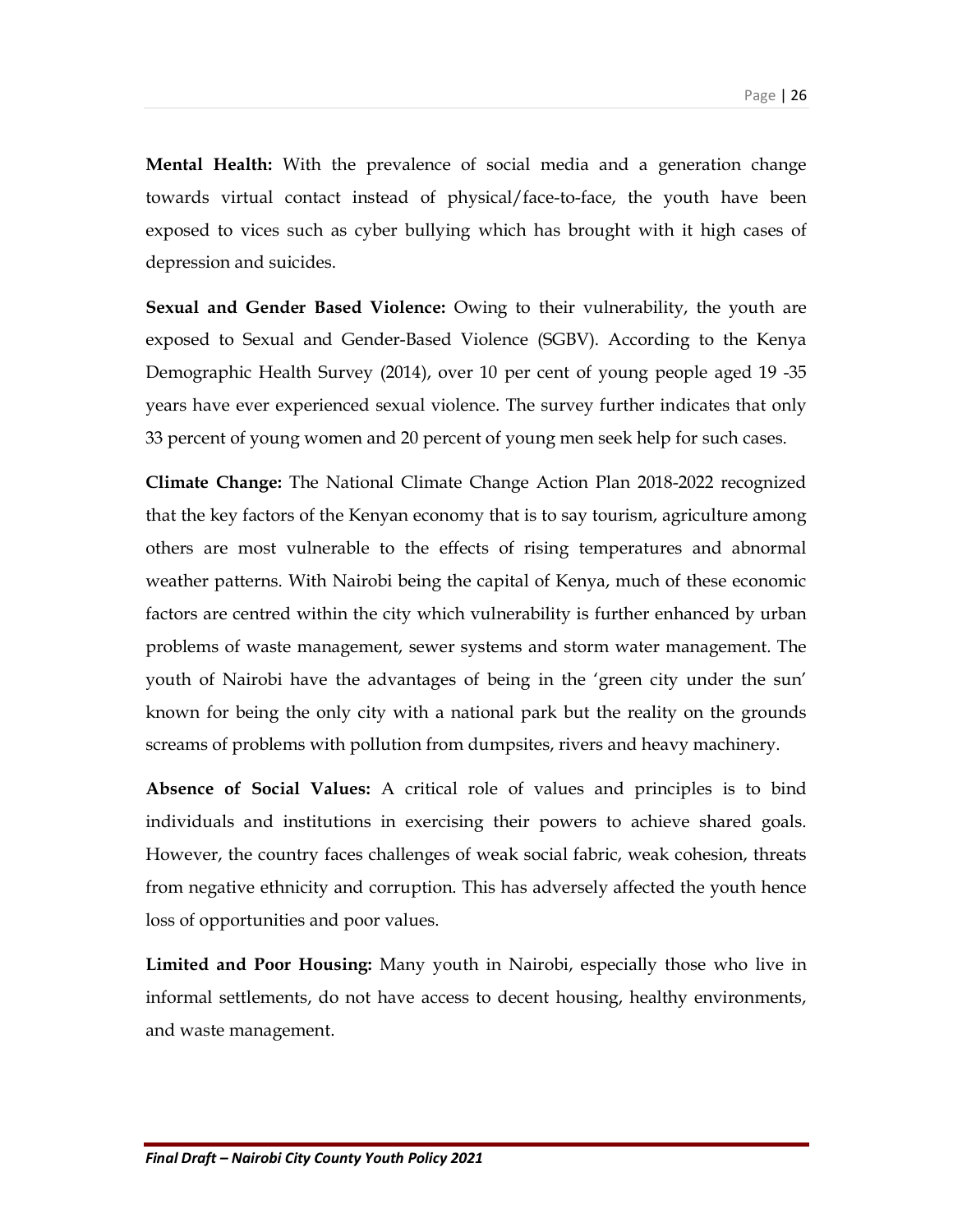**Mental Health:** With the prevalence of social media and a generation change towards virtual contact instead of physical/face-to-face, the youth have been exposed to vices such as cyber bullying which has brought with it high cases of depression and suicides.

**Sexual and Gender Based Violence:** Owing to their vulnerability, the youth are exposed to Sexual and Gender-Based Violence (SGBV). According to the Kenya Demographic Health Survey (2014), over 10 per cent of young people aged 19 -35 years have ever experienced sexual violence. The survey further indicates that only 33 percent of young women and 20 percent of young men seek help for such cases.

**Climate Change:** The National Climate Change Action Plan 2018-2022 recognized that the key factors of the Kenyan economy that is to say tourism, agriculture among others are most vulnerable to the effects of rising temperatures and abnormal weather patterns. With Nairobi being the capital of Kenya, much of these economic factors are centred within the city which vulnerability is further enhanced by urban problems of waste management, sewer systems and storm water management. The youth of Nairobi have the advantages of being in the 'green city under the sun' known for being the only city with a national park but the reality on the grounds screams of problems with pollution from dumpsites, rivers and heavy machinery.

**Absence of Social Values:** A critical role of values and principles is to bind individuals and institutions in exercising their powers to achieve shared goals. However, the country faces challenges of weak social fabric, weak cohesion, threats from negative ethnicity and corruption. This has adversely affected the youth hence loss of opportunities and poor values.

**Limited and Poor Housing:** Many youth in Nairobi, especially those who live in informal settlements, do not have access to decent housing, healthy environments, and waste management.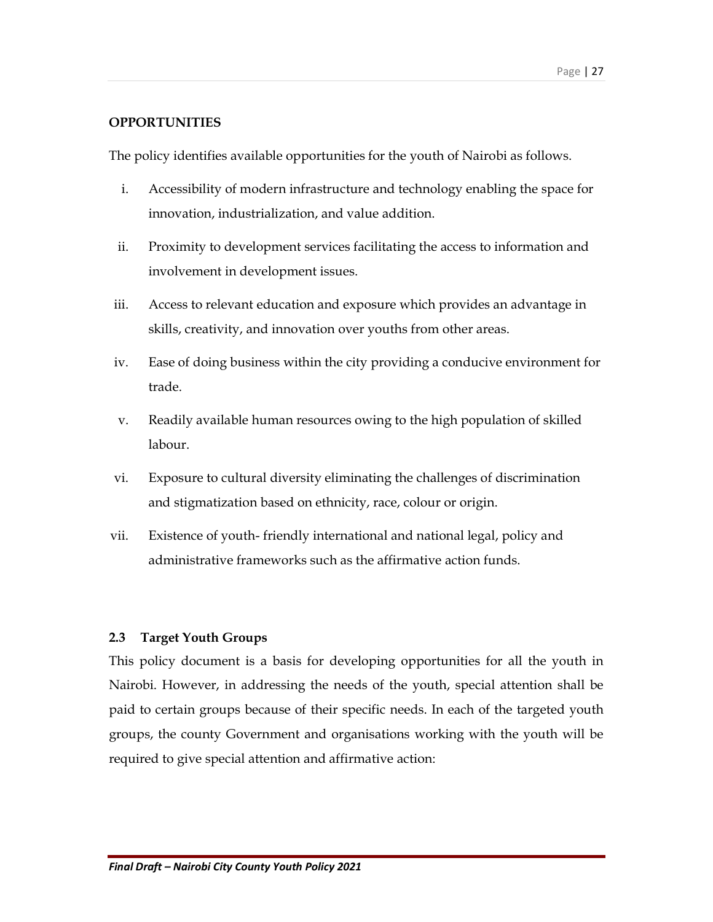**OPPORTUNITIES**

The policy identifies available opportunities for the youth of Nairobi as follows.

i. Accessibility of modern infrastructure and technology enabling the space for innovation, industrialization, and value addition.
ii. Proximity to development services facilitating the access to information and involvement in development issues.
iii. Access to relevant education and exposure which provides an advantage in skills, creativity, and innovation over youths from other areas.
iv. Ease of doing business within the city providing a conducive environment for trade.
v. Readily available human resources owing to the high population of skilled labour.
vi. Exposure to cultural diversity eliminating the challenges of discrimination and stigmatization based on ethnicity, race, colour or origin.
vii. Existence of youth- friendly international and national legal, policy and administrative frameworks such as the affirmative action funds.

### 2.3 Target Youth Groups

This policy document is a basis for developing opportunities for all the youth in Nairobi. However, in addressing the needs of the youth, special attention shall be paid to certain groups because of their specific needs. In each of the targeted youth groups, the county Government and organisations working with the youth will be required to give special attention and affirmative action: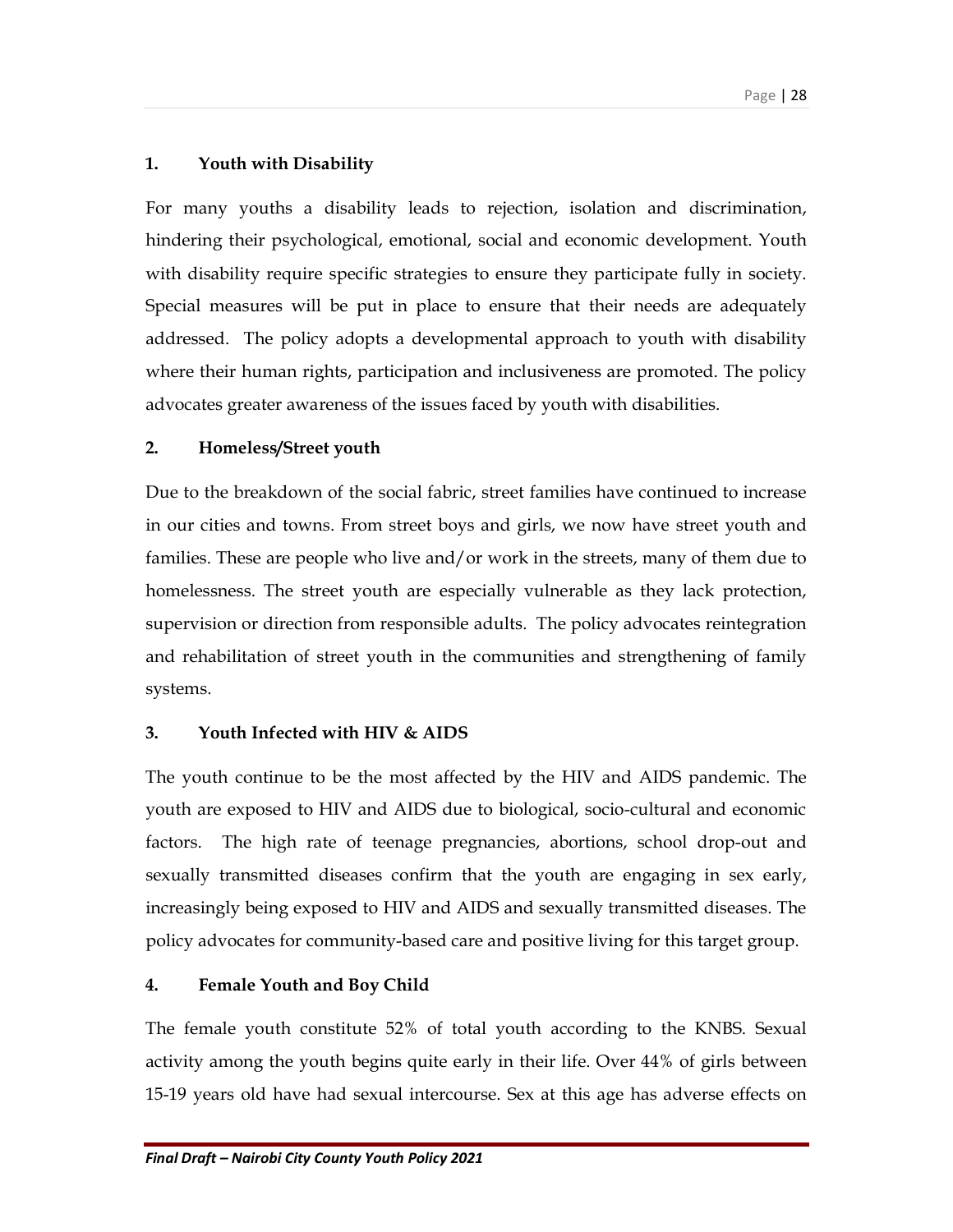**1. Youth with Disability**

For many youths a disability leads to rejection, isolation and discrimination, hindering their psychological, emotional, social and economic development. Youth with disability require specific strategies to ensure they participate fully in society. Special measures will be put in place to ensure that their needs are adequately addressed. The policy adopts a developmental approach to youth with disability where their human rights, participation and inclusiveness are promoted. The policy advocates greater awareness of the issues faced by youth with disabilities.

**2. Homeless/Street youth**

Due to the breakdown of the social fabric, street families have continued to increase in our cities and towns. From street boys and girls, we now have street youth and families. These are people who live and/or work in the streets, many of them due to homelessness. The street youth are especially vulnerable as they lack protection, supervision or direction from responsible adults. The policy advocates reintegration and rehabilitation of street youth in the communities and strengthening of family systems.

**3. Youth Infected with HIV & AIDS**

The youth continue to be the most affected by the HIV and AIDS pandemic. The youth are exposed to HIV and AIDS due to biological, socio-cultural and economic factors. The high rate of teenage pregnancies, abortions, school drop-out and sexually transmitted diseases confirm that the youth are engaging in sex early, increasingly being exposed to HIV and AIDS and sexually transmitted diseases. The policy advocates for community-based care and positive living for this target group.

**4. Female Youth and Boy Child**

The female youth constitute 52% of total youth according to the KNBS. Sexual activity among the youth begins quite early in their life. Over 44% of girls between 15-19 years old have had sexual intercourse. Sex at this age has adverse effects on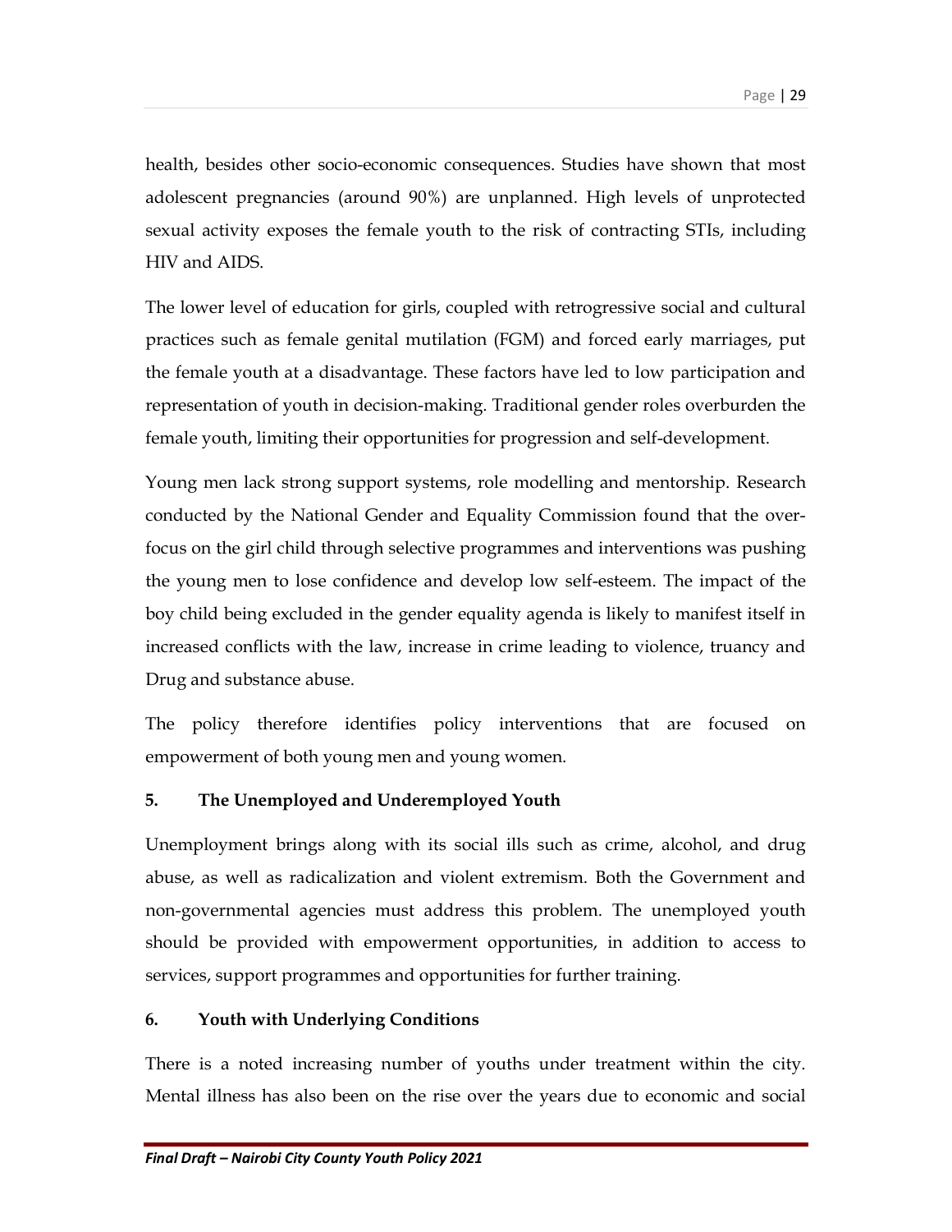health, besides other socio-economic consequences. Studies have shown that most adolescent pregnancies (around 90%) are unplanned. High levels of unprotected sexual activity exposes the female youth to the risk of contracting STIs, including HIV and AIDS.

The lower level of education for girls, coupled with retrogressive social and cultural practices such as female genital mutilation (FGM) and forced early marriages, put the female youth at a disadvantage. These factors have led to low participation and representation of youth in decision-making. Traditional gender roles overburden the female youth, limiting their opportunities for progression and self-development.

Young men lack strong support systems, role modelling and mentorship. Research conducted by the National Gender and Equality Commission found that the over-focus on the girl child through selective programmes and interventions was pushing the young men to lose confidence and develop low self-esteem. The impact of the boy child being excluded in the gender equality agenda is likely to manifest itself in increased conflicts with the law, increase in crime leading to violence, truancy and Drug and substance abuse.

The policy therefore identifies policy interventions that are focused on empowerment of both young men and young women.

**5. The Unemployed and Underemployed Youth**

Unemployment brings along with its social ills such as crime, alcohol, and drug abuse, as well as radicalization and violent extremism. Both the Government and non-governmental agencies must address this problem. The unemployed youth should be provided with empowerment opportunities, in addition to access to services, support programmes and opportunities for further training.

**6. Youth with Underlying Conditions**

There is a noted increasing number of youths under treatment within the city. Mental illness has also been on the rise over the years due to economic and social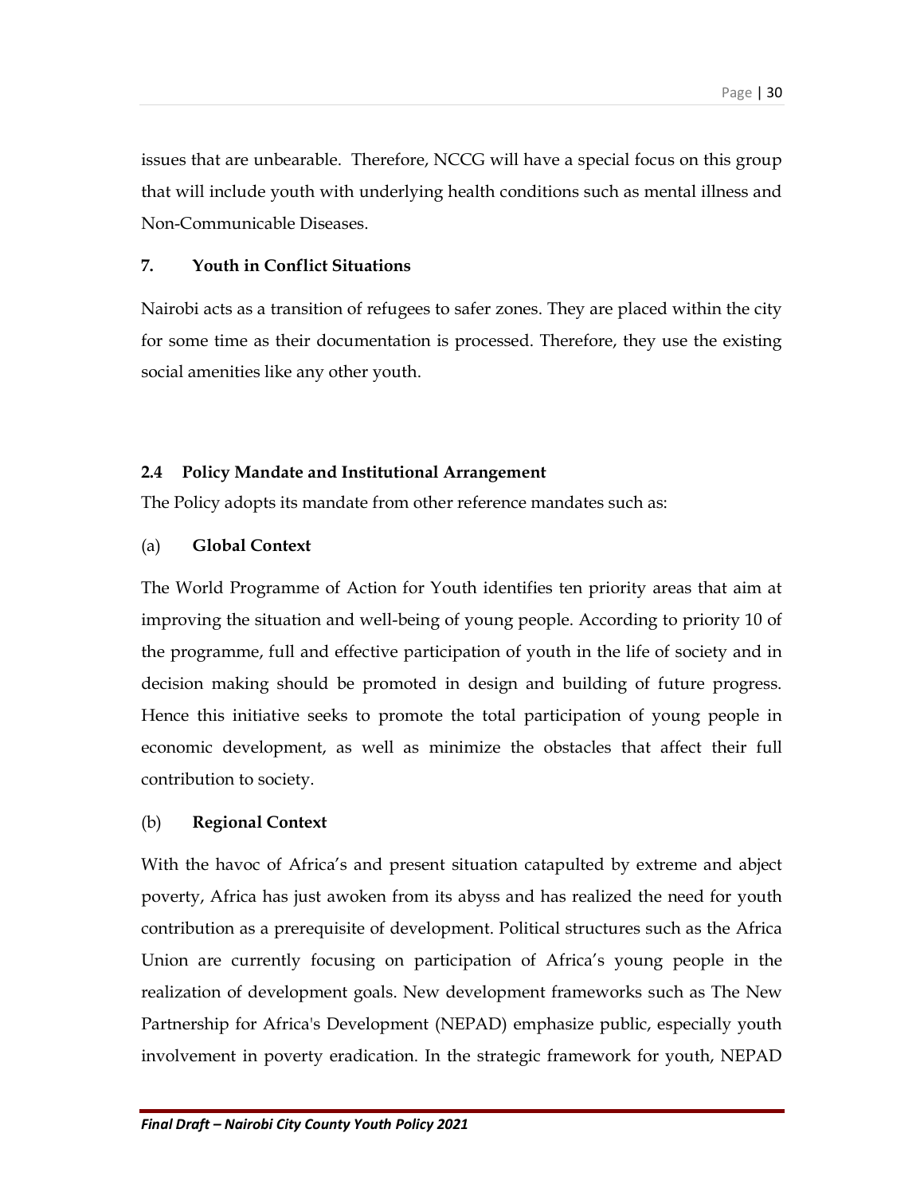issues that are unbearable. Therefore, NCCG will have a special focus on this group that will include youth with underlying health conditions such as mental illness and Non-Communicable Diseases.

**7. Youth in Conflict Situations**

Nairobi acts as a transition of refugees to safer zones. They are placed within the city for some time as their documentation is processed. Therefore, they use the existing social amenities like any other youth.

### 2.4 Policy Mandate and Institutional Arrangement

The Policy adopts its mandate from other reference mandates such as:

(a) **Global Context**

The World Programme of Action for Youth identifies ten priority areas that aim at improving the situation and well-being of young people. According to priority 10 of the programme, full and effective participation of youth in the life of society and in decision making should be promoted in design and building of future progress. Hence this initiative seeks to promote the total participation of young people in economic development, as well as minimize the obstacles that affect their full contribution to society.

(b) **Regional Context**

With the havoc of Africa's and present situation catapulted by extreme and abject poverty, Africa has just awoken from its abyss and has realized the need for youth contribution as a prerequisite of development. Political structures such as the Africa Union are currently focusing on participation of Africa's young people in the realization of development goals. New development frameworks such as The New Partnership for Africa's Development (NEPAD) emphasize public, especially youth involvement in poverty eradication. In the strategic framework for youth, NEPAD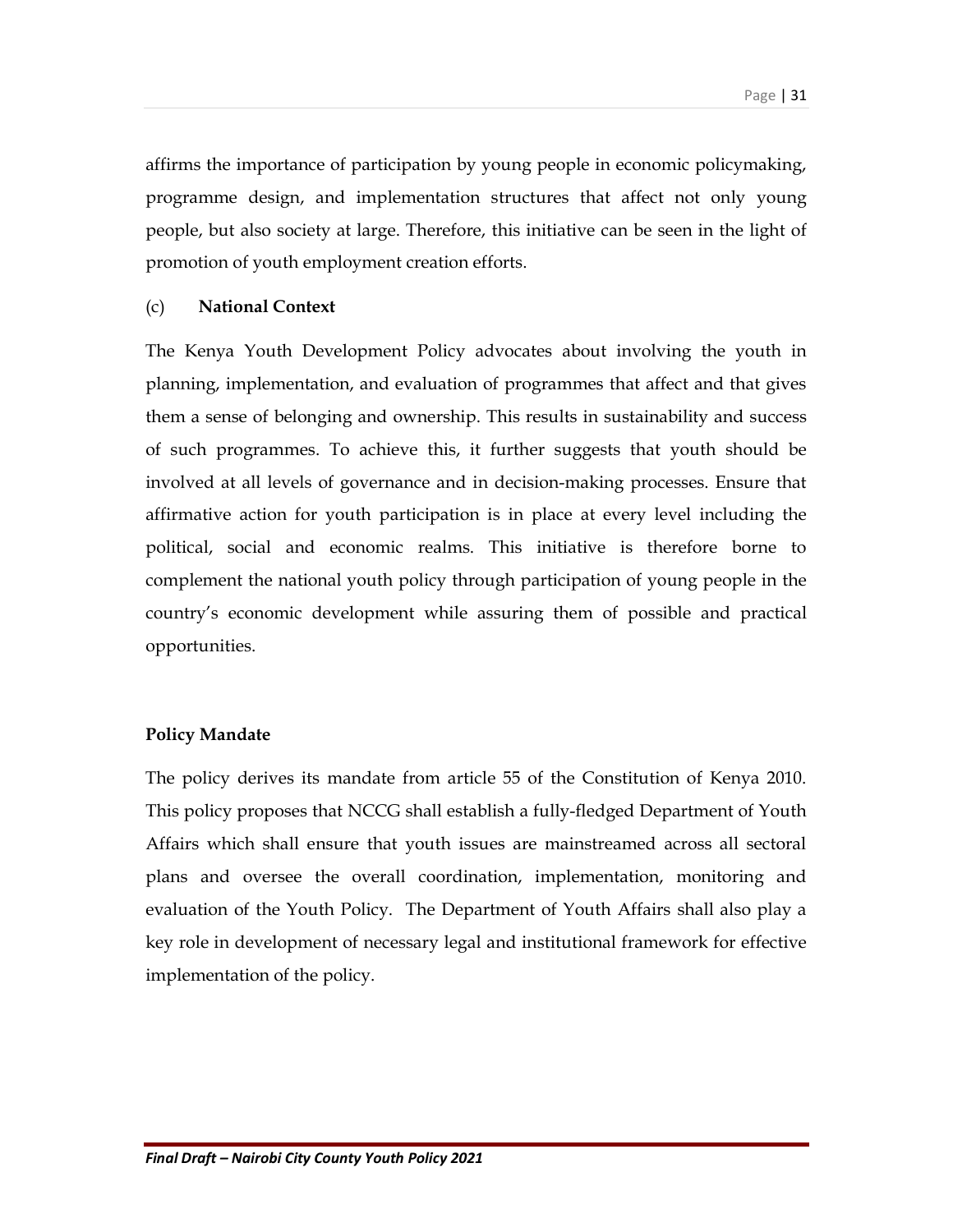affirms the importance of participation by young people in economic policymaking, programme design, and implementation structures that affect not only young people, but also society at large. Therefore, this initiative can be seen in the light of promotion of youth employment creation efforts.

(c) **National Context**

The Kenya Youth Development Policy advocates about involving the youth in planning, implementation, and evaluation of programmes that affect and that gives them a sense of belonging and ownership. This results in sustainability and success of such programmes. To achieve this, it further suggests that youth should be involved at all levels of governance and in decision-making processes. Ensure that affirmative action for youth participation is in place at every level including the political, social and economic realms. This initiative is therefore borne to complement the national youth policy through participation of young people in the country's economic development while assuring them of possible and practical opportunities.

**Policy Mandate**

The policy derives its mandate from article 55 of the Constitution of Kenya 2010. This policy proposes that NCCG shall establish a fully-fledged Department of Youth Affairs which shall ensure that youth issues are mainstreamed across all sectoral plans and oversee the overall coordination, implementation, monitoring and evaluation of the Youth Policy. The Department of Youth Affairs shall also play a key role in development of necessary legal and institutional framework for effective implementation of the policy.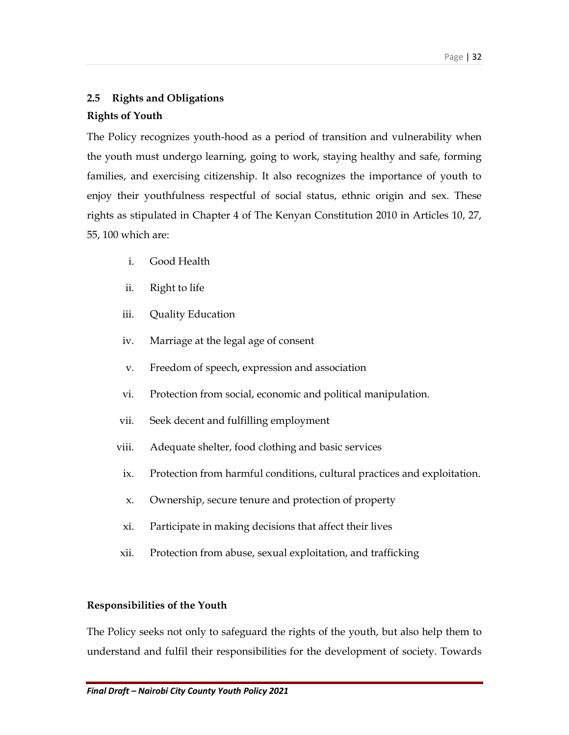## 2.5 Rights and Obligations

**Rights of Youth**

The Policy recognizes youth-hood as a period of transition and vulnerability when the youth must undergo learning, going to work, staying healthy and safe, forming families, and exercising citizenship. It also recognizes the importance of youth to enjoy their youthfulness respectful of social status, ethnic origin and sex. These rights as stipulated in Chapter 4 of The Kenyan Constitution 2010 in Articles 10, 27, 55, 100 which are:

i. Good Health
ii. Right to life
iii. Quality Education
iv. Marriage at the legal age of consent
v. Freedom of speech, expression and association
vi. Protection from social, economic and political manipulation.
vii. Seek decent and fulfilling employment
viii. Adequate shelter, food clothing and basic services
ix. Protection from harmful conditions, cultural practices and exploitation.
x. Ownership, secure tenure and protection of property
xi. Participate in making decisions that affect their lives
xii. Protection from abuse, sexual exploitation, and trafficking

**Responsibilities of the Youth**

The Policy seeks not only to safeguard the rights of the youth, but also help them to understand and fulfil their responsibilities for the development of society. Towards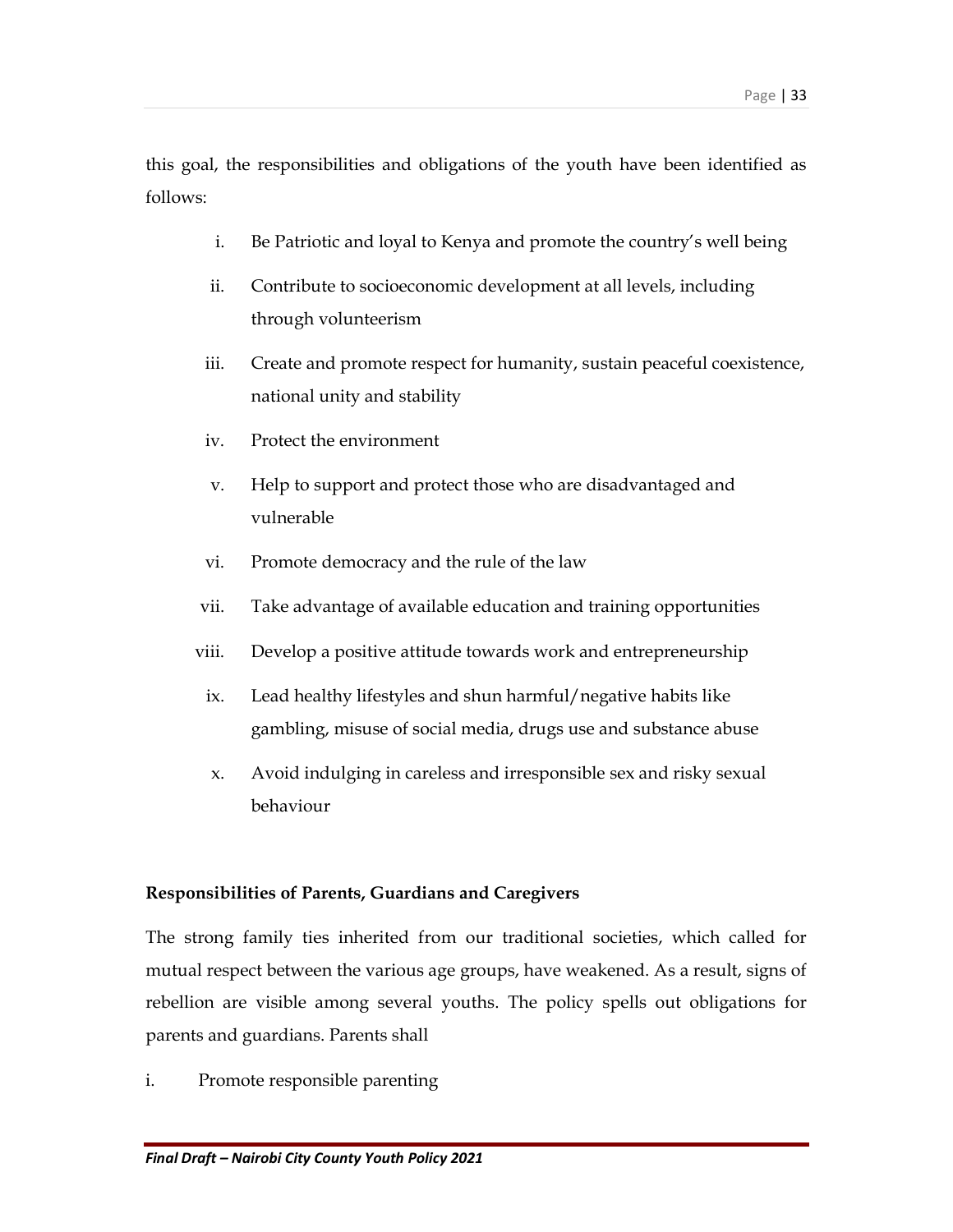this goal, the responsibilities and obligations of the youth have been identified as follows:

i. Be Patriotic and loyal to Kenya and promote the country's well being
ii. Contribute to socioeconomic development at all levels, including through volunteerism
iii. Create and promote respect for humanity, sustain peaceful coexistence, national unity and stability
iv. Protect the environment
v. Help to support and protect those who are disadvantaged and vulnerable
vi. Promote democracy and the rule of the law
vii. Take advantage of available education and training opportunities
viii. Develop a positive attitude towards work and entrepreneurship
ix. Lead healthy lifestyles and shun harmful/negative habits like gambling, misuse of social media, drugs use and substance abuse
x. Avoid indulging in careless and irresponsible sex and risky sexual behaviour

**Responsibilities of Parents, Guardians and Caregivers**

The strong family ties inherited from our traditional societies, which called for mutual respect between the various age groups, have weakened. As a result, signs of rebellion are visible among several youths. The policy spells out obligations for parents and guardians. Parents shall

i. Promote responsible parenting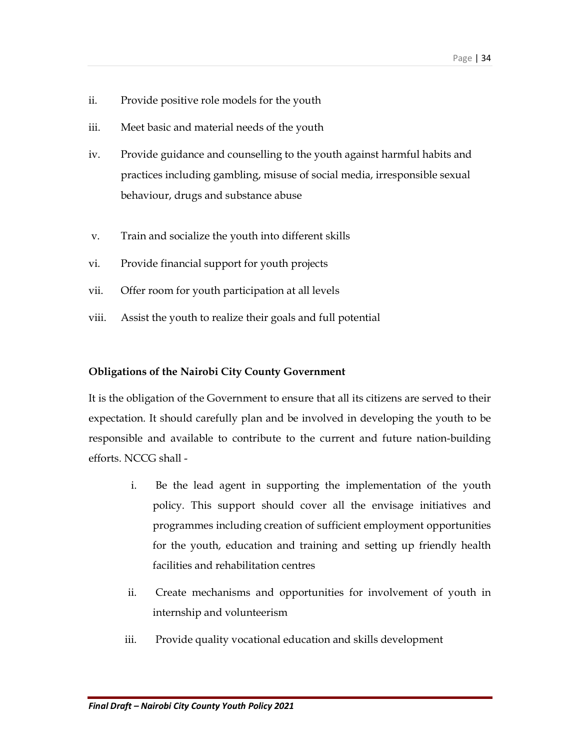ii. Provide positive role models for the youth

iii. Meet basic and material needs of the youth

iv. Provide guidance and counselling to the youth against harmful habits and practices including gambling, misuse of social media, irresponsible sexual behaviour, drugs and substance abuse

v. Train and socialize the youth into different skills

vi. Provide financial support for youth projects

vii. Offer room for youth participation at all levels

viii. Assist the youth to realize their goals and full potential

**Obligations of the Nairobi City County Government**

It is the obligation of the Government to ensure that all its citizens are served to their expectation. It should carefully plan and be involved in developing the youth to be responsible and available to contribute to the current and future nation-building efforts. NCCG shall -

i. Be the lead agent in supporting the implementation of the youth policy. This support should cover all the envisage initiatives and programmes including creation of sufficient employment opportunities for the youth, education and training and setting up friendly health facilities and rehabilitation centres

ii. Create mechanisms and opportunities for involvement of youth in internship and volunteerism

iii. Provide quality vocational education and skills development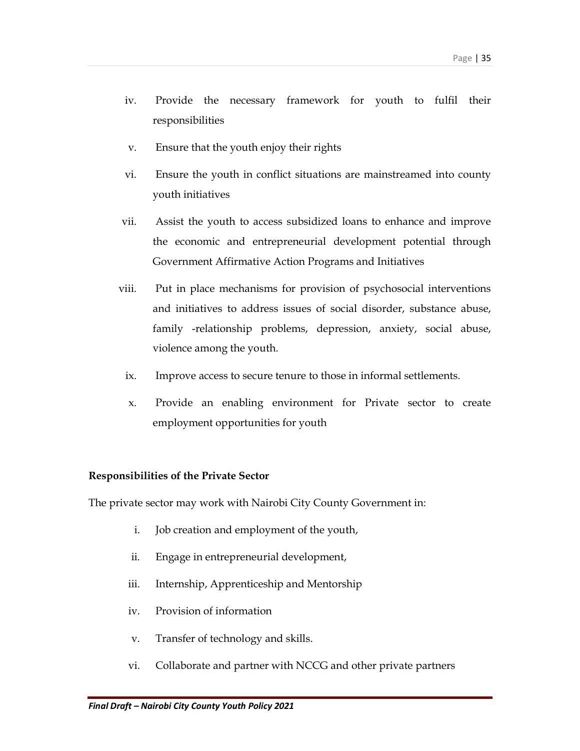iv. Provide the necessary framework for youth to fulfil their responsibilities

v. Ensure that the youth enjoy their rights

vi. Ensure the youth in conflict situations are mainstreamed into county youth initiatives

vii. Assist the youth to access subsidized loans to enhance and improve the economic and entrepreneurial development potential through Government Affirmative Action Programs and Initiatives

viii. Put in place mechanisms for provision of psychosocial interventions and initiatives to address issues of social disorder, substance abuse, family -relationship problems, depression, anxiety, social abuse, violence among the youth.

ix. Improve access to secure tenure to those in informal settlements.

x. Provide an enabling environment for Private sector to create employment opportunities for youth

**Responsibilities of the Private Sector**

The private sector may work with Nairobi City County Government in:

i. Job creation and employment of the youth,

ii. Engage in entrepreneurial development,

iii. Internship, Apprenticeship and Mentorship

iv. Provision of information

v. Transfer of technology and skills.

vi. Collaborate and partner with NCCG and other private partners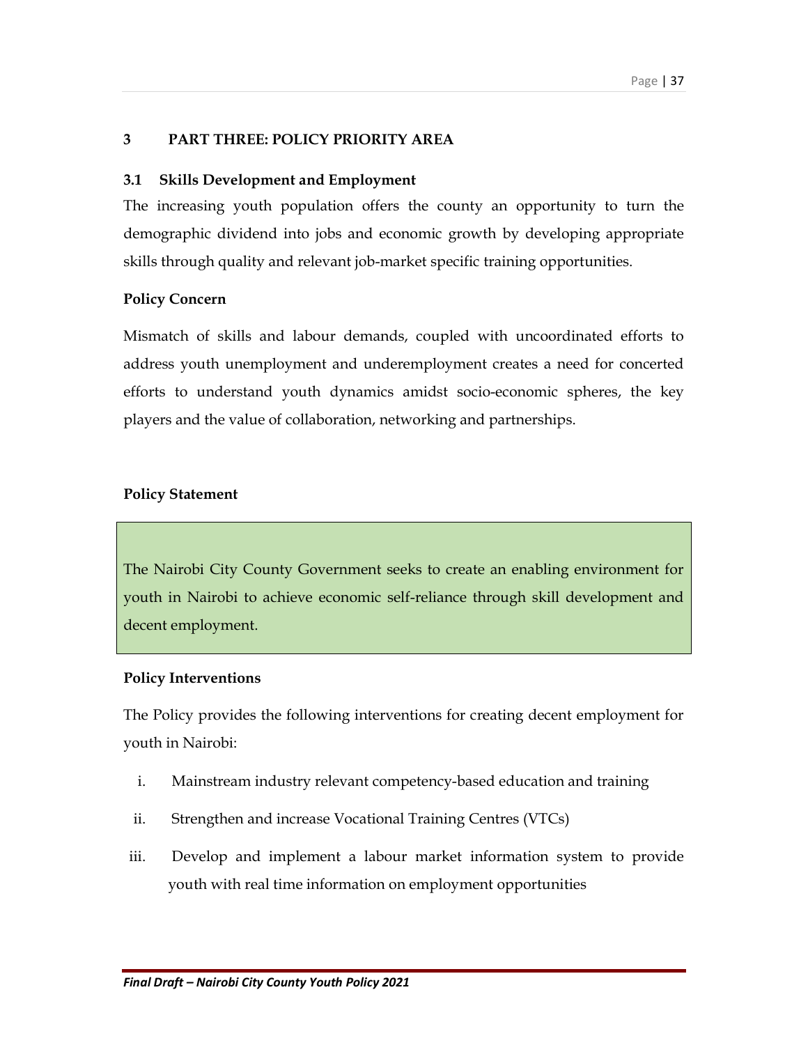# 3 PART THREE: POLICY PRIORITY AREA

## 3.1 Skills Development and Employment

The increasing youth population offers the county an opportunity to turn the demographic dividend into jobs and economic growth by developing appropriate skills through quality and relevant job-market specific training opportunities.

**Policy Concern**

Mismatch of skills and labour demands, coupled with uncoordinated efforts to address youth unemployment and underemployment creates a need for concerted efforts to understand youth dynamics amidst socio-economic spheres, the key players and the value of collaboration, networking and partnerships.

**Policy Statement**

> The Nairobi City County Government seeks to create an enabling environment for youth in Nairobi to achieve economic self-reliance through skill development and decent employment.

**Policy Interventions**

The Policy provides the following interventions for creating decent employment for youth in Nairobi:

i. Mainstream industry relevant competency-based education and training

ii. Strengthen and increase Vocational Training Centres (VTCs)

iii. Develop and implement a labour market information system to provide youth with real time information on employment opportunities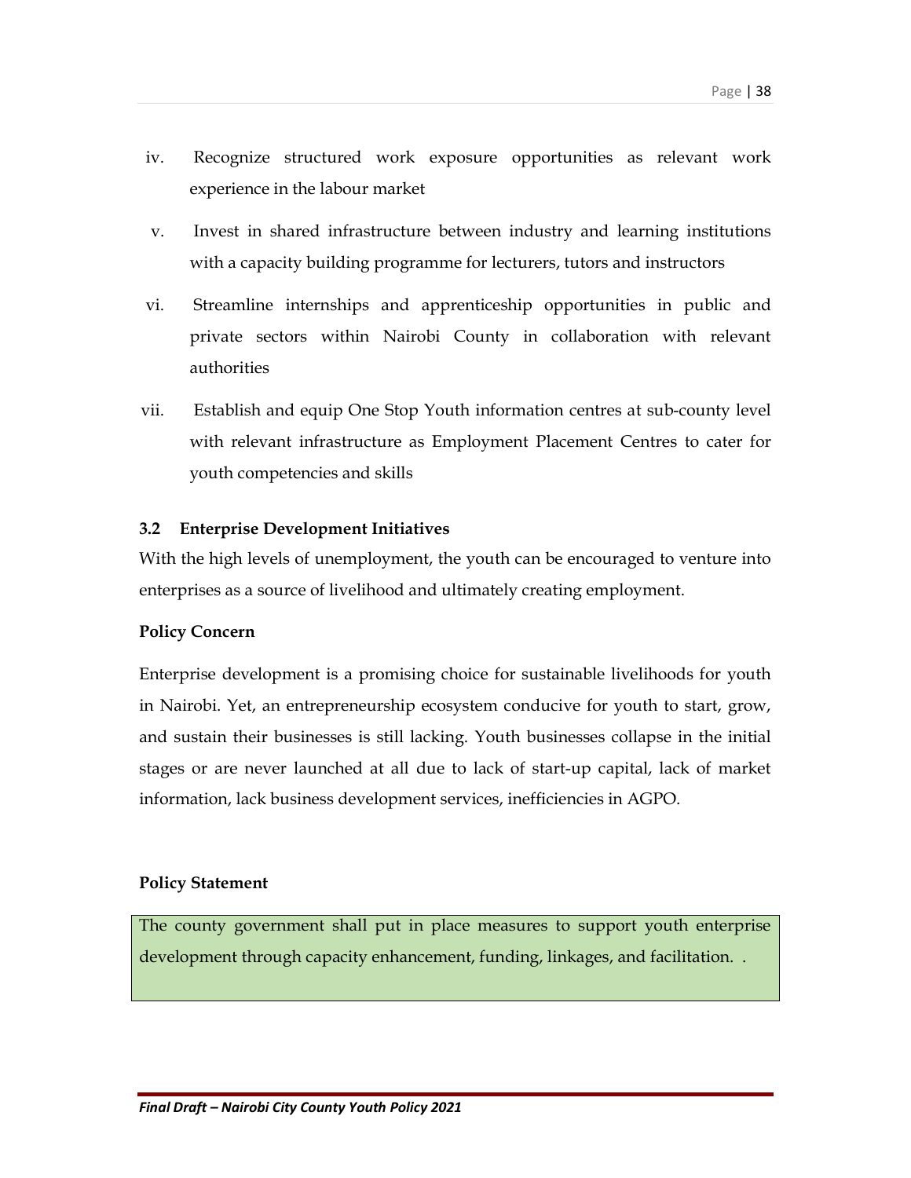iv. Recognize structured work exposure opportunities as relevant work experience in the labour market

v. Invest in shared infrastructure between industry and learning institutions with a capacity building programme for lecturers, tutors and instructors

vi. Streamline internships and apprenticeship opportunities in public and private sectors within Nairobi County in collaboration with relevant authorities

vii. Establish and equip One Stop Youth information centres at sub-county level with relevant infrastructure as Employment Placement Centres to cater for youth competencies and skills

### 3.2 Enterprise Development Initiatives

With the high levels of unemployment, the youth can be encouraged to venture into enterprises as a source of livelihood and ultimately creating employment.

**Policy Concern**

Enterprise development is a promising choice for sustainable livelihoods for youth in Nairobi. Yet, an entrepreneurship ecosystem conducive for youth to start, grow, and sustain their businesses is still lacking. Youth businesses collapse in the initial stages or are never launched at all due to lack of start-up capital, lack of market information, lack business development services, inefficiencies in AGPO.

**Policy Statement**

The county government shall put in place measures to support youth enterprise development through capacity enhancement, funding, linkages, and facilitation. .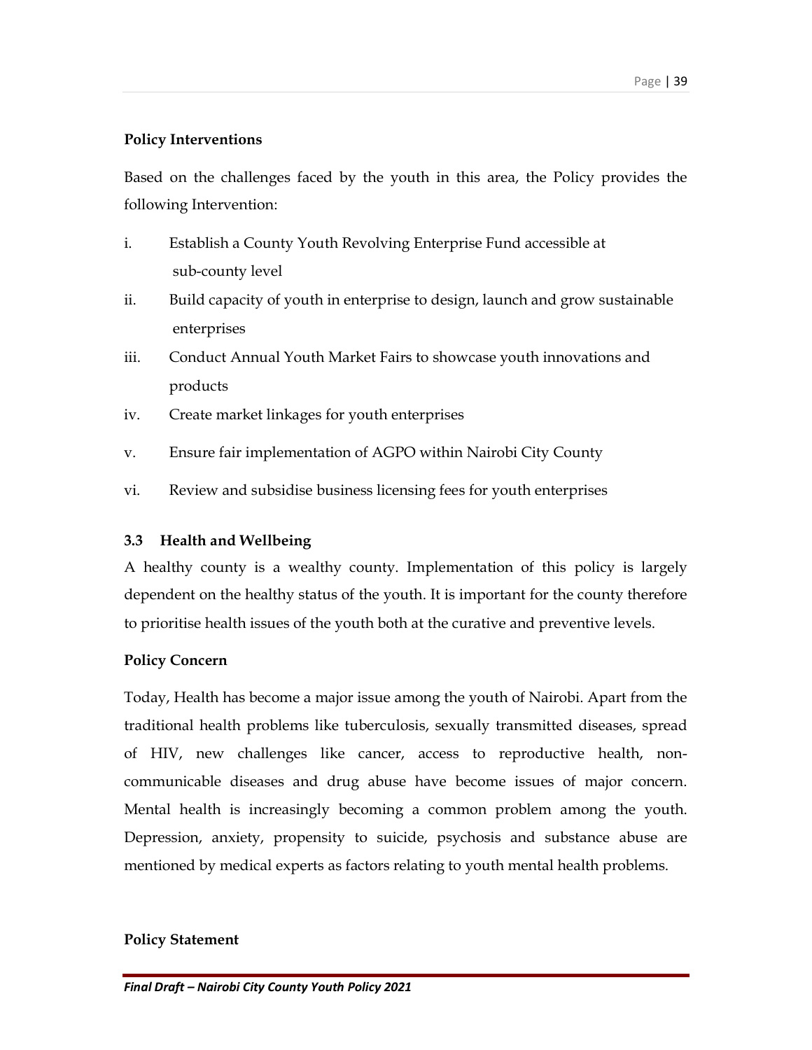**Policy Interventions**

Based on the challenges faced by the youth in this area, the Policy provides the following Intervention:

i. Establish a County Youth Revolving Enterprise Fund accessible at sub-county level
ii. Build capacity of youth in enterprise to design, launch and grow sustainable enterprises
iii. Conduct Annual Youth Market Fairs to showcase youth innovations and products
iv. Create market linkages for youth enterprises
v. Ensure fair implementation of AGPO within Nairobi City County
vi. Review and subsidise business licensing fees for youth enterprises

### 3.3 Health and Wellbeing

A healthy county is a wealthy county. Implementation of this policy is largely dependent on the healthy status of the youth. It is important for the county therefore to prioritise health issues of the youth both at the curative and preventive levels.

**Policy Concern**

Today, Health has become a major issue among the youth of Nairobi. Apart from the traditional health problems like tuberculosis, sexually transmitted diseases, spread of HIV, new challenges like cancer, access to reproductive health, non-communicable diseases and drug abuse have become issues of major concern. Mental health is increasingly becoming a common problem among the youth. Depression, anxiety, propensity to suicide, psychosis and substance abuse are mentioned by medical experts as factors relating to youth mental health problems.

**Policy Statement**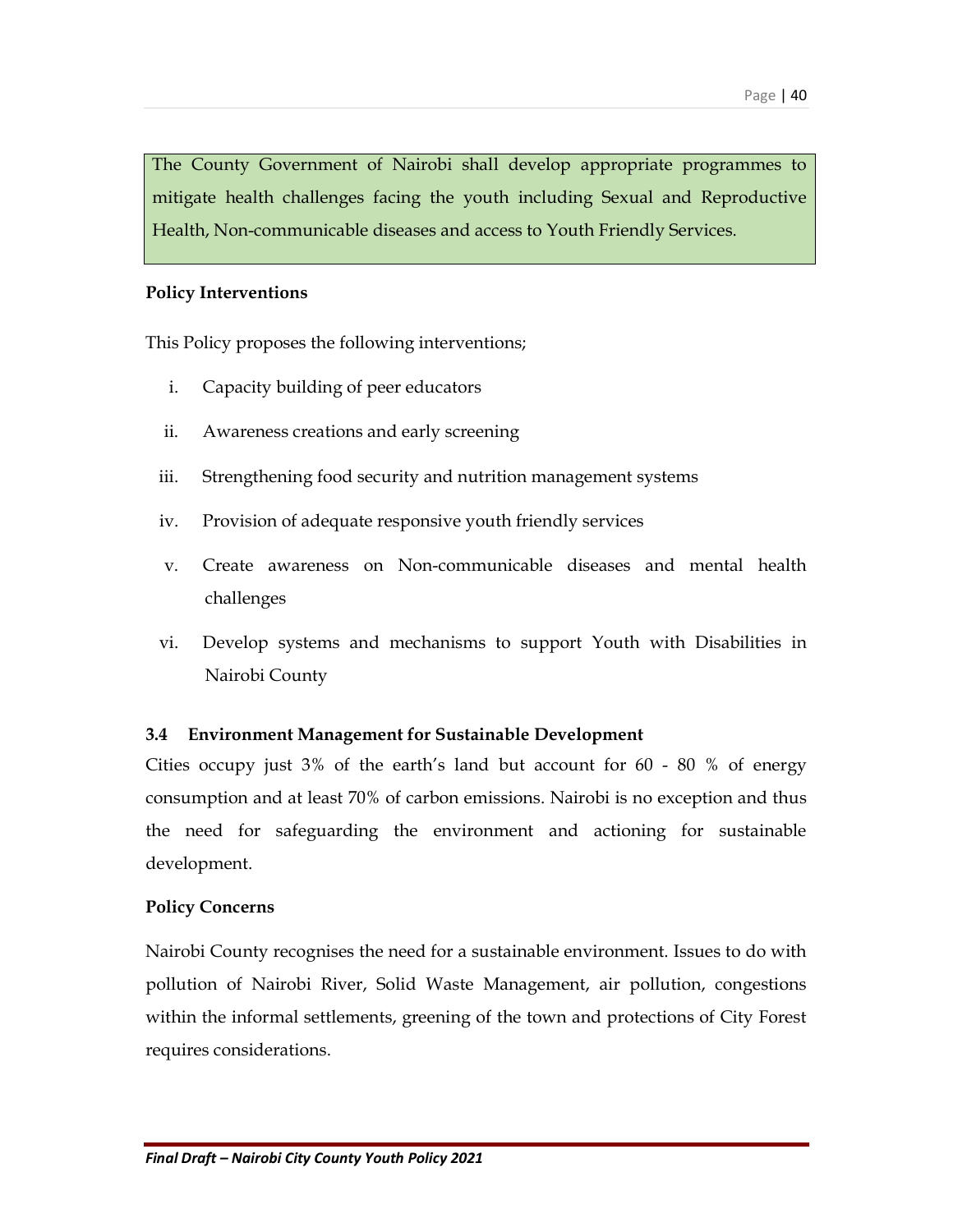> The County Government of Nairobi shall develop appropriate programmes to mitigate health challenges facing the youth including Sexual and Reproductive Health, Non-communicable diseases and access to Youth Friendly Services.

**Policy Interventions**

This Policy proposes the following interventions;

i. Capacity building of peer educators
ii. Awareness creations and early screening
iii. Strengthening food security and nutrition management systems
iv. Provision of adequate responsive youth friendly services
v. Create awareness on Non-communicable diseases and mental health challenges
vi. Develop systems and mechanisms to support Youth with Disabilities in Nairobi County

### 3.4 Environment Management for Sustainable Development

Cities occupy just 3% of the earth's land but account for 60 - 80 % of energy consumption and at least 70% of carbon emissions. Nairobi is no exception and thus the need for safeguarding the environment and actioning for sustainable development.

**Policy Concerns**

Nairobi County recognises the need for a sustainable environment. Issues to do with pollution of Nairobi River, Solid Waste Management, air pollution, congestions within the informal settlements, greening of the town and protections of City Forest requires considerations.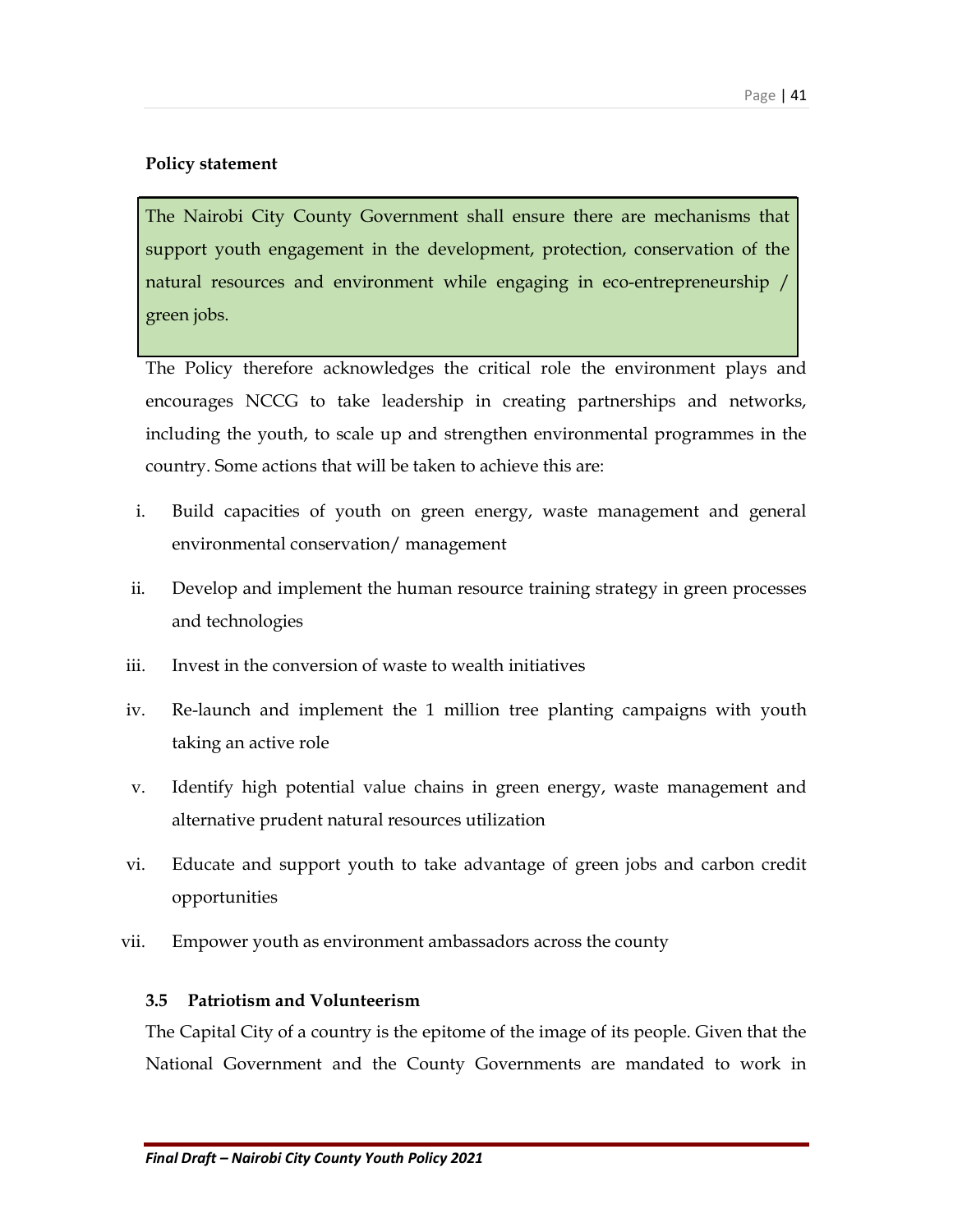**Policy statement**

> The Nairobi City County Government shall ensure there are mechanisms that support youth engagement in the development, protection, conservation of the natural resources and environment while engaging in eco-entrepreneurship / green jobs.

The Policy therefore acknowledges the critical role the environment plays and encourages NCCG to take leadership in creating partnerships and networks, including the youth, to scale up and strengthen environmental programmes in the country. Some actions that will be taken to achieve this are:

i. Build capacities of youth on green energy, waste management and general environmental conservation/ management
ii. Develop and implement the human resource training strategy in green processes and technologies
iii. Invest in the conversion of waste to wealth initiatives
iv. Re-launch and implement the 1 million tree planting campaigns with youth taking an active role
v. Identify high potential value chains in green energy, waste management and alternative prudent natural resources utilization
vi. Educate and support youth to take advantage of green jobs and carbon credit opportunities
vii. Empower youth as environment ambassadors across the county

### 3.5 Patriotism and Volunteerism

The Capital City of a country is the epitome of the image of its people. Given that the National Government and the County Governments are mandated to work in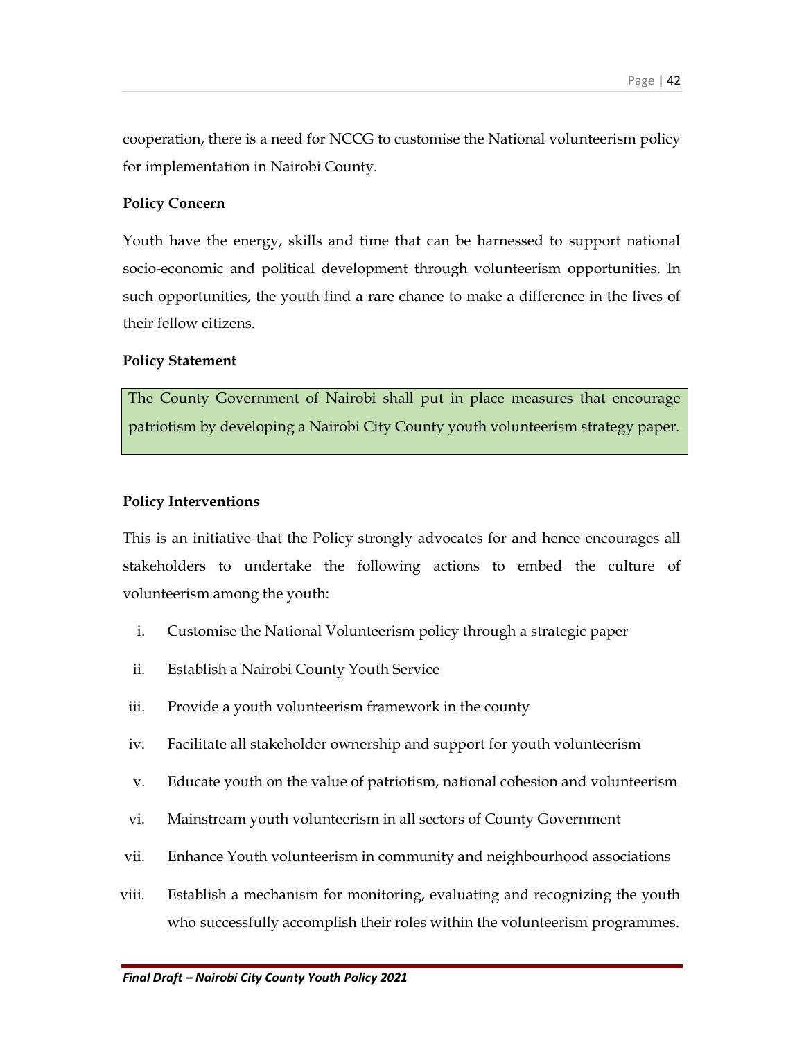cooperation, there is a need for NCCG to customise the National volunteerism policy for implementation in Nairobi County.

**Policy Concern**

Youth have the energy, skills and time that can be harnessed to support national socio-economic and political development through volunteerism opportunities. In such opportunities, the youth find a rare chance to make a difference in the lives of their fellow citizens.

**Policy Statement**

The County Government of Nairobi shall put in place measures that encourage patriotism by developing a Nairobi City County youth volunteerism strategy paper.

**Policy Interventions**

This is an initiative that the Policy strongly advocates for and hence encourages all stakeholders to undertake the following actions to embed the culture of volunteerism among the youth:

i. Customise the National Volunteerism policy through a strategic paper
ii. Establish a Nairobi County Youth Service
iii. Provide a youth volunteerism framework in the county
iv. Facilitate all stakeholder ownership and support for youth volunteerism
v. Educate youth on the value of patriotism, national cohesion and volunteerism
vi. Mainstream youth volunteerism in all sectors of County Government
vii. Enhance Youth volunteerism in community and neighbourhood associations
viii. Establish a mechanism for monitoring, evaluating and recognizing the youth who successfully accomplish their roles within the volunteerism programmes.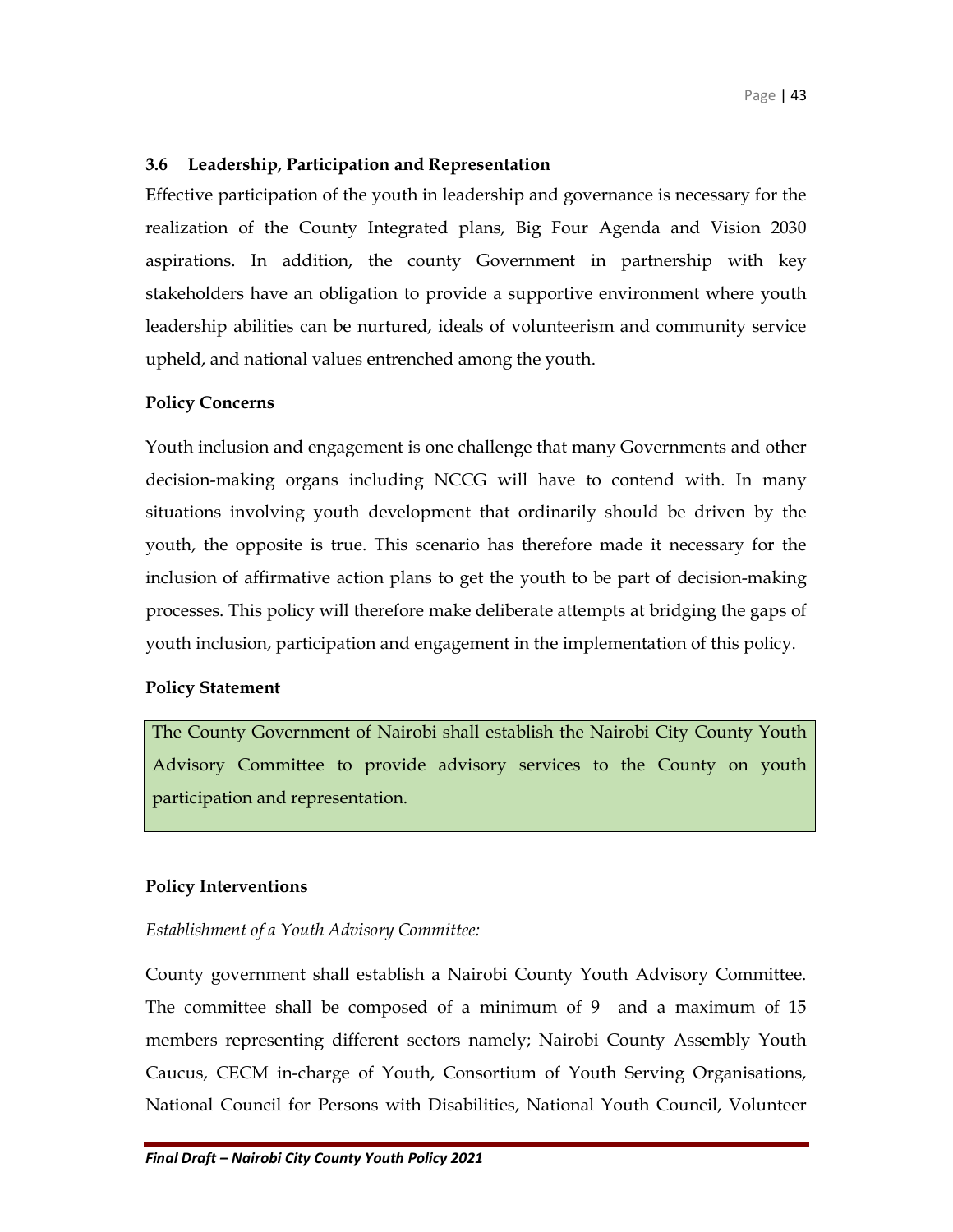### 3.6 Leadership, Participation and Representation

Effective participation of the youth in leadership and governance is necessary for the realization of the County Integrated plans, Big Four Agenda and Vision 2030 aspirations. In addition, the county Government in partnership with key stakeholders have an obligation to provide a supportive environment where youth leadership abilities can be nurtured, ideals of volunteerism and community service upheld, and national values entrenched among the youth.

**Policy Concerns**

Youth inclusion and engagement is one challenge that many Governments and other decision-making organs including NCCG will have to contend with. In many situations involving youth development that ordinarily should be driven by the youth, the opposite is true. This scenario has therefore made it necessary for the inclusion of affirmative action plans to get the youth to be part of decision-making processes. This policy will therefore make deliberate attempts at bridging the gaps of youth inclusion, participation and engagement in the implementation of this policy.

**Policy Statement**

> The County Government of Nairobi shall establish the Nairobi City County Youth Advisory Committee to provide advisory services to the County on youth participation and representation.

**Policy Interventions**

*Establishment of a Youth Advisory Committee:*

County government shall establish a Nairobi County Youth Advisory Committee. The committee shall be composed of a minimum of 9 and a maximum of 15 members representing different sectors namely; Nairobi County Assembly Youth Caucus, CECM in-charge of Youth, Consortium of Youth Serving Organisations, National Council for Persons with Disabilities, National Youth Council, Volunteer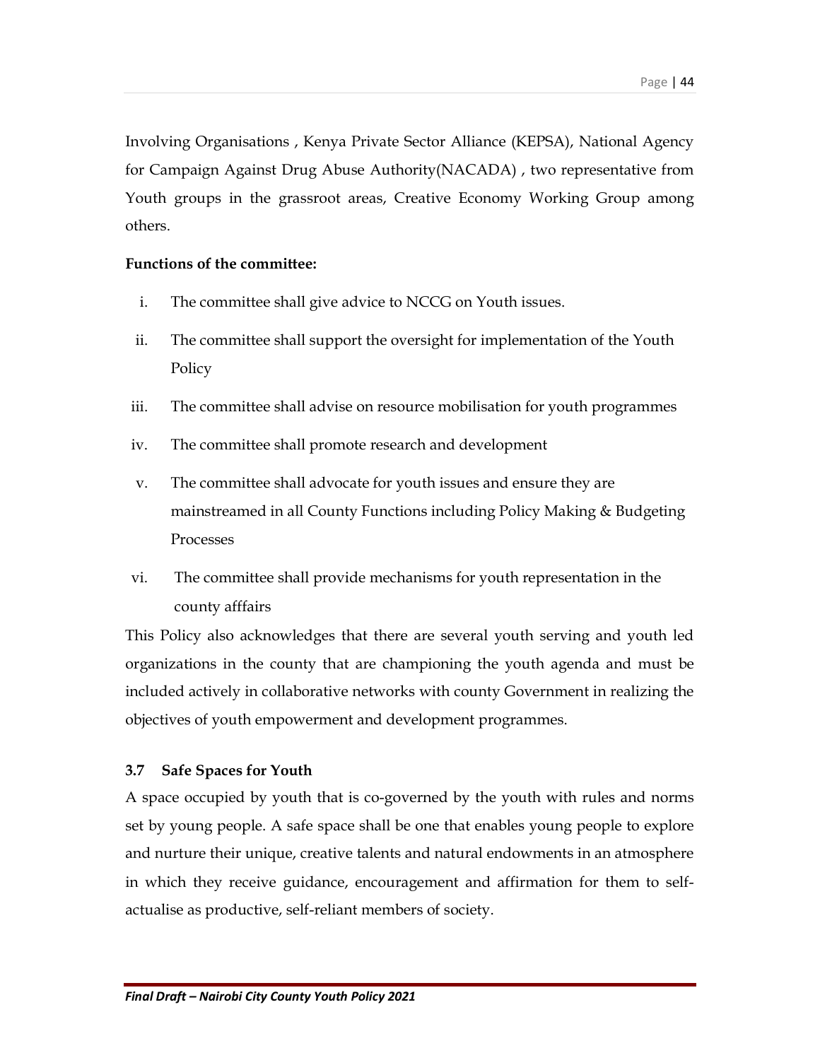Involving Organisations , Kenya Private Sector Alliance (KEPSA), National Agency for Campaign Against Drug Abuse Authority(NACADA) , two representative from Youth groups in the grassroot areas, Creative Economy Working Group among others.

**Functions of the committee:**

i. The committee shall give advice to NCCG on Youth issues.

ii. The committee shall support the oversight for implementation of the Youth Policy

iii. The committee shall advise on resource mobilisation for youth programmes

iv. The committee shall promote research and development

v. The committee shall advocate for youth issues and ensure they are mainstreamed in all County Functions including Policy Making & Budgeting Processes

vi. The committee shall provide mechanisms for youth representation in the county afffairs

This Policy also acknowledges that there are several youth serving and youth led organizations in the county that are championing the youth agenda and must be included actively in collaborative networks with county Government in realizing the objectives of youth empowerment and development programmes.

### 3.7 Safe Spaces for Youth

A space occupied by youth that is co-governed by the youth with rules and norms set by young people. A safe space shall be one that enables young people to explore and nurture their unique, creative talents and natural endowments in an atmosphere in which they receive guidance, encouragement and affirmation for them to self-actualise as productive, self-reliant members of society.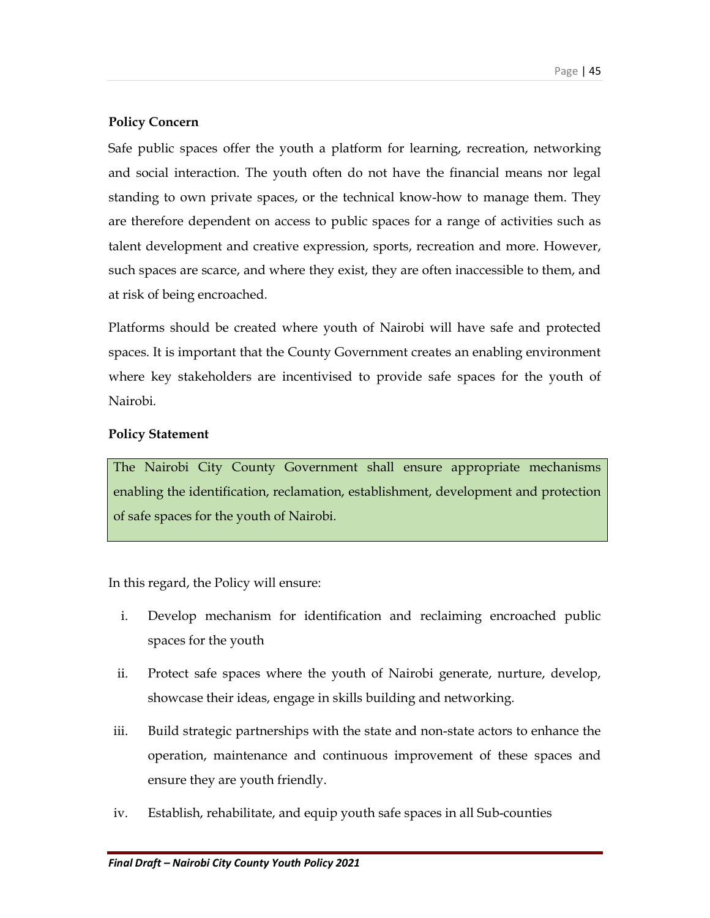**Policy Concern**

Safe public spaces offer the youth a platform for learning, recreation, networking and social interaction. The youth often do not have the financial means nor legal standing to own private spaces, or the technical know-how to manage them. They are therefore dependent on access to public spaces for a range of activities such as talent development and creative expression, sports, recreation and more. However, such spaces are scarce, and where they exist, they are often inaccessible to them, and at risk of being encroached.

Platforms should be created where youth of Nairobi will have safe and protected spaces. It is important that the County Government creates an enabling environment where key stakeholders are incentivised to provide safe spaces for the youth of Nairobi.

**Policy Statement**

> The Nairobi City County Government shall ensure appropriate mechanisms enabling the identification, reclamation, establishment, development and protection of safe spaces for the youth of Nairobi.

In this regard, the Policy will ensure:

i. Develop mechanism for identification and reclaiming encroached public spaces for the youth

ii. Protect safe spaces where the youth of Nairobi generate, nurture, develop, showcase their ideas, engage in skills building and networking.

iii. Build strategic partnerships with the state and non-state actors to enhance the operation, maintenance and continuous improvement of these spaces and ensure they are youth friendly.

iv. Establish, rehabilitate, and equip youth safe spaces in all Sub-counties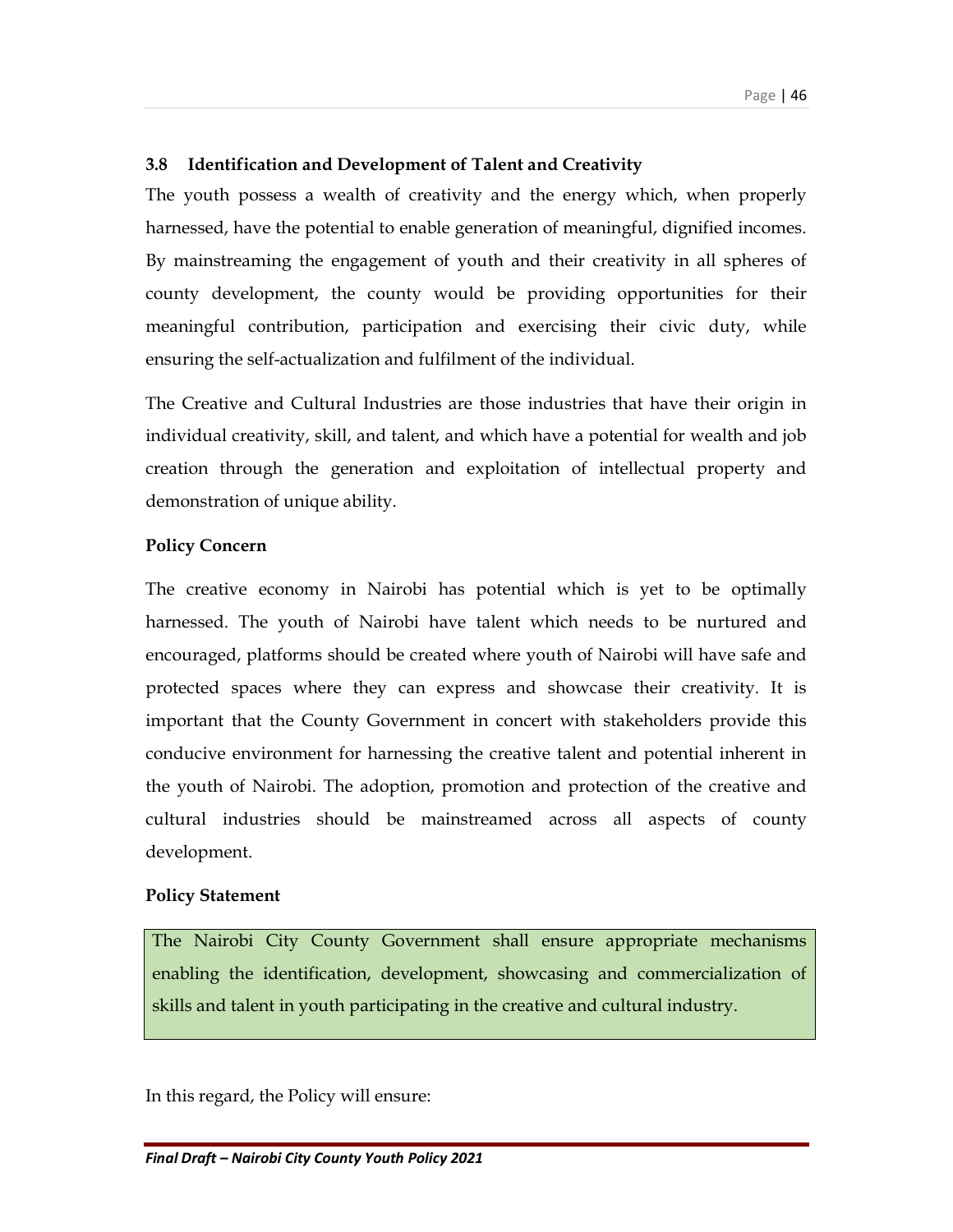### 3.8 Identification and Development of Talent and Creativity

The youth possess a wealth of creativity and the energy which, when properly harnessed, have the potential to enable generation of meaningful, dignified incomes. By mainstreaming the engagement of youth and their creativity in all spheres of county development, the county would be providing opportunities for their meaningful contribution, participation and exercising their civic duty, while ensuring the self-actualization and fulfilment of the individual.

The Creative and Cultural Industries are those industries that have their origin in individual creativity, skill, and talent, and which have a potential for wealth and job creation through the generation and exploitation of intellectual property and demonstration of unique ability.

**Policy Concern**

The creative economy in Nairobi has potential which is yet to be optimally harnessed. The youth of Nairobi have talent which needs to be nurtured and encouraged, platforms should be created where youth of Nairobi will have safe and protected spaces where they can express and showcase their creativity. It is important that the County Government in concert with stakeholders provide this conducive environment for harnessing the creative talent and potential inherent in the youth of Nairobi. The adoption, promotion and protection of the creative and cultural industries should be mainstreamed across all aspects of county development.

**Policy Statement**

> The Nairobi City County Government shall ensure appropriate mechanisms enabling the identification, development, showcasing and commercialization of skills and talent in youth participating in the creative and cultural industry.

In this regard, the Policy will ensure: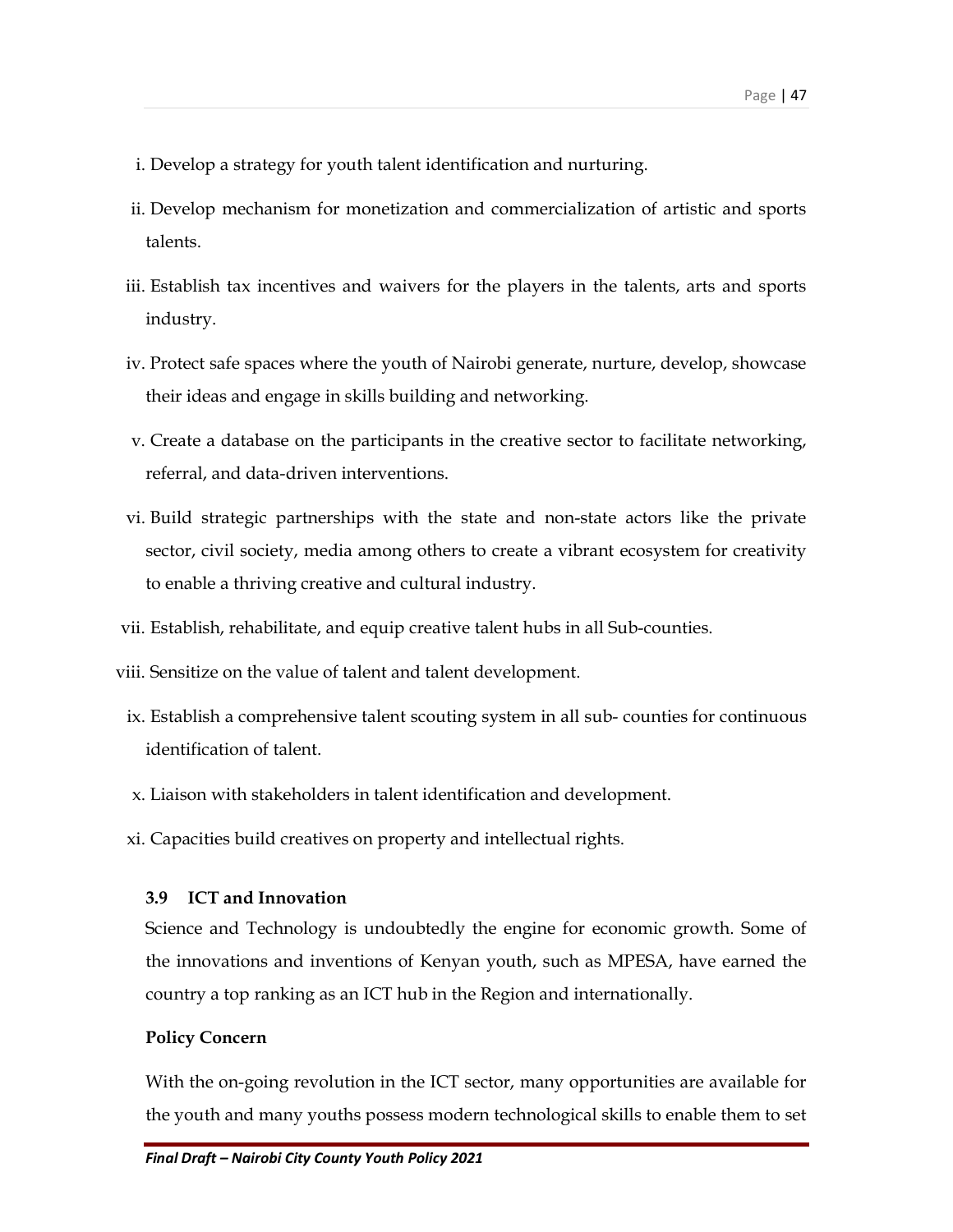i. Develop a strategy for youth talent identification and nurturing.

ii. Develop mechanism for monetization and commercialization of artistic and sports talents.

iii. Establish tax incentives and waivers for the players in the talents, arts and sports industry.

iv. Protect safe spaces where the youth of Nairobi generate, nurture, develop, showcase their ideas and engage in skills building and networking.

v. Create a database on the participants in the creative sector to facilitate networking, referral, and data-driven interventions.

vi. Build strategic partnerships with the state and non-state actors like the private sector, civil society, media among others to create a vibrant ecosystem for creativity to enable a thriving creative and cultural industry.

vii. Establish, rehabilitate, and equip creative talent hubs in all Sub-counties.

viii. Sensitize on the value of talent and talent development.

ix. Establish a comprehensive talent scouting system in all sub- counties for continuous identification of talent.

x. Liaison with stakeholders in talent identification and development.

xi. Capacities build creatives on property and intellectual rights.

### 3.9 ICT and Innovation

Science and Technology is undoubtedly the engine for economic growth. Some of the innovations and inventions of Kenyan youth, such as MPESA, have earned the country a top ranking as an ICT hub in the Region and internationally.

**Policy Concern**

With the on-going revolution in the ICT sector, many opportunities are available for the youth and many youths possess modern technological skills to enable them to set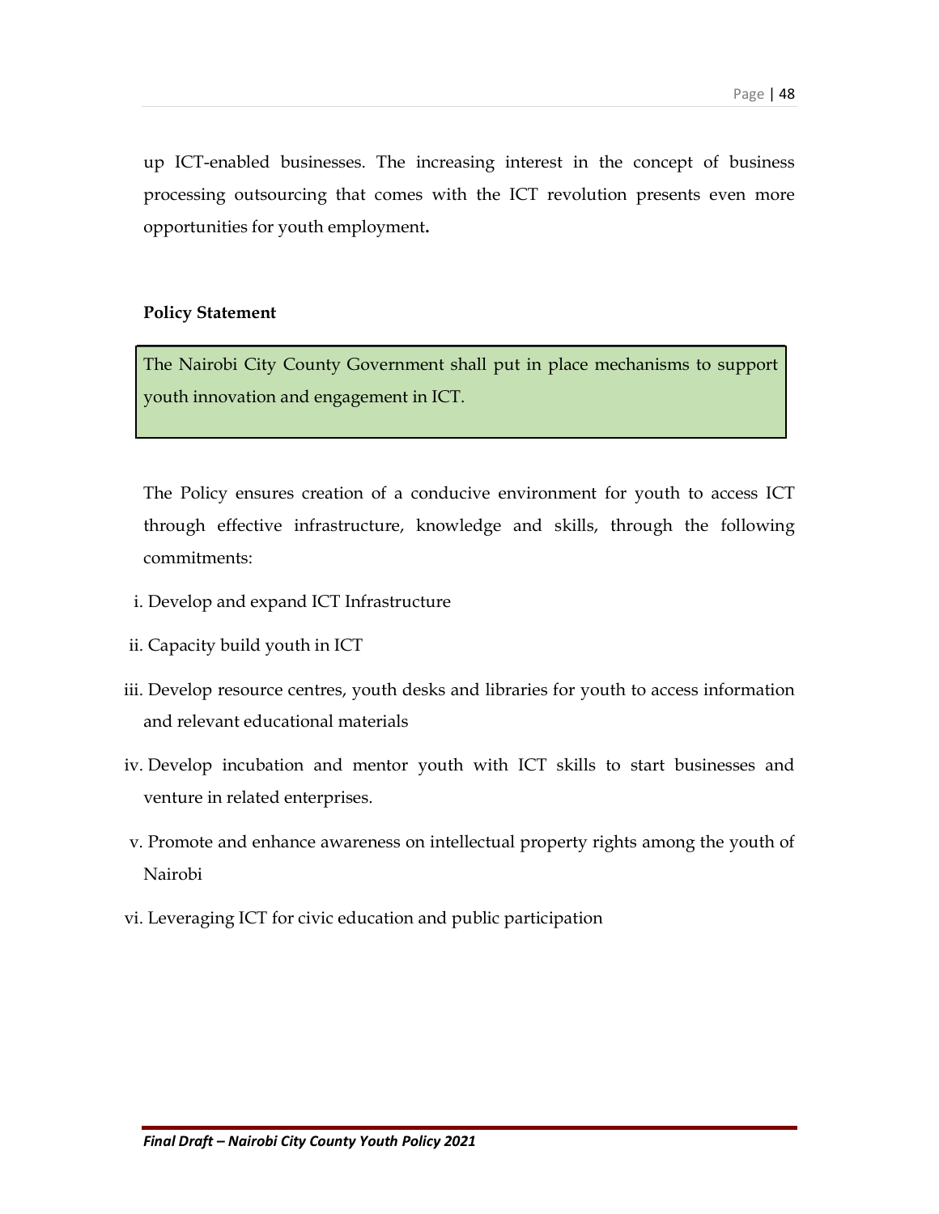up ICT-enabled businesses. The increasing interest in the concept of business processing outsourcing that comes with the ICT revolution presents even more opportunities for youth employment**.**

**Policy Statement**

> The Nairobi City County Government shall put in place mechanisms to support youth innovation and engagement in ICT.

The Policy ensures creation of a conducive environment for youth to access ICT through effective infrastructure, knowledge and skills, through the following commitments:

i. Develop and expand ICT Infrastructure

ii. Capacity build youth in ICT

iii. Develop resource centres, youth desks and libraries for youth to access information and relevant educational materials

iv. Develop incubation and mentor youth with ICT skills to start businesses and venture in related enterprises.

v. Promote and enhance awareness on intellectual property rights among the youth of Nairobi

vi. Leveraging ICT for civic education and public participation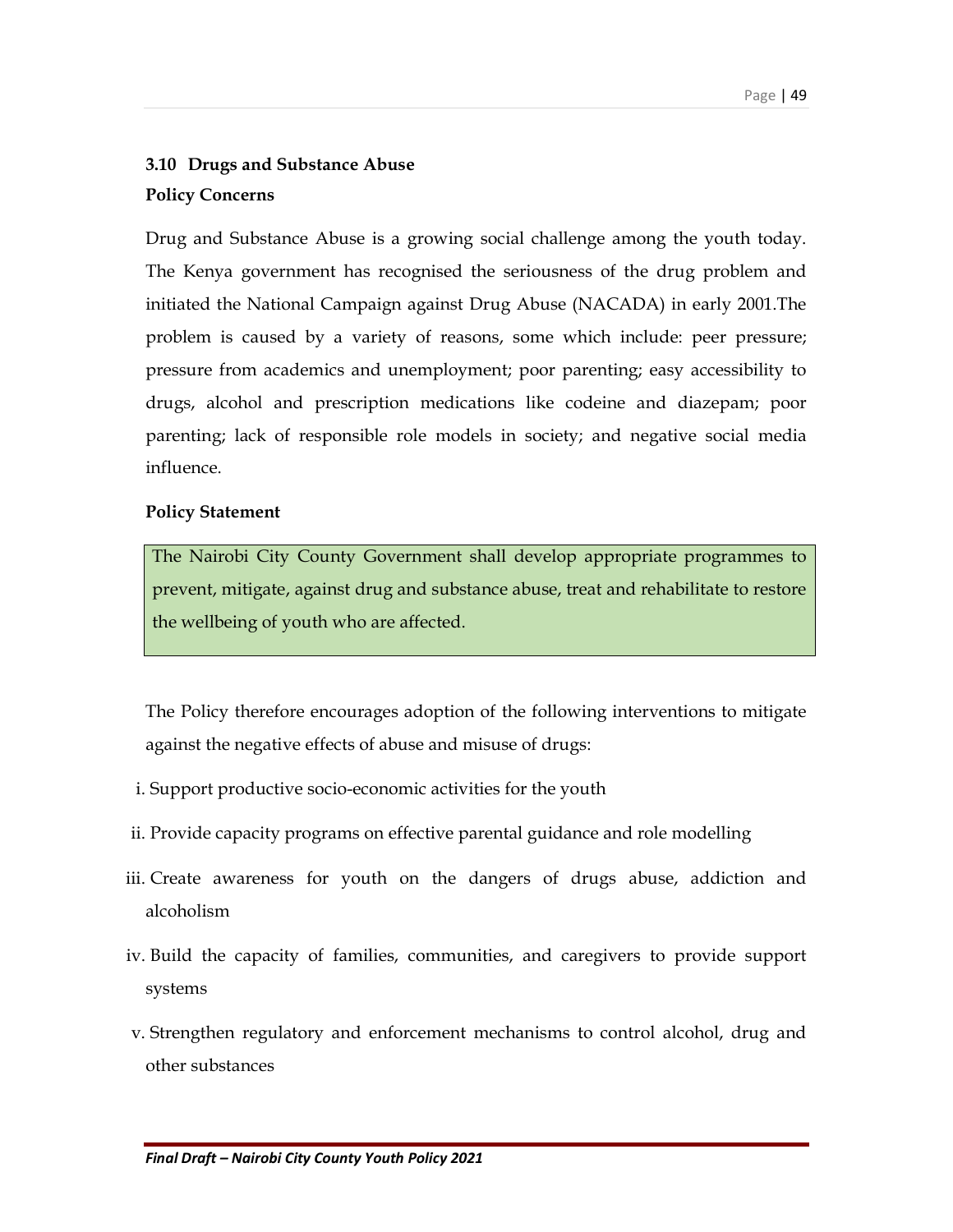### 3.10 Drugs and Substance Abuse

**Policy Concerns**

Drug and Substance Abuse is a growing social challenge among the youth today. The Kenya government has recognised the seriousness of the drug problem and initiated the National Campaign against Drug Abuse (NACADA) in early 2001.The problem is caused by a variety of reasons, some which include: peer pressure; pressure from academics and unemployment; poor parenting; easy accessibility to drugs, alcohol and prescription medications like codeine and diazepam; poor parenting; lack of responsible role models in society; and negative social media influence.

**Policy Statement**

> The Nairobi City County Government shall develop appropriate programmes to prevent, mitigate, against drug and substance abuse, treat and rehabilitate to restore the wellbeing of youth who are affected.

The Policy therefore encourages adoption of the following interventions to mitigate against the negative effects of abuse and misuse of drugs:

i. Support productive socio-economic activities for the youth

ii. Provide capacity programs on effective parental guidance and role modelling

iii. Create awareness for youth on the dangers of drugs abuse, addiction and alcoholism

iv. Build the capacity of families, communities, and caregivers to provide support systems

v. Strengthen regulatory and enforcement mechanisms to control alcohol, drug and other substances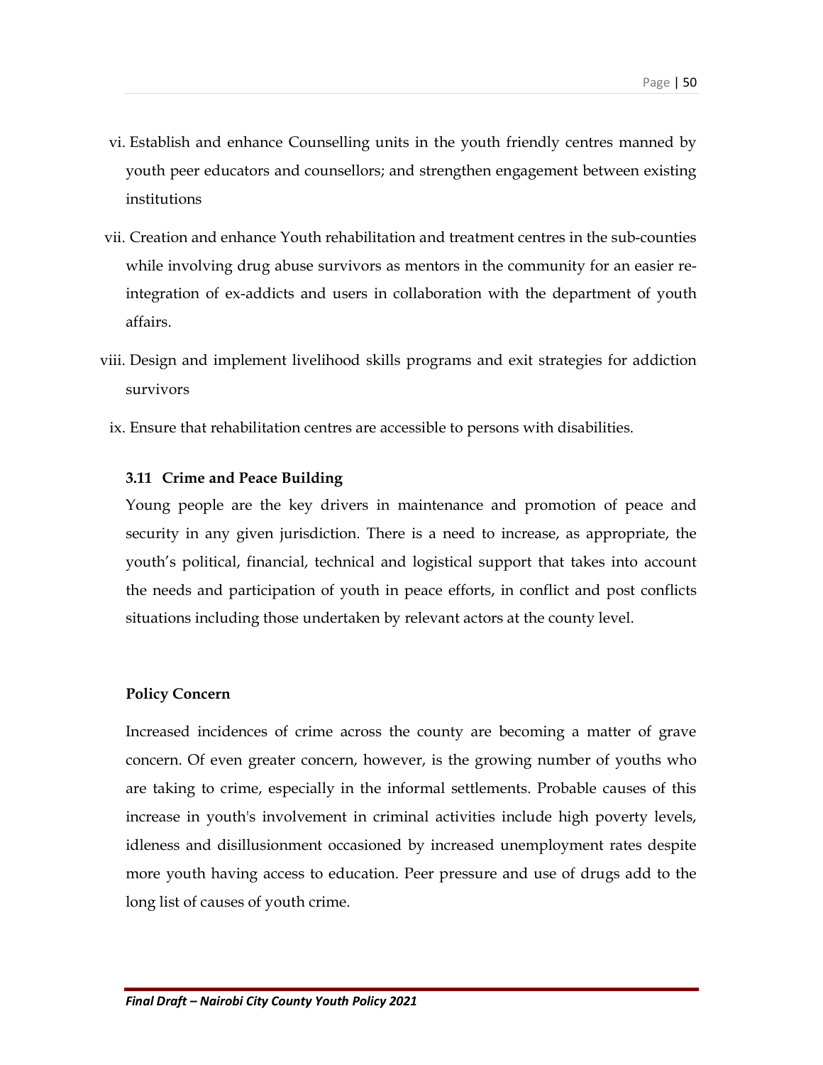vi. Establish and enhance Counselling units in the youth friendly centres manned by youth peer educators and counsellors; and strengthen engagement between existing institutions

vii. Creation and enhance Youth rehabilitation and treatment centres in the sub-counties while involving drug abuse survivors as mentors in the community for an easier re-integration of ex-addicts and users in collaboration with the department of youth affairs.

viii. Design and implement livelihood skills programs and exit strategies for addiction survivors

ix. Ensure that rehabilitation centres are accessible to persons with disabilities.

### 3.11 Crime and Peace Building

Young people are the key drivers in maintenance and promotion of peace and security in any given jurisdiction. There is a need to increase, as appropriate, the youth's political, financial, technical and logistical support that takes into account the needs and participation of youth in peace efforts, in conflict and post conflicts situations including those undertaken by relevant actors at the county level.

**Policy Concern**

Increased incidences of crime across the county are becoming a matter of grave concern. Of even greater concern, however, is the growing number of youths who are taking to crime, especially in the informal settlements. Probable causes of this increase in youth's involvement in criminal activities include high poverty levels, idleness and disillusionment occasioned by increased unemployment rates despite more youth having access to education. Peer pressure and use of drugs add to the long list of causes of youth crime.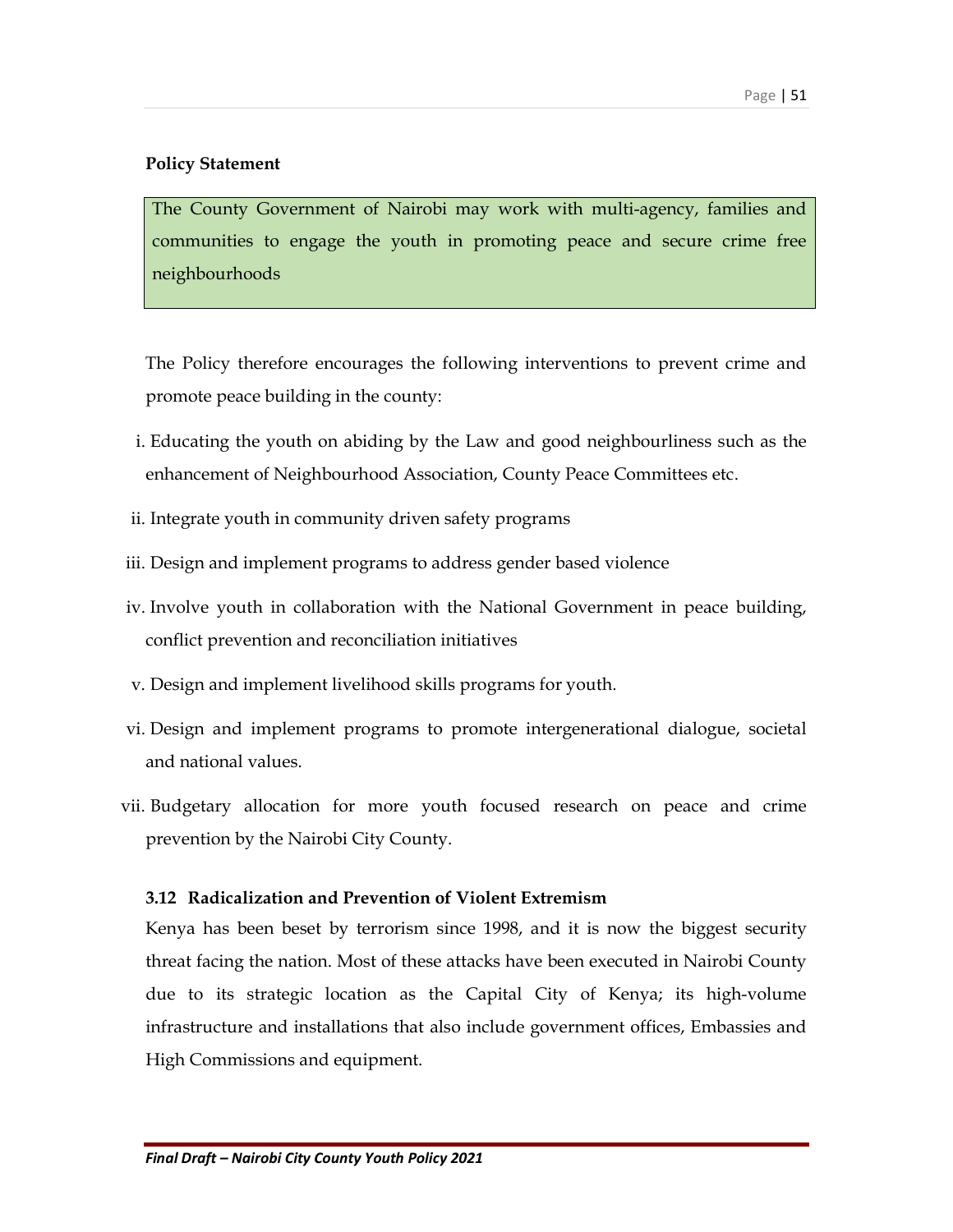**Policy Statement**

> The County Government of Nairobi may work with multi-agency, families and communities to engage the youth in promoting peace and secure crime free neighbourhoods

The Policy therefore encourages the following interventions to prevent crime and promote peace building in the county:

i. Educating the youth on abiding by the Law and good neighbourliness such as the enhancement of Neighbourhood Association, County Peace Committees etc.

ii. Integrate youth in community driven safety programs

iii. Design and implement programs to address gender based violence

iv. Involve youth in collaboration with the National Government in peace building, conflict prevention and reconciliation initiatives

v. Design and implement livelihood skills programs for youth.

vi. Design and implement programs to promote intergenerational dialogue, societal and national values.

vii. Budgetary allocation for more youth focused research on peace and crime prevention by the Nairobi City County.

### 3.12 Radicalization and Prevention of Violent Extremism

Kenya has been beset by terrorism since 1998, and it is now the biggest security threat facing the nation. Most of these attacks have been executed in Nairobi County due to its strategic location as the Capital City of Kenya; its high-volume infrastructure and installations that also include government offices, Embassies and High Commissions and equipment.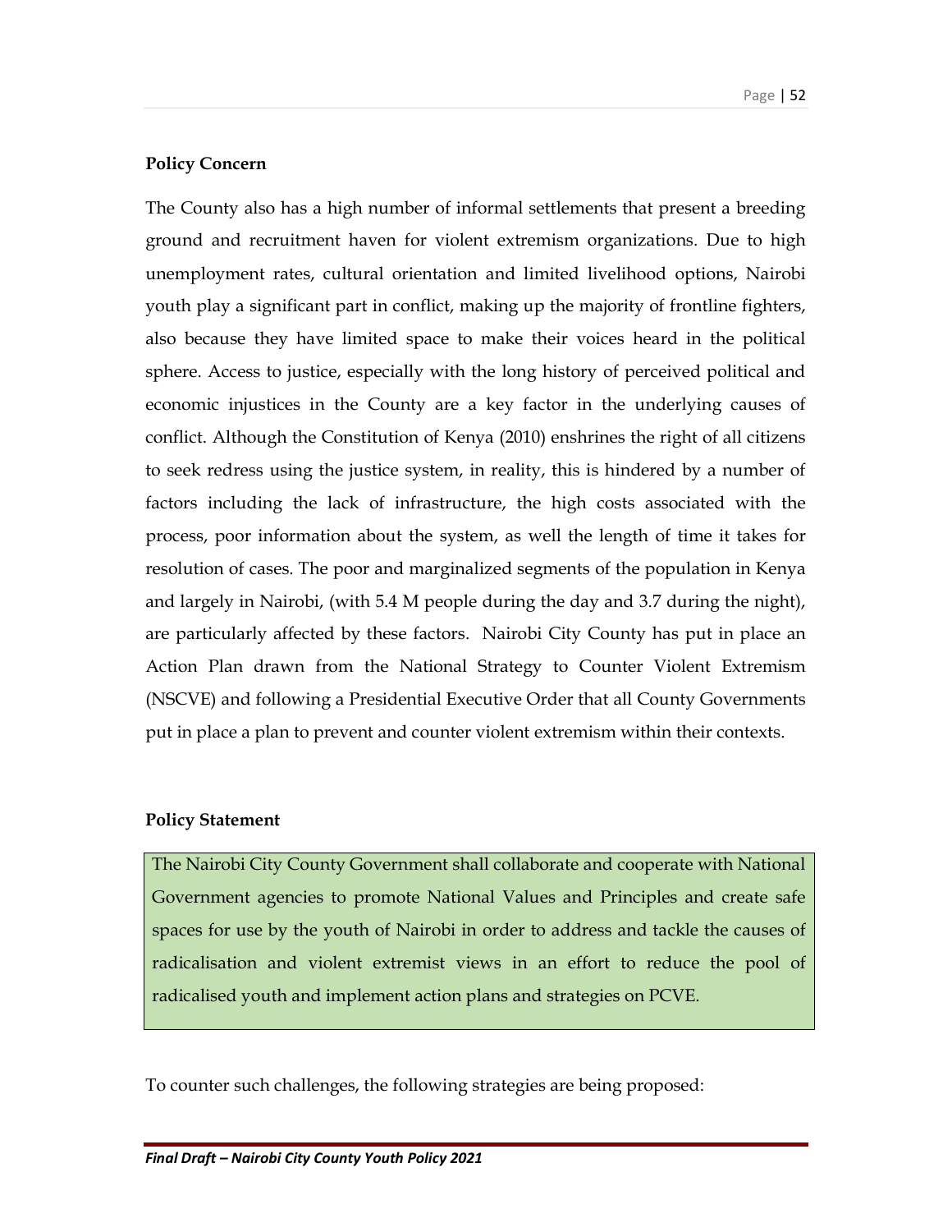**Policy Concern**

The County also has a high number of informal settlements that present a breeding ground and recruitment haven for violent extremism organizations. Due to high unemployment rates, cultural orientation and limited livelihood options, Nairobi youth play a significant part in conflict, making up the majority of frontline fighters, also because they have limited space to make their voices heard in the political sphere. Access to justice, especially with the long history of perceived political and economic injustices in the County are a key factor in the underlying causes of conflict. Although the Constitution of Kenya (2010) enshrines the right of all citizens to seek redress using the justice system, in reality, this is hindered by a number of factors including the lack of infrastructure, the high costs associated with the process, poor information about the system, as well the length of time it takes for resolution of cases. The poor and marginalized segments of the population in Kenya and largely in Nairobi, (with 5.4 M people during the day and 3.7 during the night), are particularly affected by these factors. Nairobi City County has put in place an Action Plan drawn from the National Strategy to Counter Violent Extremism (NSCVE) and following a Presidential Executive Order that all County Governments put in place a plan to prevent and counter violent extremism within their contexts.

**Policy Statement**

The Nairobi City County Government shall collaborate and cooperate with National Government agencies to promote National Values and Principles and create safe spaces for use by the youth of Nairobi in order to address and tackle the causes of radicalisation and violent extremist views in an effort to reduce the pool of radicalised youth and implement action plans and strategies on PCVE.

To counter such challenges, the following strategies are being proposed: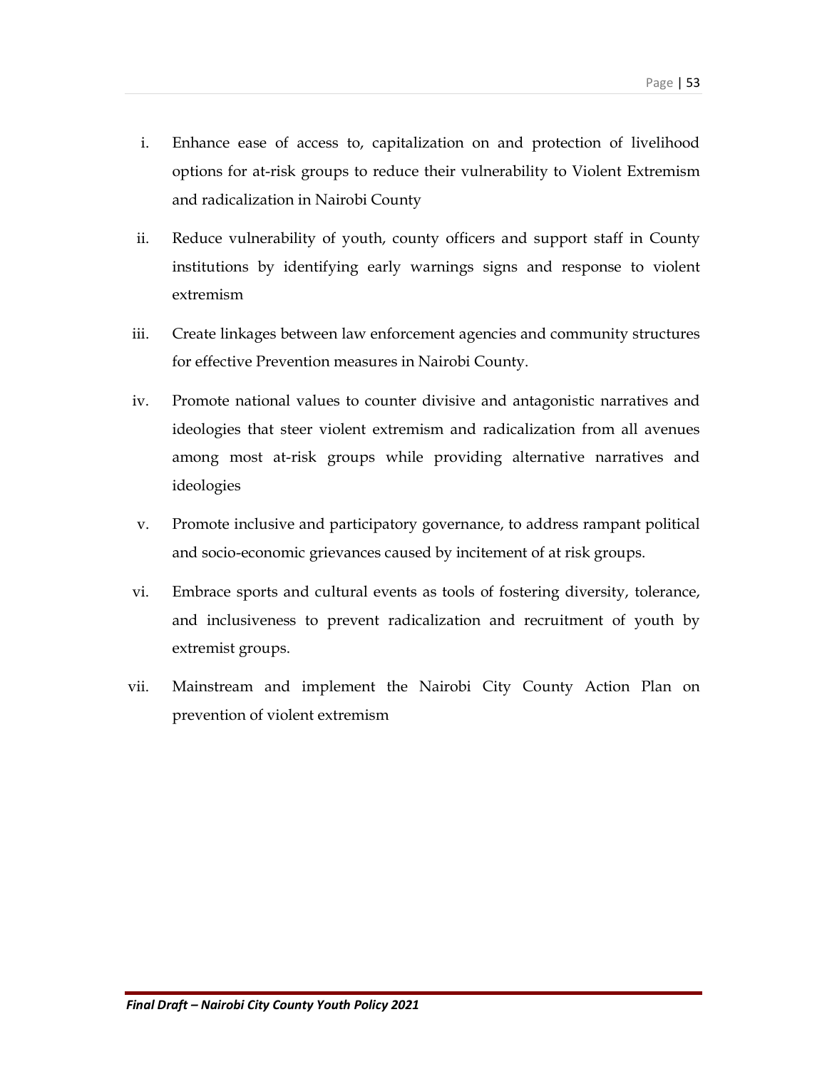i. Enhance ease of access to, capitalization on and protection of livelihood options for at-risk groups to reduce their vulnerability to Violent Extremism and radicalization in Nairobi County

ii. Reduce vulnerability of youth, county officers and support staff in County institutions by identifying early warnings signs and response to violent extremism

iii. Create linkages between law enforcement agencies and community structures for effective Prevention measures in Nairobi County.

iv. Promote national values to counter divisive and antagonistic narratives and ideologies that steer violent extremism and radicalization from all avenues among most at-risk groups while providing alternative narratives and ideologies

v. Promote inclusive and participatory governance, to address rampant political and socio-economic grievances caused by incitement of at risk groups.

vi. Embrace sports and cultural events as tools of fostering diversity, tolerance, and inclusiveness to prevent radicalization and recruitment of youth by extremist groups.

vii. Mainstream and implement the Nairobi City County Action Plan on prevention of violent extremism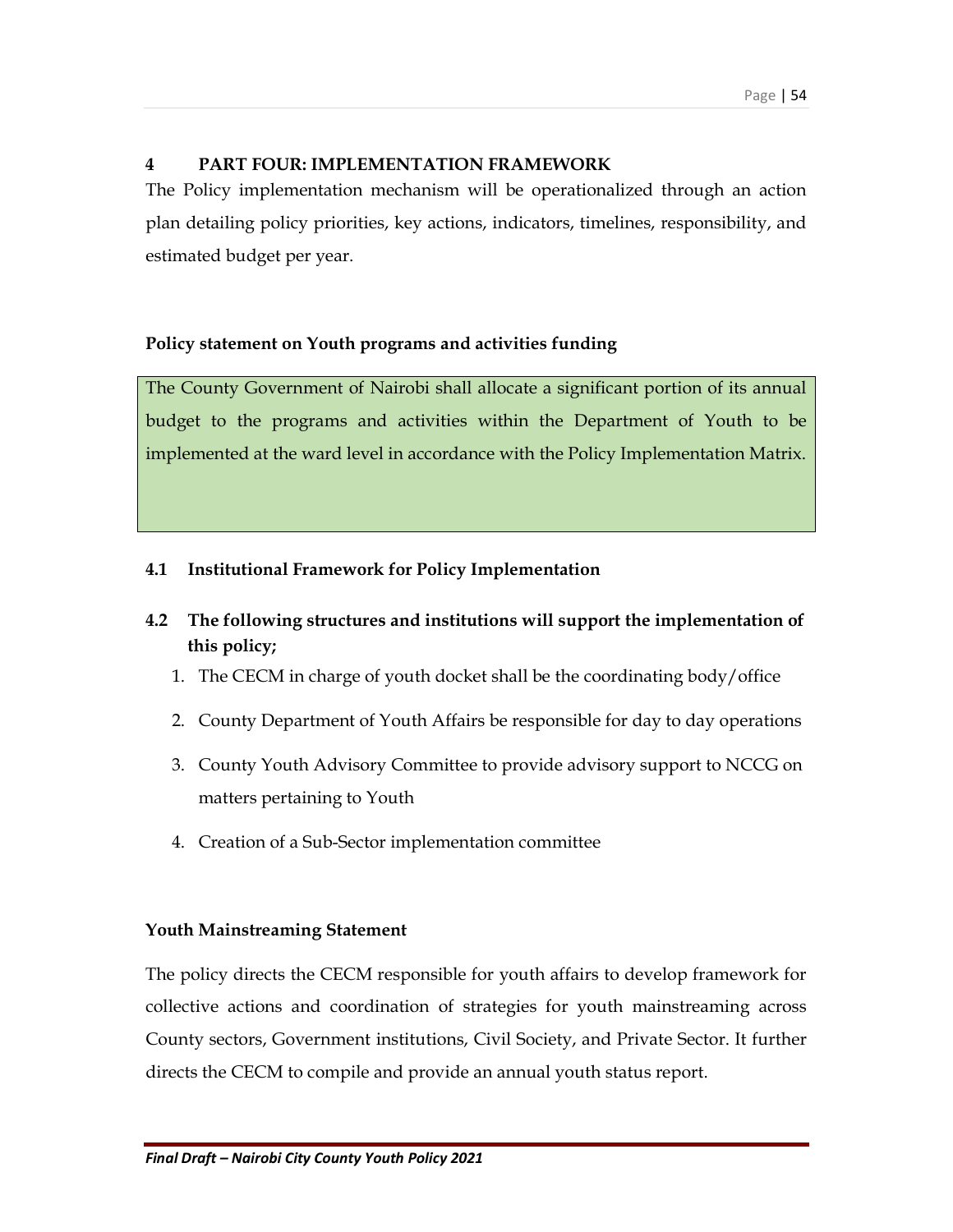# 4 PART FOUR: IMPLEMENTATION FRAMEWORK

The Policy implementation mechanism will be operationalized through an action plan detailing policy priorities, key actions, indicators, timelines, responsibility, and estimated budget per year.

**Policy statement on Youth programs and activities funding**

The County Government of Nairobi shall allocate a significant portion of its annual budget to the programs and activities within the Department of Youth to be implemented at the ward level in accordance with the Policy Implementation Matrix.

## 4.1 Institutional Framework for Policy Implementation

## 4.2 The following structures and institutions will support the implementation of this policy;

1. The CECM in charge of youth docket shall be the coordinating body/office
2. County Department of Youth Affairs be responsible for day to day operations
3. County Youth Advisory Committee to provide advisory support to NCCG on matters pertaining to Youth
4. Creation of a Sub-Sector implementation committee

**Youth Mainstreaming Statement**

The policy directs the CECM responsible for youth affairs to develop framework for collective actions and coordination of strategies for youth mainstreaming across County sectors, Government institutions, Civil Society, and Private Sector. It further directs the CECM to compile and provide an annual youth status report.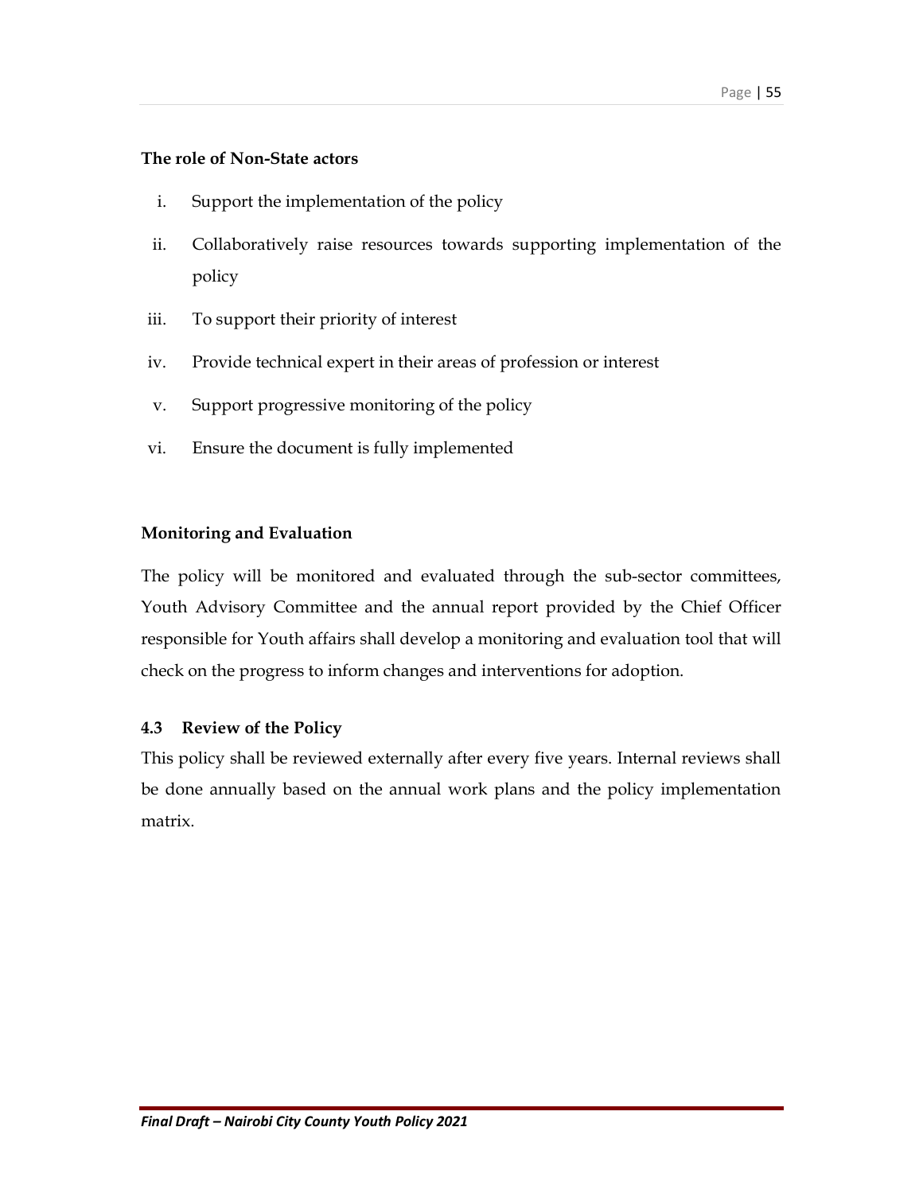**The role of Non-State actors**

i. Support the implementation of the policy
ii. Collaboratively raise resources towards supporting implementation of the policy
iii. To support their priority of interest
iv. Provide technical expert in their areas of profession or interest
v. Support progressive monitoring of the policy
vi. Ensure the document is fully implemented

**Monitoring and Evaluation**

The policy will be monitored and evaluated through the sub-sector committees, Youth Advisory Committee and the annual report provided by the Chief Officer responsible for Youth affairs shall develop a monitoring and evaluation tool that will check on the progress to inform changes and interventions for adoption.

### 4.3 Review of the Policy

This policy shall be reviewed externally after every five years. Internal reviews shall be done annually based on the annual work plans and the policy implementation matrix.